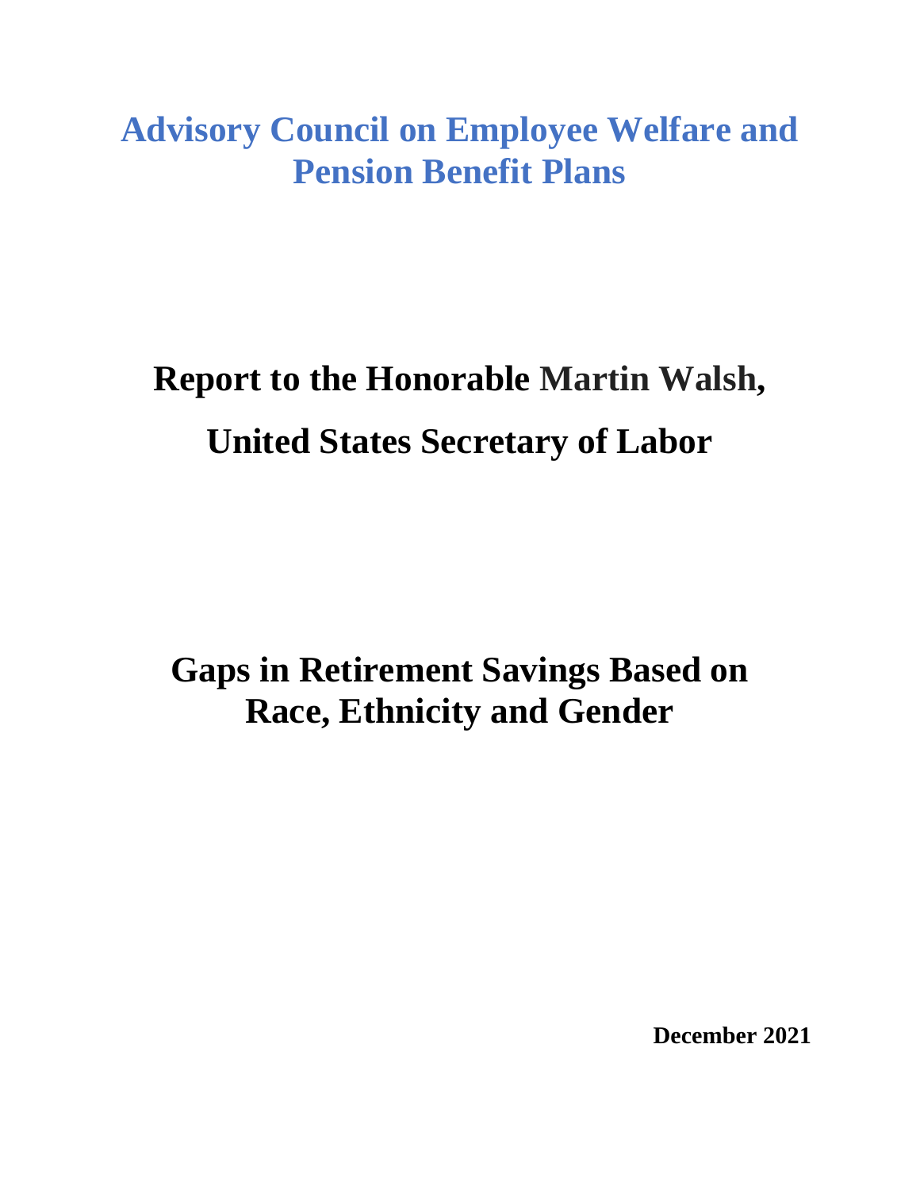# Advisory Council on Employee Welfare and Pension Benefit Plans

## Report to the Honorable Martin Walsh,

## United States Secretary of Labor

## Gaps in Retirement Savings Based on Race, Ethnicity and Gender

**December 2021**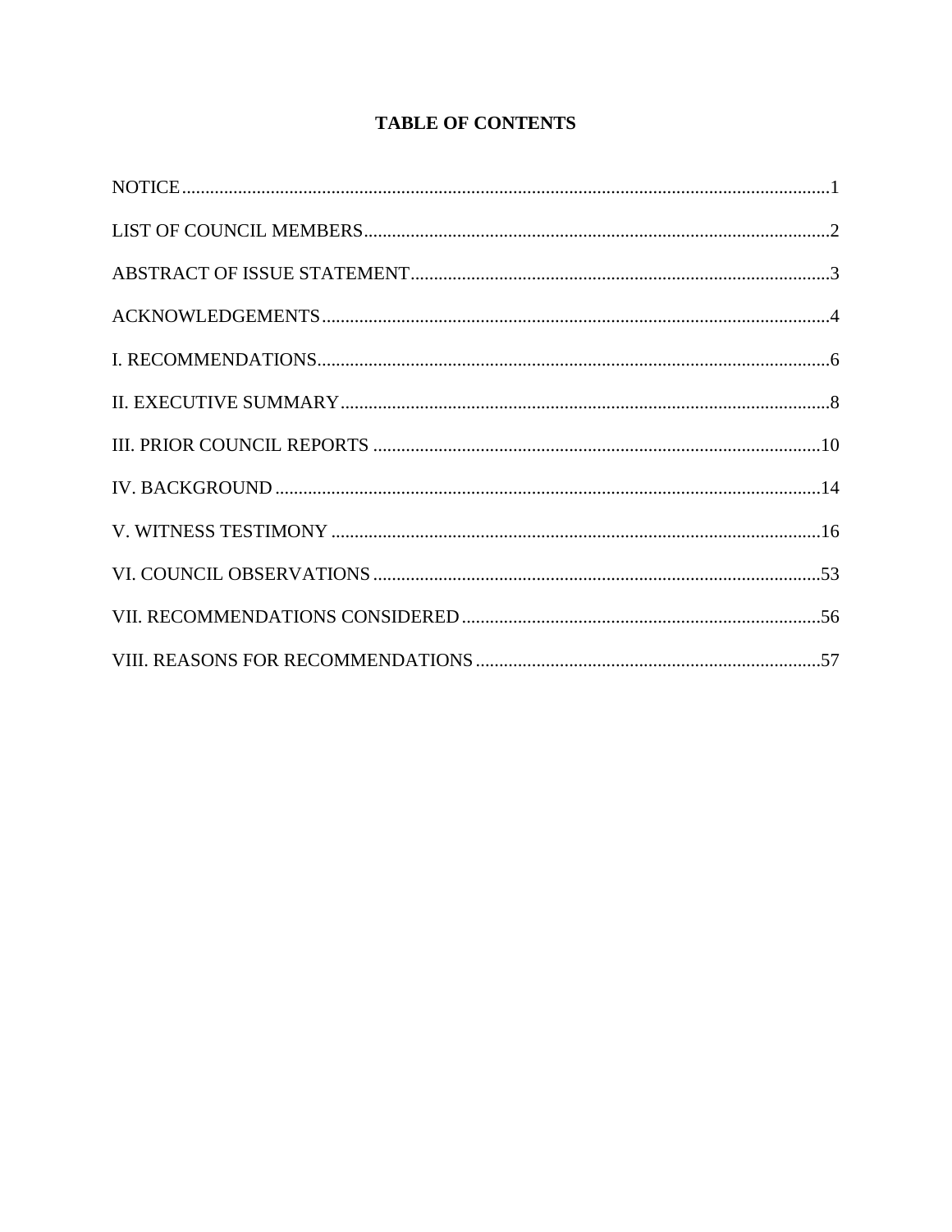# TABLE OF CONTENTS

NOTICE....................................................................................................................................1

LIST OF COUNCIL MEMBERS..................................................................................................2

ABSTRACT OF ISSUE STATEMENT.........................................................................................3

ACKNOWLEDGEMENTS...........................................................................................................4

I. RECOMMENDATIONS............................................................................................................6

II. EXECUTIVE SUMMARY.........................................................................................................8

III. PRIOR COUNCIL REPORTS ...............................................................................................10

IV. BACKGROUND ....................................................................................................................14

V. WITNESS TESTIMONY .........................................................................................................16

VI. COUNCIL OBSERVATIONS ................................................................................................53

VII. RECOMMENDATIONS CONSIDERED.............................................................................56

VIII. REASONS FOR RECOMMENDATIONS..........................................................................57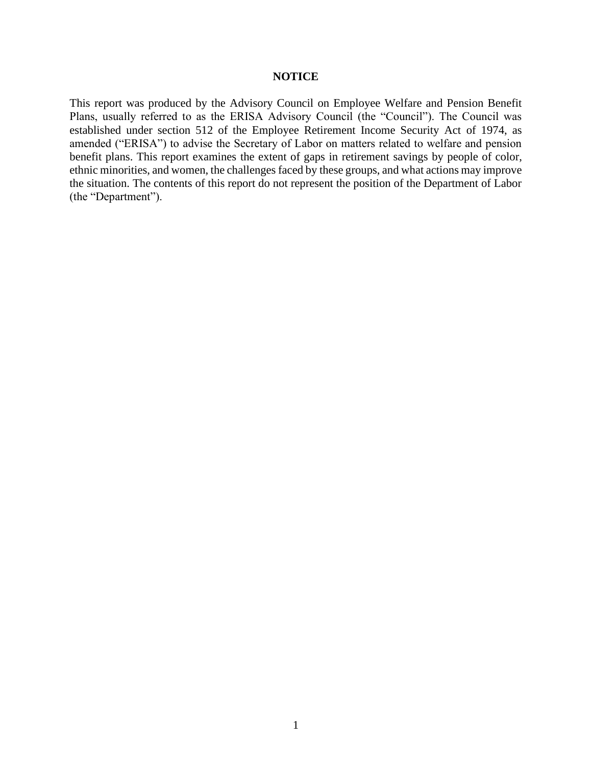## NOTICE

This report was produced by the Advisory Council on Employee Welfare and Pension Benefit Plans, usually referred to as the ERISA Advisory Council (the "Council"). The Council was established under section 512 of the Employee Retirement Income Security Act of 1974, as amended ("ERISA") to advise the Secretary of Labor on matters related to welfare and pension benefit plans. This report examines the extent of gaps in retirement savings by people of color, ethnic minorities, and women, the challenges faced by these groups, and what actions may improve the situation. The contents of this report do not represent the position of the Department of Labor (the "Department").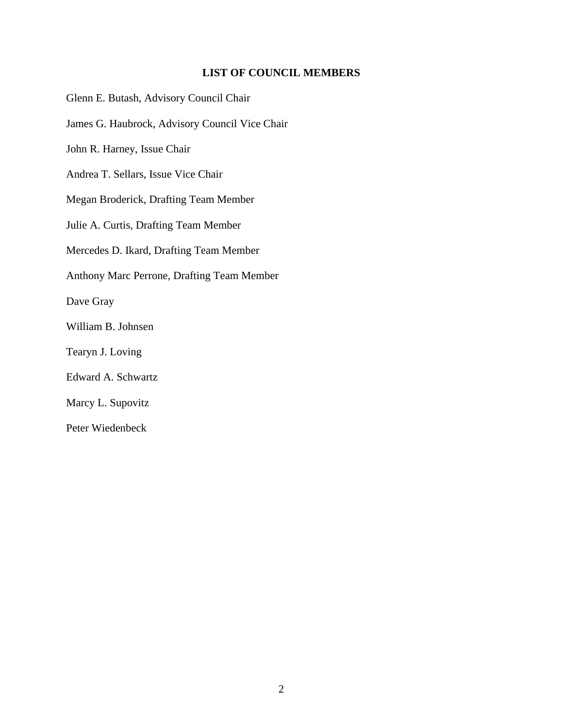## LIST OF COUNCIL MEMBERS

Glenn E. Butash, Advisory Council Chair

James G. Haubrock, Advisory Council Vice Chair

John R. Harney, Issue Chair

Andrea T. Sellars, Issue Vice Chair

Megan Broderick, Drafting Team Member

Julie A. Curtis, Drafting Team Member

Mercedes D. Ikard, Drafting Team Member

Anthony Marc Perrone, Drafting Team Member

Dave Gray

William B. Johnsen

Tearyn J. Loving

Edward A. Schwartz

Marcy L. Supovitz

Peter Wiedenbeck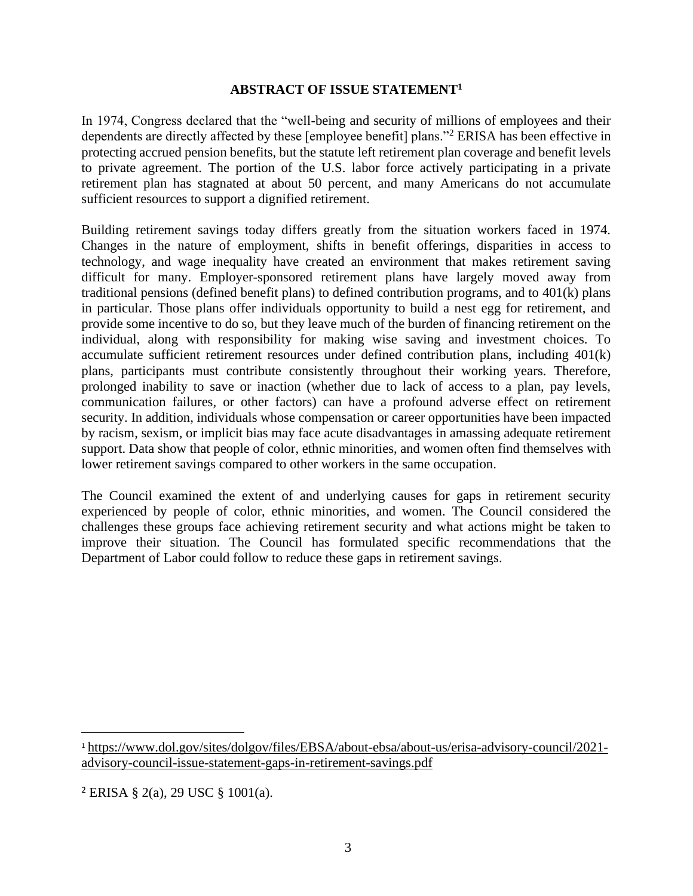## ABSTRACT OF ISSUE STATEMENT[1]

In 1974, Congress declared that the "well-being and security of millions of employees and their dependents are directly affected by these [employee benefit] plans."[2] ERISA has been effective in protecting accrued pension benefits, but the statute left retirement plan coverage and benefit levels to private agreement. The portion of the U.S. labor force actively participating in a private retirement plan has stagnated at about 50 percent, and many Americans do not accumulate sufficient resources to support a dignified retirement.

Building retirement savings today differs greatly from the situation workers faced in 1974. Changes in the nature of employment, shifts in benefit offerings, disparities in access to technology, and wage inequality have created an environment that makes retirement saving difficult for many. Employer-sponsored retirement plans have largely moved away from traditional pensions (defined benefit plans) to defined contribution programs, and to 401(k) plans in particular. Those plans offer individuals opportunity to build a nest egg for retirement, and provide some incentive to do so, but they leave much of the burden of financing retirement on the individual, along with responsibility for making wise saving and investment choices. To accumulate sufficient retirement resources under defined contribution plans, including 401(k) plans, participants must contribute consistently throughout their working years. Therefore, prolonged inability to save or inaction (whether due to lack of access to a plan, pay levels, communication failures, or other factors) can have a profound adverse effect on retirement security. In addition, individuals whose compensation or career opportunities have been impacted by racism, sexism, or implicit bias may face acute disadvantages in amassing adequate retirement support. Data show that people of color, ethnic minorities, and women often find themselves with lower retirement savings compared to other workers in the same occupation.

The Council examined the extent of and underlying causes for gaps in retirement security experienced by people of color, ethnic minorities, and women. The Council considered the challenges these groups face achieving retirement security and what actions might be taken to improve their situation. The Council has formulated specific recommendations that the Department of Labor could follow to reduce these gaps in retirement savings.

---

[1] https://www.dol.gov/sites/dolgov/files/EBSA/about-ebsa/about-us/erisa-advisory-council/2021-advisory-council-issue-statement-gaps-in-retirement-savings.pdf

[2] ERISA § 2(a), 29 USC § 1001(a).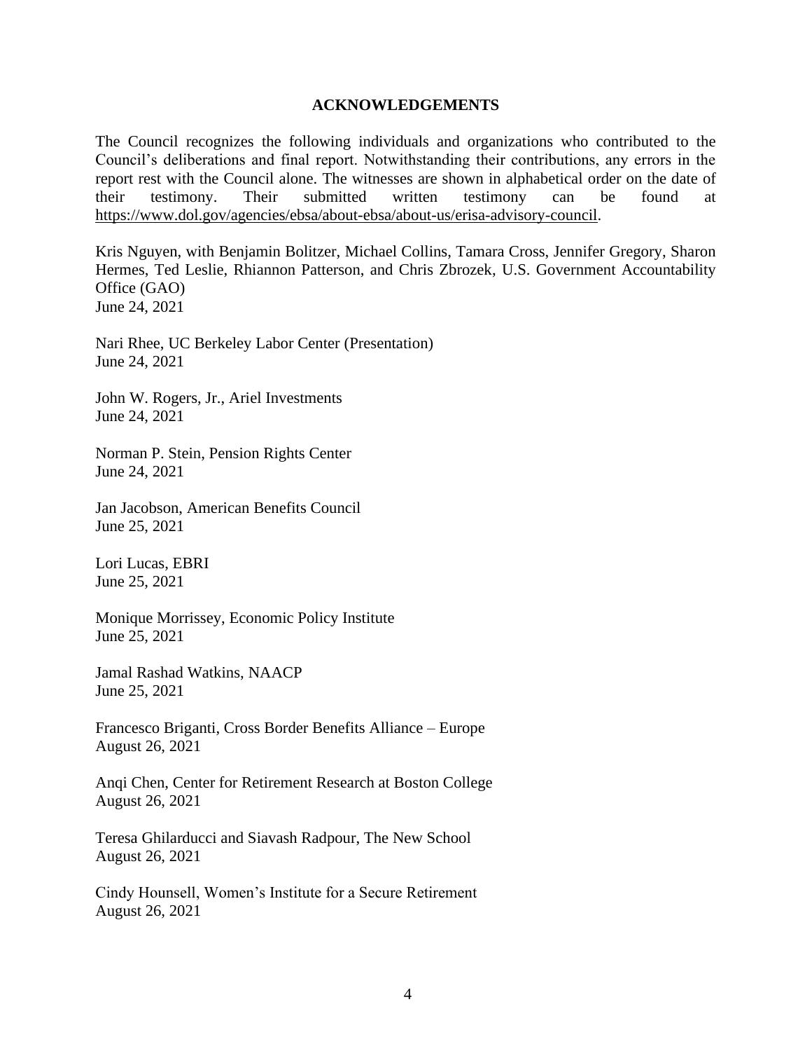## ACKNOWLEDGEMENTS

The Council recognizes the following individuals and organizations who contributed to the Council's deliberations and final report. Notwithstanding their contributions, any errors in the report rest with the Council alone. The witnesses are shown in alphabetical order on the date of their testimony. Their submitted written testimony can be found at https://www.dol.gov/agencies/ebsa/about-ebsa/about-us/erisa-advisory-council.

Kris Nguyen, with Benjamin Bolitzer, Michael Collins, Tamara Cross, Jennifer Gregory, Sharon Hermes, Ted Leslie, Rhiannon Patterson, and Chris Zbrozek, U.S. Government Accountability Office (GAO)
June 24, 2021

Nari Rhee, UC Berkeley Labor Center (Presentation)
June 24, 2021

John W. Rogers, Jr., Ariel Investments
June 24, 2021

Norman P. Stein, Pension Rights Center
June 24, 2021

Jan Jacobson, American Benefits Council
June 25, 2021

Lori Lucas, EBRI
June 25, 2021

Monique Morrissey, Economic Policy Institute
June 25, 2021

Jamal Rashad Watkins, NAACP
June 25, 2021

Francesco Briganti, Cross Border Benefits Alliance – Europe
August 26, 2021

Anqi Chen, Center for Retirement Research at Boston College
August 26, 2021

Teresa Ghilarducci and Siavash Radpour, The New School
August 26, 2021

Cindy Hounsell, Women's Institute for a Secure Retirement
August 26, 2021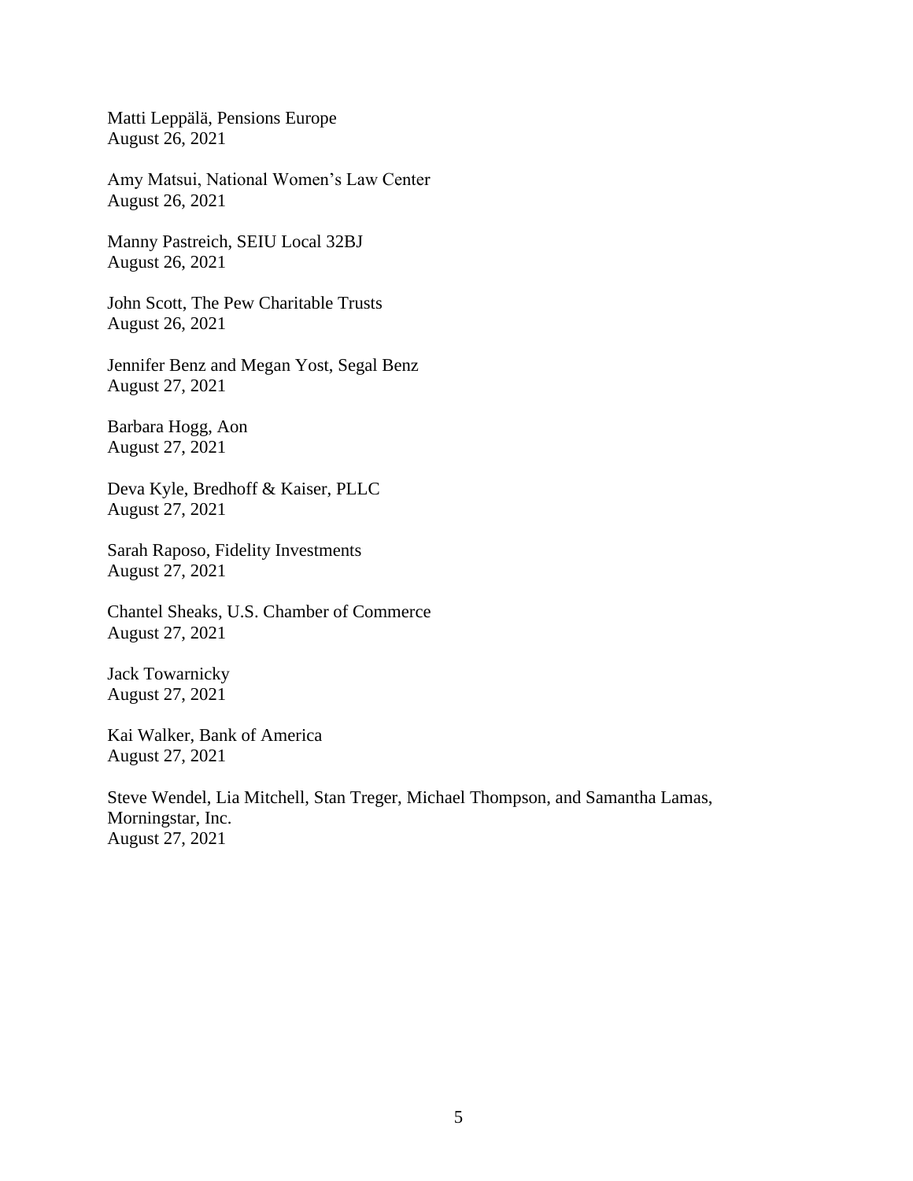Matti Leppälä, Pensions Europe
August 26, 2021

Amy Matsui, National Women's Law Center
August 26, 2021

Manny Pastreich, SEIU Local 32BJ
August 26, 2021

John Scott, The Pew Charitable Trusts
August 26, 2021

Jennifer Benz and Megan Yost, Segal Benz
August 27, 2021

Barbara Hogg, Aon
August 27, 2021

Deva Kyle, Bredhoff & Kaiser, PLLC
August 27, 2021

Sarah Raposo, Fidelity Investments
August 27, 2021

Chantel Sheaks, U.S. Chamber of Commerce
August 27, 2021

Jack Towarnicky
August 27, 2021

Kai Walker, Bank of America
August 27, 2021

Steve Wendel, Lia Mitchell, Stan Treger, Michael Thompson, and Samantha Lamas, Morningstar, Inc.
August 27, 2021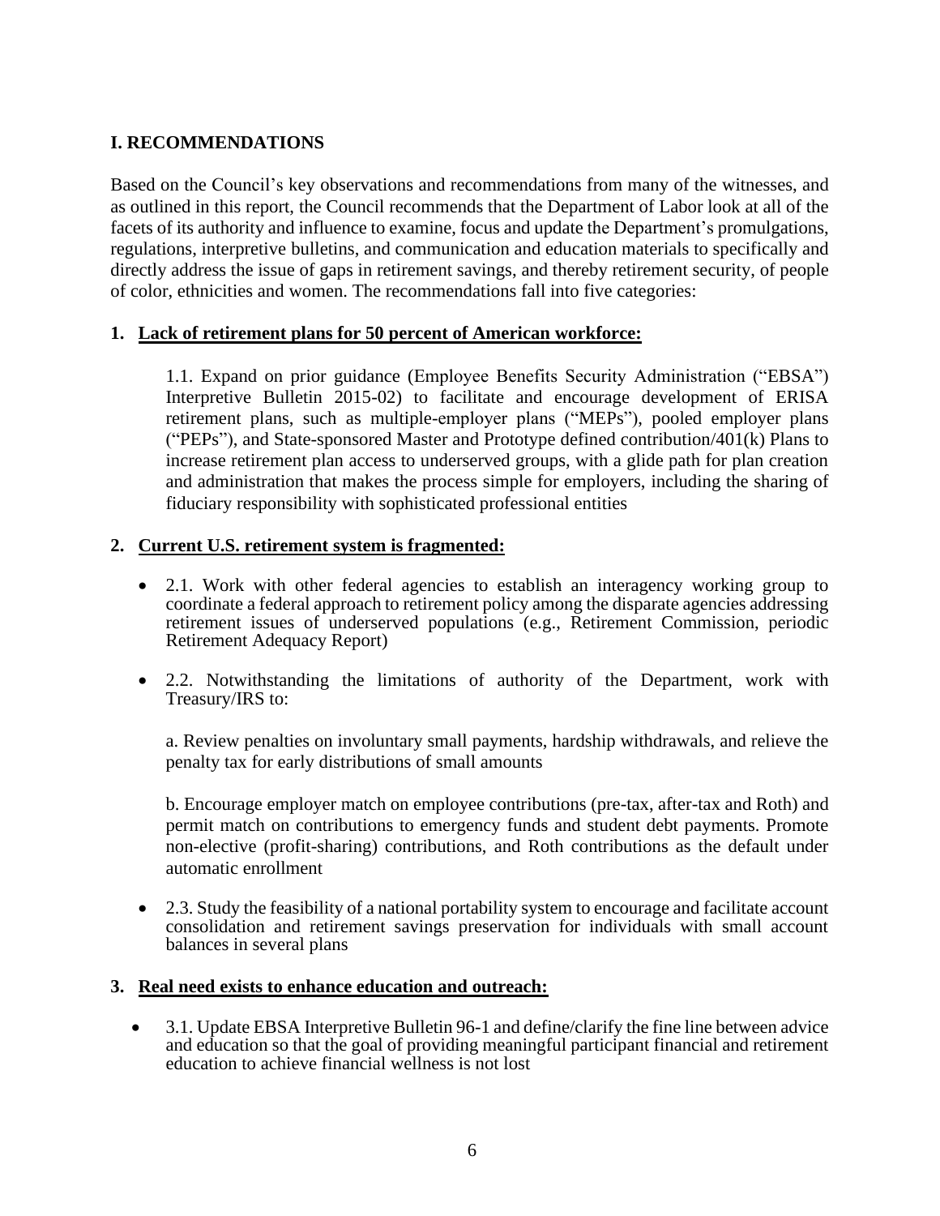## I. RECOMMENDATIONS

Based on the Council's key observations and recommendations from many of the witnesses, and as outlined in this report, the Council recommends that the Department of Labor look at all of the facets of its authority and influence to examine, focus and update the Department's promulgations, regulations, interpretive bulletins, and communication and education materials to specifically and directly address the issue of gaps in retirement savings, and thereby retirement security, of people of color, ethnicities and women. The recommendations fall into five categories:

**1. Lack of retirement plans for 50 percent of American workforce:**

1.1. Expand on prior guidance (Employee Benefits Security Administration ("EBSA") Interpretive Bulletin 2015-02) to facilitate and encourage development of ERISA retirement plans, such as multiple-employer plans ("MEPs"), pooled employer plans ("PEPs"), and State-sponsored Master and Prototype defined contribution/401(k) Plans to increase retirement plan access to underserved groups, with a glide path for plan creation and administration that makes the process simple for employers, including the sharing of fiduciary responsibility with sophisticated professional entities

**2. Current U.S. retirement system is fragmented:**

- 2.1. Work with other federal agencies to establish an interagency working group to coordinate a federal approach to retirement policy among the disparate agencies addressing retirement issues of underserved populations (e.g., Retirement Commission, periodic Retirement Adequacy Report)
- 2.2. Notwithstanding the limitations of authority of the Department, work with Treasury/IRS to:

  a. Review penalties on involuntary small payments, hardship withdrawals, and relieve the penalty tax for early distributions of small amounts

  b. Encourage employer match on employee contributions (pre-tax, after-tax and Roth) and permit match on contributions to emergency funds and student debt payments. Promote non-elective (profit-sharing) contributions, and Roth contributions as the default under automatic enrollment

- 2.3. Study the feasibility of a national portability system to encourage and facilitate account consolidation and retirement savings preservation for individuals with small account balances in several plans

**3. Real need exists to enhance education and outreach:**

- 3.1. Update EBSA Interpretive Bulletin 96-1 and define/clarify the fine line between advice and education so that the goal of providing meaningful participant financial and retirement education to achieve financial wellness is not lost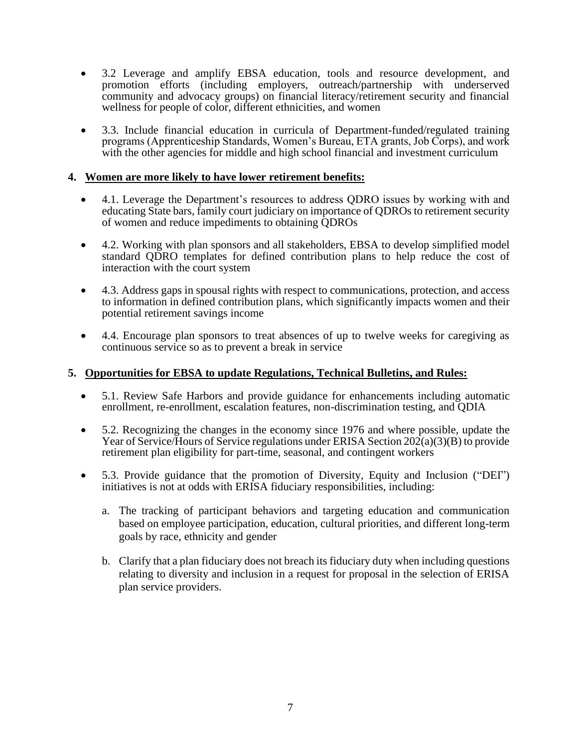- 3.2 Leverage and amplify EBSA education, tools and resource development, and promotion efforts (including employers, outreach/partnership with underserved community and advocacy groups) on financial literacy/retirement security and financial wellness for people of color, different ethnicities, and women

- 3.3. Include financial education in curricula of Department-funded/regulated training programs (Apprenticeship Standards, Women's Bureau, ETA grants, Job Corps), and work with the other agencies for middle and high school financial and investment curriculum

**4. <u>Women are more likely to have lower retirement benefits:</u>**

- 4.1. Leverage the Department's resources to address QDRO issues by working with and educating State bars, family court judiciary on importance of QDROs to retirement security of women and reduce impediments to obtaining QDROs

- 4.2. Working with plan sponsors and all stakeholders, EBSA to develop simplified model standard QDRO templates for defined contribution plans to help reduce the cost of interaction with the court system

- 4.3. Address gaps in spousal rights with respect to communications, protection, and access to information in defined contribution plans, which significantly impacts women and their potential retirement savings income

- 4.4. Encourage plan sponsors to treat absences of up to twelve weeks for caregiving as continuous service so as to prevent a break in service

**5. <u>Opportunities for EBSA to update Regulations, Technical Bulletins, and Rules:</u>**

- 5.1. Review Safe Harbors and provide guidance for enhancements including automatic enrollment, re-enrollment, escalation features, non-discrimination testing, and QDIA

- 5.2. Recognizing the changes in the economy since 1976 and where possible, update the Year of Service/Hours of Service regulations under ERISA Section 202(a)(3)(B) to provide retirement plan eligibility for part-time, seasonal, and contingent workers

- 5.3. Provide guidance that the promotion of Diversity, Equity and Inclusion ("DEI") initiatives is not at odds with ERISA fiduciary responsibilities, including:

  a. The tracking of participant behaviors and targeting education and communication based on employee participation, education, cultural priorities, and different long-term goals by race, ethnicity and gender

  b. Clarify that a plan fiduciary does not breach its fiduciary duty when including questions relating to diversity and inclusion in a request for proposal in the selection of ERISA plan service providers.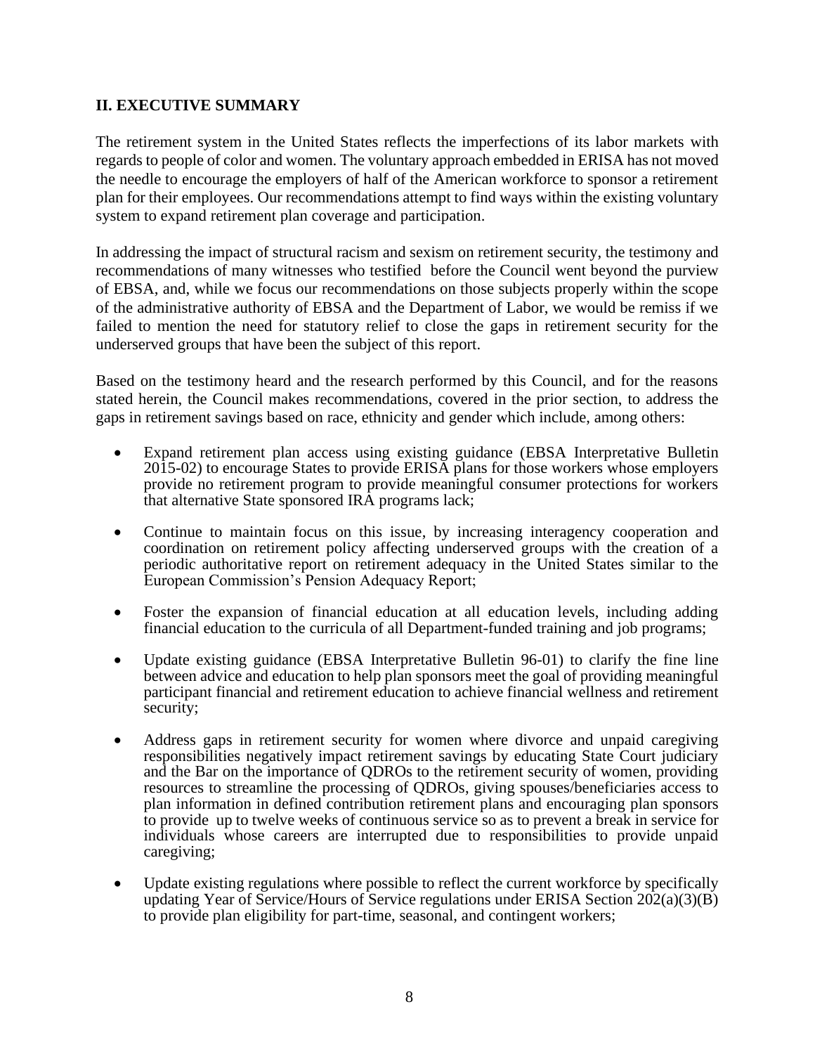## II. EXECUTIVE SUMMARY

The retirement system in the United States reflects the imperfections of its labor markets with regards to people of color and women. The voluntary approach embedded in ERISA has not moved the needle to encourage the employers of half of the American workforce to sponsor a retirement plan for their employees. Our recommendations attempt to find ways within the existing voluntary system to expand retirement plan coverage and participation.

In addressing the impact of structural racism and sexism on retirement security, the testimony and recommendations of many witnesses who testified before the Council went beyond the purview of EBSA, and, while we focus our recommendations on those subjects properly within the scope of the administrative authority of EBSA and the Department of Labor, we would be remiss if we failed to mention the need for statutory relief to close the gaps in retirement security for the underserved groups that have been the subject of this report.

Based on the testimony heard and the research performed by this Council, and for the reasons stated herein, the Council makes recommendations, covered in the prior section, to address the gaps in retirement savings based on race, ethnicity and gender which include, among others:

- Expand retirement plan access using existing guidance (EBSA Interpretative Bulletin 2015-02) to encourage States to provide ERISA plans for those workers whose employers provide no retirement program to provide meaningful consumer protections for workers that alternative State sponsored IRA programs lack;
- Continue to maintain focus on this issue, by increasing interagency cooperation and coordination on retirement policy affecting underserved groups with the creation of a periodic authoritative report on retirement adequacy in the United States similar to the European Commission's Pension Adequacy Report;
- Foster the expansion of financial education at all education levels, including adding financial education to the curricula of all Department-funded training and job programs;
- Update existing guidance (EBSA Interpretative Bulletin 96-01) to clarify the fine line between advice and education to help plan sponsors meet the goal of providing meaningful participant financial and retirement education to achieve financial wellness and retirement security;
- Address gaps in retirement security for women where divorce and unpaid caregiving responsibilities negatively impact retirement savings by educating State Court judiciary and the Bar on the importance of QDROs to the retirement security of women, providing resources to streamline the processing of QDROs, giving spouses/beneficiaries access to plan information in defined contribution retirement plans and encouraging plan sponsors to provide up to twelve weeks of continuous service so as to prevent a break in service for individuals whose careers are interrupted due to responsibilities to provide unpaid caregiving;
- Update existing regulations where possible to reflect the current workforce by specifically updating Year of Service/Hours of Service regulations under ERISA Section 202(a)(3)(B) to provide plan eligibility for part-time, seasonal, and contingent workers;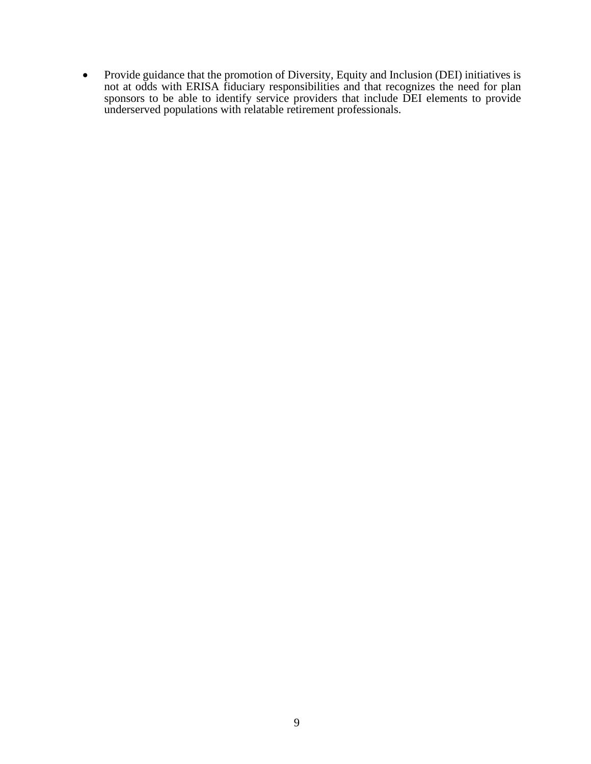- Provide guidance that the promotion of Diversity, Equity and Inclusion (DEI) initiatives is not at odds with ERISA fiduciary responsibilities and that recognizes the need for plan sponsors to be able to identify service providers that include DEI elements to provide underserved populations with relatable retirement professionals.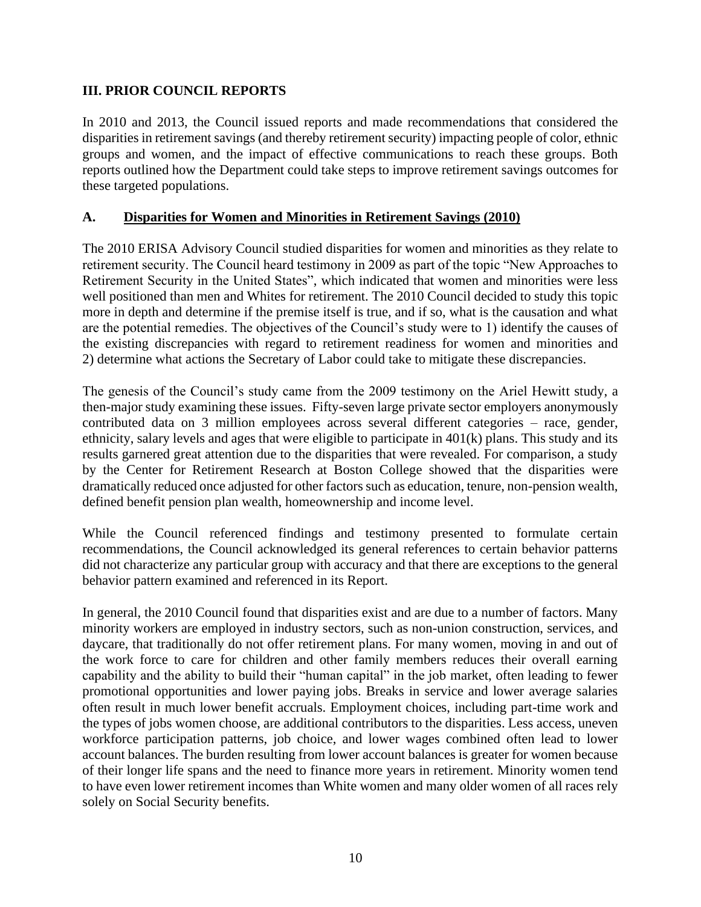## III. PRIOR COUNCIL REPORTS

In 2010 and 2013, the Council issued reports and made recommendations that considered the disparities in retirement savings (and thereby retirement security) impacting people of color, ethnic groups and women, and the impact of effective communications to reach these groups. Both reports outlined how the Department could take steps to improve retirement savings outcomes for these targeted populations.

### A. Disparities for Women and Minorities in Retirement Savings (2010)

The 2010 ERISA Advisory Council studied disparities for women and minorities as they relate to retirement security. The Council heard testimony in 2009 as part of the topic "New Approaches to Retirement Security in the United States", which indicated that women and minorities were less well positioned than men and Whites for retirement. The 2010 Council decided to study this topic more in depth and determine if the premise itself is true, and if so, what is the causation and what are the potential remedies. The objectives of the Council's study were to 1) identify the causes of the existing discrepancies with regard to retirement readiness for women and minorities and 2) determine what actions the Secretary of Labor could take to mitigate these discrepancies.

The genesis of the Council's study came from the 2009 testimony on the Ariel Hewitt study, a then-major study examining these issues. Fifty-seven large private sector employers anonymously contributed data on 3 million employees across several different categories – race, gender, ethnicity, salary levels and ages that were eligible to participate in 401(k) plans. This study and its results garnered great attention due to the disparities that were revealed. For comparison, a study by the Center for Retirement Research at Boston College showed that the disparities were dramatically reduced once adjusted for other factors such as education, tenure, non-pension wealth, defined benefit pension plan wealth, homeownership and income level.

While the Council referenced findings and testimony presented to formulate certain recommendations, the Council acknowledged its general references to certain behavior patterns did not characterize any particular group with accuracy and that there are exceptions to the general behavior pattern examined and referenced in its Report.

In general, the 2010 Council found that disparities exist and are due to a number of factors. Many minority workers are employed in industry sectors, such as non-union construction, services, and daycare, that traditionally do not offer retirement plans. For many women, moving in and out of the work force to care for children and other family members reduces their overall earning capability and the ability to build their "human capital" in the job market, often leading to fewer promotional opportunities and lower paying jobs. Breaks in service and lower average salaries often result in much lower benefit accruals. Employment choices, including part-time work and the types of jobs women choose, are additional contributors to the disparities. Less access, uneven workforce participation patterns, job choice, and lower wages combined often lead to lower account balances. The burden resulting from lower account balances is greater for women because of their longer life spans and the need to finance more years in retirement. Minority women tend to have even lower retirement incomes than White women and many older women of all races rely solely on Social Security benefits.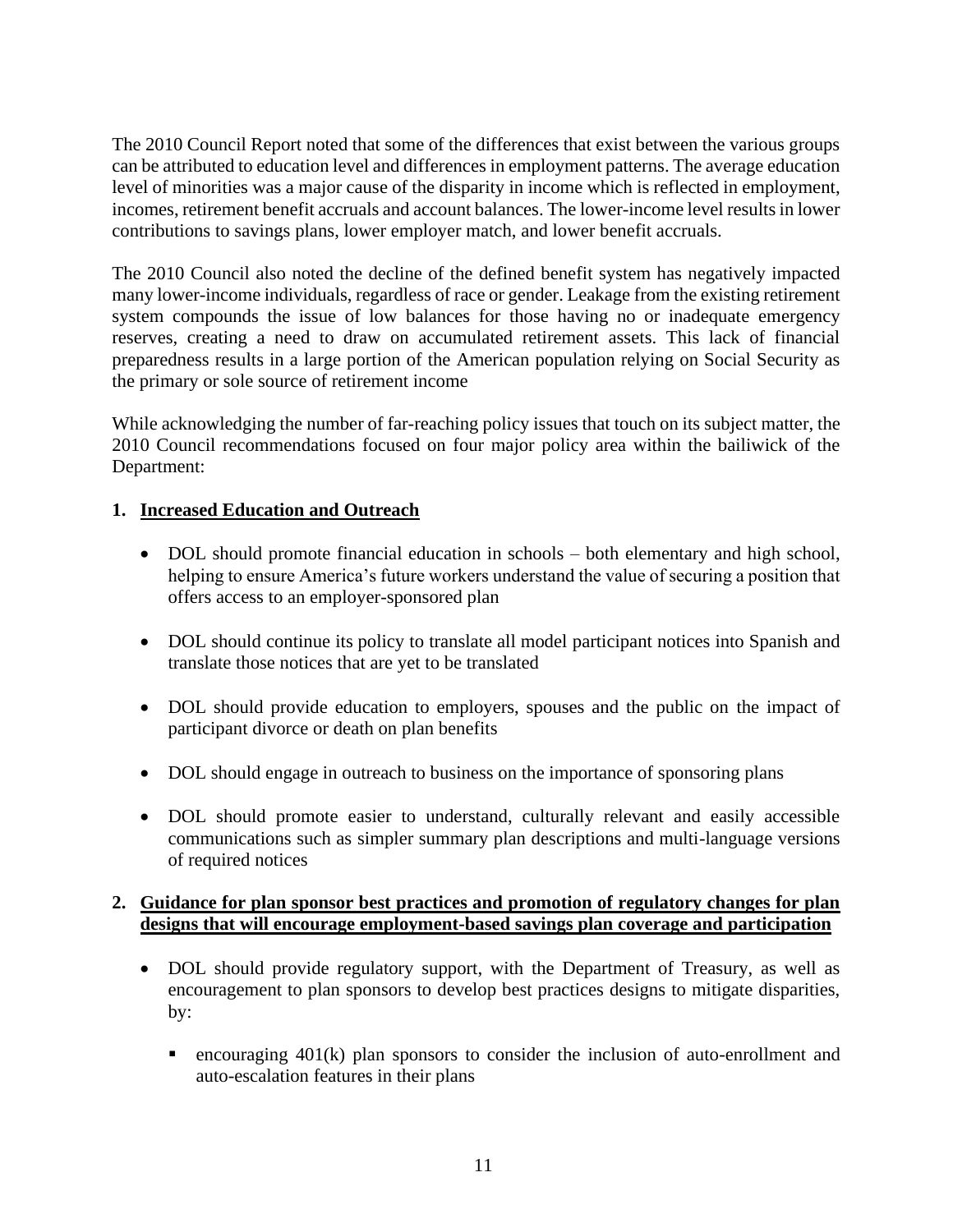The 2010 Council Report noted that some of the differences that exist between the various groups can be attributed to education level and differences in employment patterns. The average education level of minorities was a major cause of the disparity in income which is reflected in employment, incomes, retirement benefit accruals and account balances. The lower-income level results in lower contributions to savings plans, lower employer match, and lower benefit accruals.

The 2010 Council also noted the decline of the defined benefit system has negatively impacted many lower-income individuals, regardless of race or gender. Leakage from the existing retirement system compounds the issue of low balances for those having no or inadequate emergency reserves, creating a need to draw on accumulated retirement assets. This lack of financial preparedness results in a large portion of the American population relying on Social Security as the primary or sole source of retirement income

While acknowledging the number of far-reaching policy issues that touch on its subject matter, the 2010 Council recommendations focused on four major policy area within the bailiwick of the Department:

1. **Increased Education and Outreach**

   - DOL should promote financial education in schools – both elementary and high school, helping to ensure America's future workers understand the value of securing a position that offers access to an employer-sponsored plan

   - DOL should continue its policy to translate all model participant notices into Spanish and translate those notices that are yet to be translated

   - DOL should provide education to employers, spouses and the public on the impact of participant divorce or death on plan benefits

   - DOL should engage in outreach to business on the importance of sponsoring plans

   - DOL should promote easier to understand, culturally relevant and easily accessible communications such as simpler summary plan descriptions and multi-language versions of required notices

2. **Guidance for plan sponsor best practices and promotion of regulatory changes for plan designs that will encourage employment-based savings plan coverage and participation**

   - DOL should provide regulatory support, with the Department of Treasury, as well as encouragement to plan sponsors to develop best practices designs to mitigate disparities, by:

     - encouraging 401(k) plan sponsors to consider the inclusion of auto-enrollment and auto-escalation features in their plans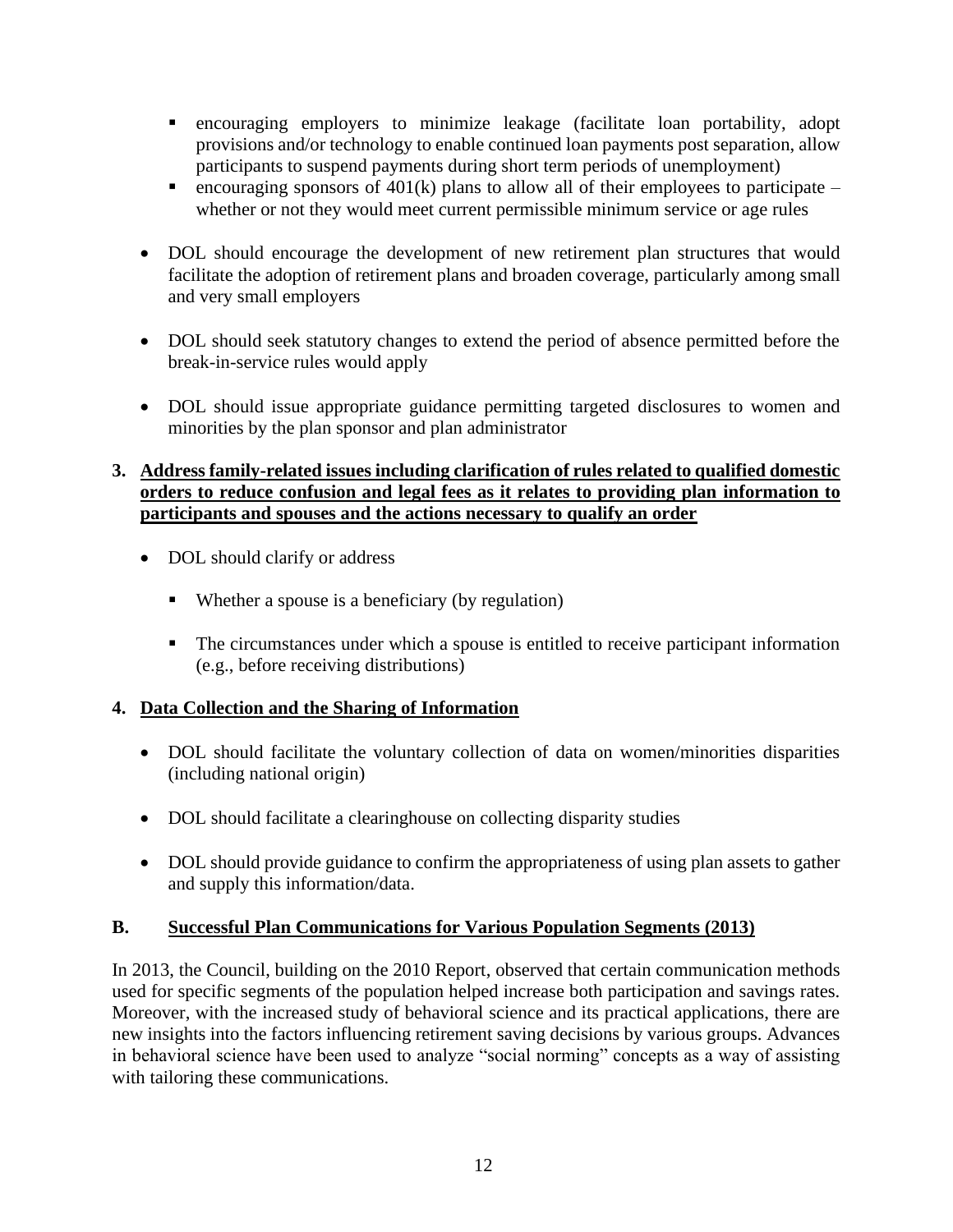- encouraging employers to minimize leakage (facilitate loan portability, adopt provisions and/or technology to enable continued loan payments post separation, allow participants to suspend payments during short term periods of unemployment)
- encouraging sponsors of 401(k) plans to allow all of their employees to participate – whether or not they would meet current permissible minimum service or age rules

- DOL should encourage the development of new retirement plan structures that would facilitate the adoption of retirement plans and broaden coverage, particularly among small and very small employers

- DOL should seek statutory changes to extend the period of absence permitted before the break-in-service rules would apply

- DOL should issue appropriate guidance permitting targeted disclosures to women and minorities by the plan sponsor and plan administrator

**3. <u>Address family-related issues including clarification of rules related to qualified domestic orders to reduce confusion and legal fees as it relates to providing plan information to participants and spouses and the actions necessary to qualify an order</u>**

- DOL should clarify or address

  - Whether a spouse is a beneficiary (by regulation)

  - The circumstances under which a spouse is entitled to receive participant information (e.g., before receiving distributions)

**4. <u>Data Collection and the Sharing of Information</u>**

- DOL should facilitate the voluntary collection of data on women/minorities disparities (including national origin)

- DOL should facilitate a clearinghouse on collecting disparity studies

- DOL should provide guidance to confirm the appropriateness of using plan assets to gather and supply this information/data.

## B. <u>Successful Plan Communications for Various Population Segments (2013)</u>

In 2013, the Council, building on the 2010 Report, observed that certain communication methods used for specific segments of the population helped increase both participation and savings rates. Moreover, with the increased study of behavioral science and its practical applications, there are new insights into the factors influencing retirement saving decisions by various groups. Advances in behavioral science have been used to analyze "social norming" concepts as a way of assisting with tailoring these communications.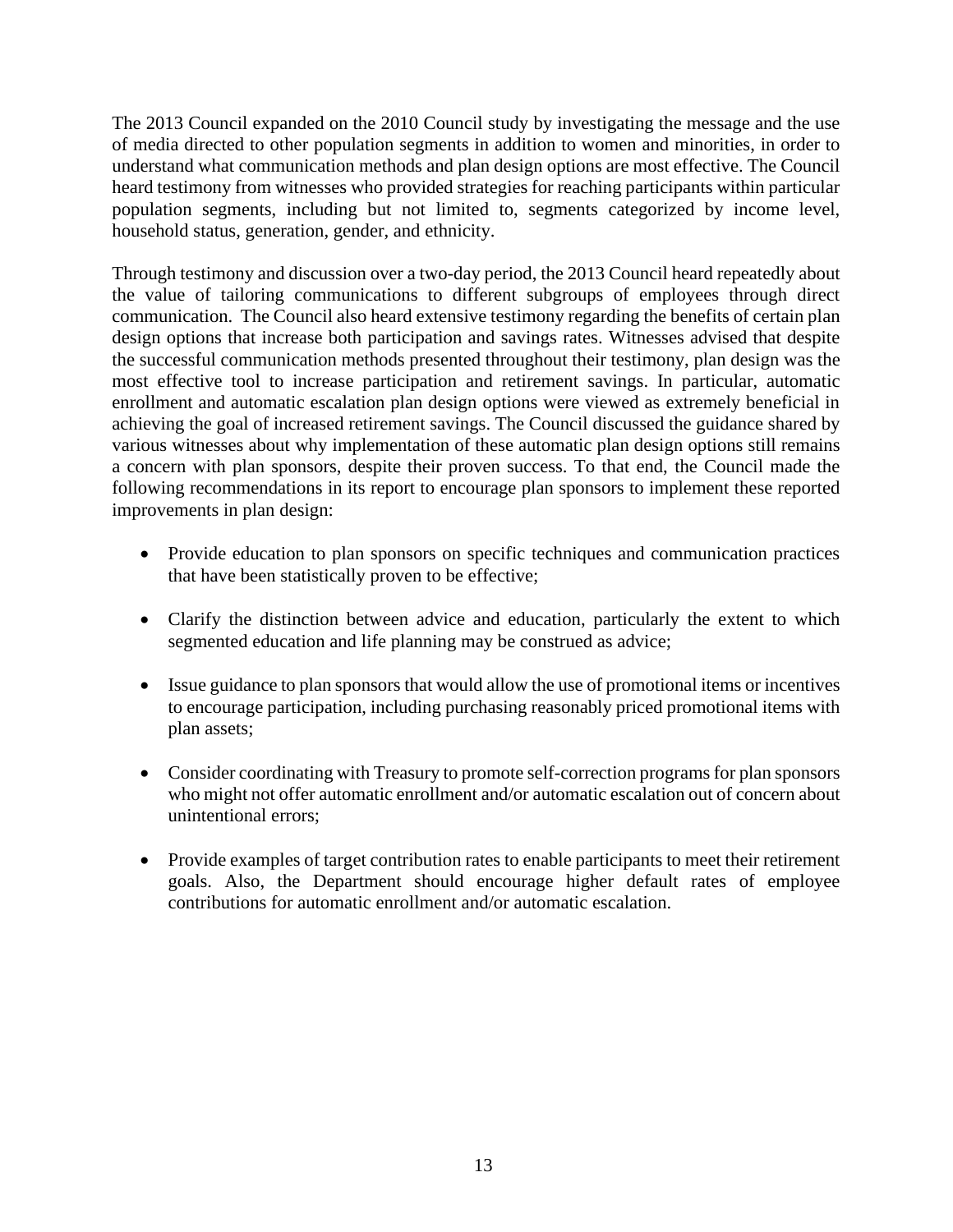The 2013 Council expanded on the 2010 Council study by investigating the message and the use of media directed to other population segments in addition to women and minorities, in order to understand what communication methods and plan design options are most effective. The Council heard testimony from witnesses who provided strategies for reaching participants within particular population segments, including but not limited to, segments categorized by income level, household status, generation, gender, and ethnicity.

Through testimony and discussion over a two-day period, the 2013 Council heard repeatedly about the value of tailoring communications to different subgroups of employees through direct communication. The Council also heard extensive testimony regarding the benefits of certain plan design options that increase both participation and savings rates. Witnesses advised that despite the successful communication methods presented throughout their testimony, plan design was the most effective tool to increase participation and retirement savings. In particular, automatic enrollment and automatic escalation plan design options were viewed as extremely beneficial in achieving the goal of increased retirement savings. The Council discussed the guidance shared by various witnesses about why implementation of these automatic plan design options still remains a concern with plan sponsors, despite their proven success. To that end, the Council made the following recommendations in its report to encourage plan sponsors to implement these reported improvements in plan design:

- Provide education to plan sponsors on specific techniques and communication practices that have been statistically proven to be effective;

- Clarify the distinction between advice and education, particularly the extent to which segmented education and life planning may be construed as advice;

- Issue guidance to plan sponsors that would allow the use of promotional items or incentives to encourage participation, including purchasing reasonably priced promotional items with plan assets;

- Consider coordinating with Treasury to promote self-correction programs for plan sponsors who might not offer automatic enrollment and/or automatic escalation out of concern about unintentional errors;

- Provide examples of target contribution rates to enable participants to meet their retirement goals. Also, the Department should encourage higher default rates of employee contributions for automatic enrollment and/or automatic escalation.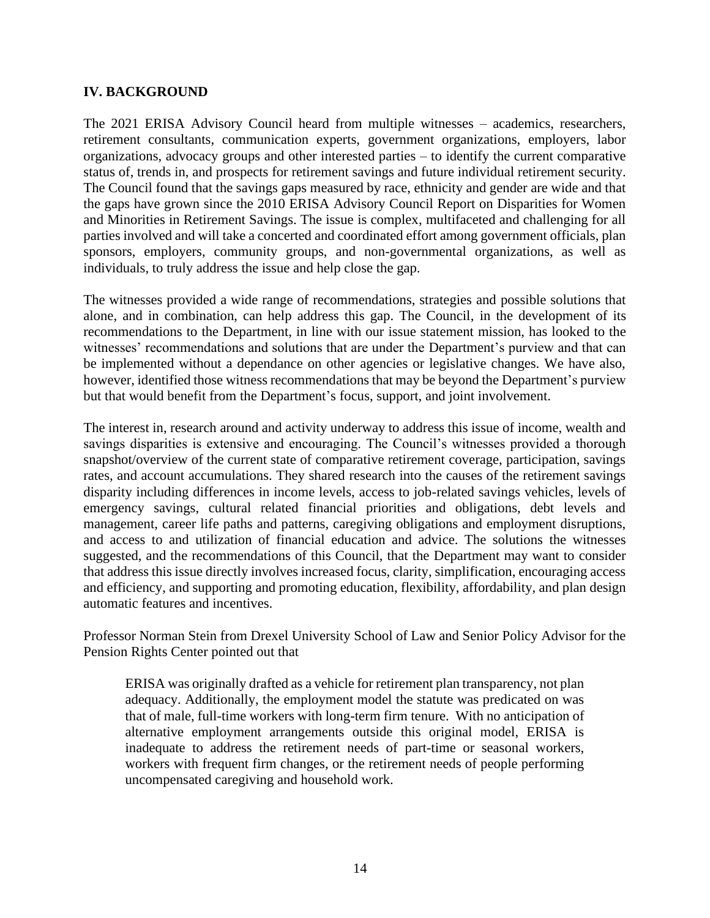## IV. BACKGROUND

The 2021 ERISA Advisory Council heard from multiple witnesses – academics, researchers, retirement consultants, communication experts, government organizations, employers, labor organizations, advocacy groups and other interested parties – to identify the current comparative status of, trends in, and prospects for retirement savings and future individual retirement security. The Council found that the savings gaps measured by race, ethnicity and gender are wide and that the gaps have grown since the 2010 ERISA Advisory Council Report on Disparities for Women and Minorities in Retirement Savings. The issue is complex, multifaceted and challenging for all parties involved and will take a concerted and coordinated effort among government officials, plan sponsors, employers, community groups, and non-governmental organizations, as well as individuals, to truly address the issue and help close the gap.

The witnesses provided a wide range of recommendations, strategies and possible solutions that alone, and in combination, can help address this gap. The Council, in the development of its recommendations to the Department, in line with our issue statement mission, has looked to the witnesses' recommendations and solutions that are under the Department's purview and that can be implemented without a dependance on other agencies or legislative changes. We have also, however, identified those witness recommendations that may be beyond the Department's purview but that would benefit from the Department's focus, support, and joint involvement.

The interest in, research around and activity underway to address this issue of income, wealth and savings disparities is extensive and encouraging. The Council's witnesses provided a thorough snapshot/overview of the current state of comparative retirement coverage, participation, savings rates, and account accumulations. They shared research into the causes of the retirement savings disparity including differences in income levels, access to job-related savings vehicles, levels of emergency savings, cultural related financial priorities and obligations, debt levels and management, career life paths and patterns, caregiving obligations and employment disruptions, and access to and utilization of financial education and advice. The solutions the witnesses suggested, and the recommendations of this Council, that the Department may want to consider that address this issue directly involves increased focus, clarity, simplification, encouraging access and efficiency, and supporting and promoting education, flexibility, affordability, and plan design automatic features and incentives.

Professor Norman Stein from Drexel University School of Law and Senior Policy Advisor for the Pension Rights Center pointed out that

> ERISA was originally drafted as a vehicle for retirement plan transparency, not plan adequacy. Additionally, the employment model the statute was predicated on was that of male, full-time workers with long-term firm tenure. With no anticipation of alternative employment arrangements outside this original model, ERISA is inadequate to address the retirement needs of part-time or seasonal workers, workers with frequent firm changes, or the retirement needs of people performing uncompensated caregiving and household work.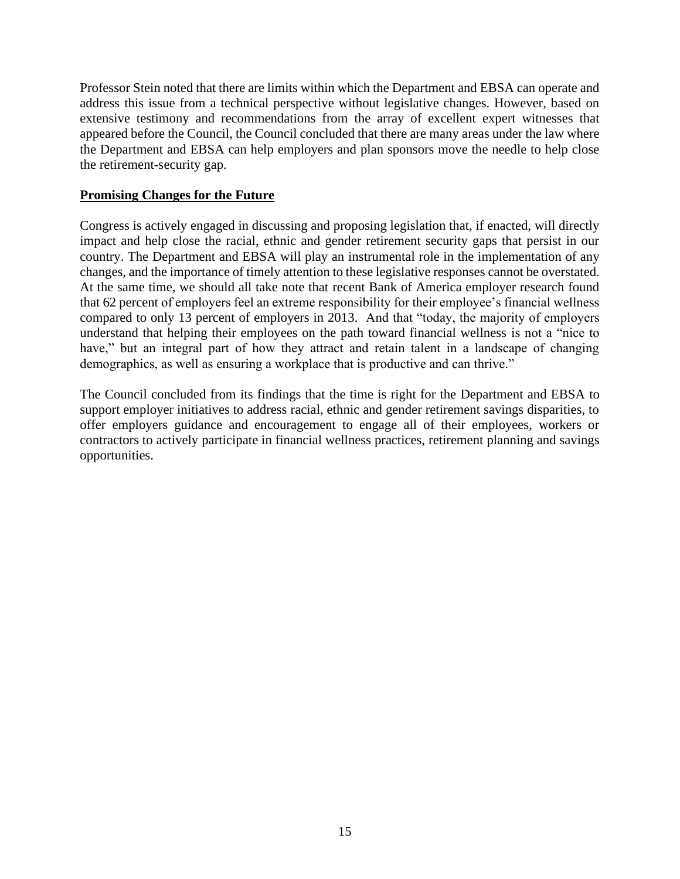Professor Stein noted that there are limits within which the Department and EBSA can operate and address this issue from a technical perspective without legislative changes. However, based on extensive testimony and recommendations from the array of excellent expert witnesses that appeared before the Council, the Council concluded that there are many areas under the law where the Department and EBSA can help employers and plan sponsors move the needle to help close the retirement-security gap.

## Promising Changes for the Future

Congress is actively engaged in discussing and proposing legislation that, if enacted, will directly impact and help close the racial, ethnic and gender retirement security gaps that persist in our country. The Department and EBSA will play an instrumental role in the implementation of any changes, and the importance of timely attention to these legislative responses cannot be overstated. At the same time, we should all take note that recent Bank of America employer research found that 62 percent of employers feel an extreme responsibility for their employee's financial wellness compared to only 13 percent of employers in 2013. And that "today, the majority of employers understand that helping their employees on the path toward financial wellness is not a "nice to have," but an integral part of how they attract and retain talent in a landscape of changing demographics, as well as ensuring a workplace that is productive and can thrive."

The Council concluded from its findings that the time is right for the Department and EBSA to support employer initiatives to address racial, ethnic and gender retirement savings disparities, to offer employers guidance and encouragement to engage all of their employees, workers or contractors to actively participate in financial wellness practices, retirement planning and savings opportunities.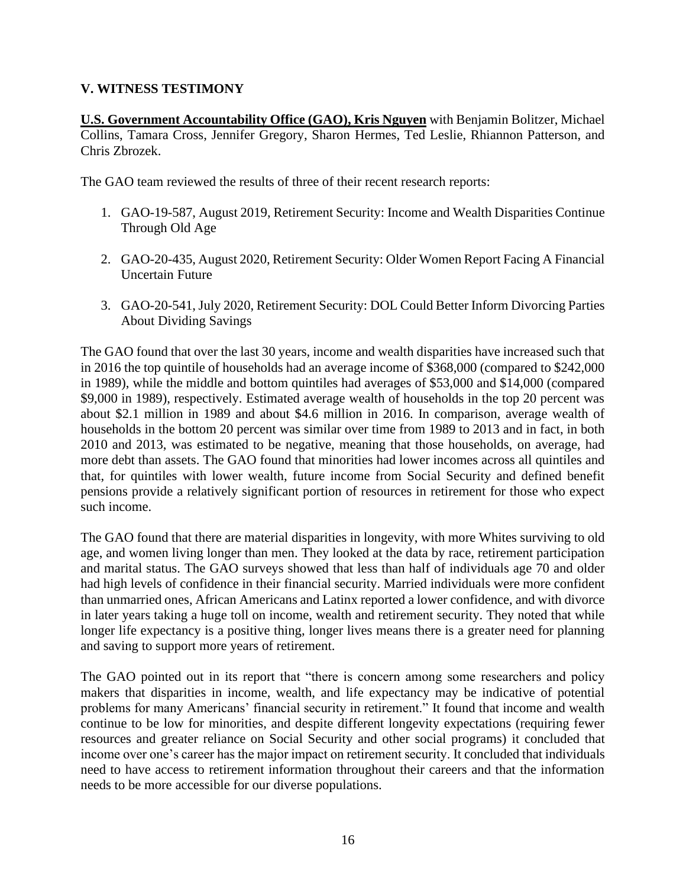### V. WITNESS TESTIMONY

**U.S. Government Accountability Office (GAO), Kris Nguyen** with Benjamin Bolitzer, Michael Collins, Tamara Cross, Jennifer Gregory, Sharon Hermes, Ted Leslie, Rhiannon Patterson, and Chris Zbrozek.

The GAO team reviewed the results of three of their recent research reports:

1. GAO-19-587, August 2019, Retirement Security: Income and Wealth Disparities Continue Through Old Age
2. GAO-20-435, August 2020, Retirement Security: Older Women Report Facing A Financial Uncertain Future
3. GAO-20-541, July 2020, Retirement Security: DOL Could Better Inform Divorcing Parties About Dividing Savings

The GAO found that over the last 30 years, income and wealth disparities have increased such that in 2016 the top quintile of households had an average income of $368,000 (compared to $242,000 in 1989), while the middle and bottom quintiles had averages of $53,000 and $14,000 (compared $9,000 in 1989), respectively. Estimated average wealth of households in the top 20 percent was about $2.1 million in 1989 and about $4.6 million in 2016. In comparison, average wealth of households in the bottom 20 percent was similar over time from 1989 to 2013 and in fact, in both 2010 and 2013, was estimated to be negative, meaning that those households, on average, had more debt than assets. The GAO found that minorities had lower incomes across all quintiles and that, for quintiles with lower wealth, future income from Social Security and defined benefit pensions provide a relatively significant portion of resources in retirement for those who expect such income.

The GAO found that there are material disparities in longevity, with more Whites surviving to old age, and women living longer than men. They looked at the data by race, retirement participation and marital status. The GAO surveys showed that less than half of individuals age 70 and older had high levels of confidence in their financial security. Married individuals were more confident than unmarried ones, African Americans and Latinx reported a lower confidence, and with divorce in later years taking a huge toll on income, wealth and retirement security. They noted that while longer life expectancy is a positive thing, longer lives means there is a greater need for planning and saving to support more years of retirement.

The GAO pointed out in its report that "there is concern among some researchers and policy makers that disparities in income, wealth, and life expectancy may be indicative of potential problems for many Americans' financial security in retirement." It found that income and wealth continue to be low for minorities, and despite different longevity expectations (requiring fewer resources and greater reliance on Social Security and other social programs) it concluded that income over one's career has the major impact on retirement security. It concluded that individuals need to have access to retirement information throughout their careers and that the information needs to be more accessible for our diverse populations.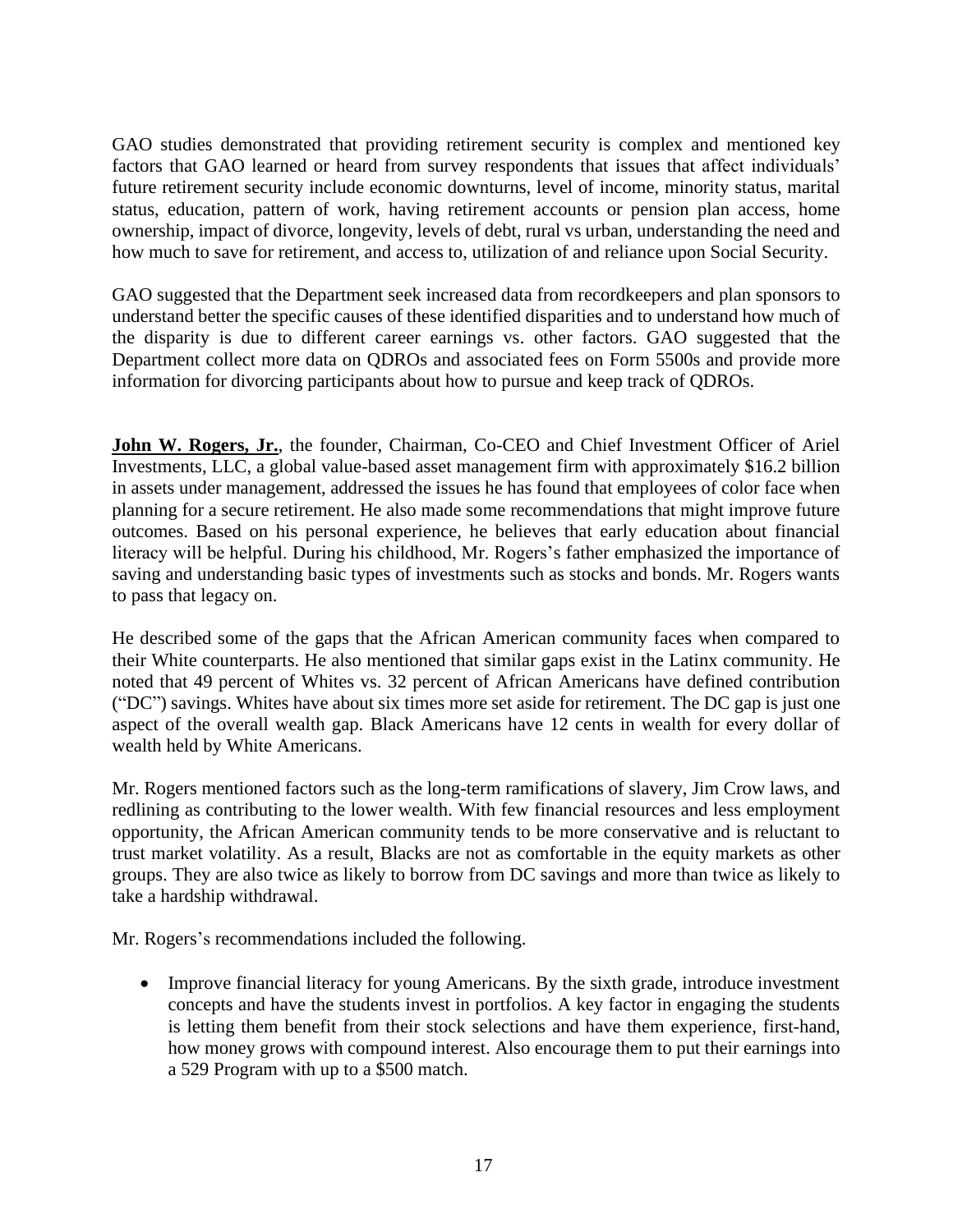GAO studies demonstrated that providing retirement security is complex and mentioned key factors that GAO learned or heard from survey respondents that issues that affect individuals' future retirement security include economic downturns, level of income, minority status, marital status, education, pattern of work, having retirement accounts or pension plan access, home ownership, impact of divorce, longevity, levels of debt, rural vs urban, understanding the need and how much to save for retirement, and access to, utilization of and reliance upon Social Security.

GAO suggested that the Department seek increased data from recordkeepers and plan sponsors to understand better the specific causes of these identified disparities and to understand how much of the disparity is due to different career earnings vs. other factors. GAO suggested that the Department collect more data on QDROs and associated fees on Form 5500s and provide more information for divorcing participants about how to pursue and keep track of QDROs.

**John W. Rogers, Jr.**, the founder, Chairman, Co-CEO and Chief Investment Officer of Ariel Investments, LLC, a global value-based asset management firm with approximately $16.2 billion in assets under management, addressed the issues he has found that employees of color face when planning for a secure retirement. He also made some recommendations that might improve future outcomes. Based on his personal experience, he believes that early education about financial literacy will be helpful. During his childhood, Mr. Rogers's father emphasized the importance of saving and understanding basic types of investments such as stocks and bonds. Mr. Rogers wants to pass that legacy on.

He described some of the gaps that the African American community faces when compared to their White counterparts. He also mentioned that similar gaps exist in the Latinx community. He noted that 49 percent of Whites vs. 32 percent of African Americans have defined contribution ("DC") savings. Whites have about six times more set aside for retirement. The DC gap is just one aspect of the overall wealth gap. Black Americans have 12 cents in wealth for every dollar of wealth held by White Americans.

Mr. Rogers mentioned factors such as the long-term ramifications of slavery, Jim Crow laws, and redlining as contributing to the lower wealth. With few financial resources and less employment opportunity, the African American community tends to be more conservative and is reluctant to trust market volatility. As a result, Blacks are not as comfortable in the equity markets as other groups. They are also twice as likely to borrow from DC savings and more than twice as likely to take a hardship withdrawal.

Mr. Rogers's recommendations included the following.

- Improve financial literacy for young Americans. By the sixth grade, introduce investment concepts and have the students invest in portfolios. A key factor in engaging the students is letting them benefit from their stock selections and have them experience, first-hand, how money grows with compound interest. Also encourage them to put their earnings into a 529 Program with up to a $500 match.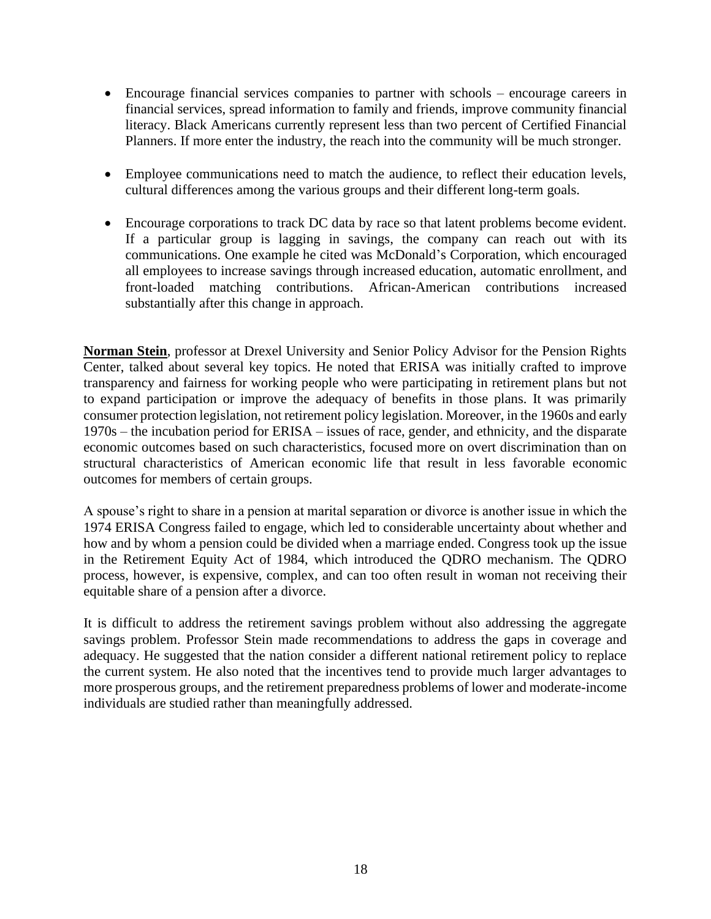- Encourage financial services companies to partner with schools – encourage careers in financial services, spread information to family and friends, improve community financial literacy. Black Americans currently represent less than two percent of Certified Financial Planners. If more enter the industry, the reach into the community will be much stronger.

- Employee communications need to match the audience, to reflect their education levels, cultural differences among the various groups and their different long-term goals.

- Encourage corporations to track DC data by race so that latent problems become evident. If a particular group is lagging in savings, the company can reach out with its communications. One example he cited was McDonald's Corporation, which encouraged all employees to increase savings through increased education, automatic enrollment, and front-loaded matching contributions. African-American contributions increased substantially after this change in approach.

**Norman Stein**, professor at Drexel University and Senior Policy Advisor for the Pension Rights Center, talked about several key topics. He noted that ERISA was initially crafted to improve transparency and fairness for working people who were participating in retirement plans but not to expand participation or improve the adequacy of benefits in those plans. It was primarily consumer protection legislation, not retirement policy legislation. Moreover, in the 1960s and early 1970s – the incubation period for ERISA – issues of race, gender, and ethnicity, and the disparate economic outcomes based on such characteristics, focused more on overt discrimination than on structural characteristics of American economic life that result in less favorable economic outcomes for members of certain groups.

A spouse's right to share in a pension at marital separation or divorce is another issue in which the 1974 ERISA Congress failed to engage, which led to considerable uncertainty about whether and how and by whom a pension could be divided when a marriage ended. Congress took up the issue in the Retirement Equity Act of 1984, which introduced the QDRO mechanism. The QDRO process, however, is expensive, complex, and can too often result in woman not receiving their equitable share of a pension after a divorce.

It is difficult to address the retirement savings problem without also addressing the aggregate savings problem. Professor Stein made recommendations to address the gaps in coverage and adequacy. He suggested that the nation consider a different national retirement policy to replace the current system. He also noted that the incentives tend to provide much larger advantages to more prosperous groups, and the retirement preparedness problems of lower and moderate-income individuals are studied rather than meaningfully addressed.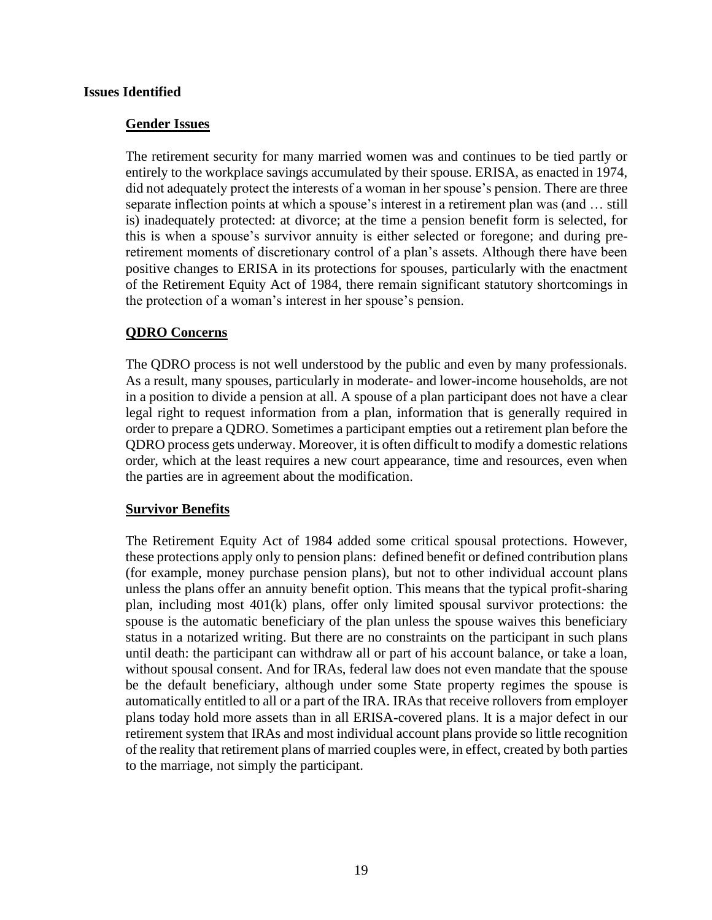**Issues Identified**

**Gender Issues**

The retirement security for many married women was and continues to be tied partly or entirely to the workplace savings accumulated by their spouse. ERISA, as enacted in 1974, did not adequately protect the interests of a woman in her spouse's pension. There are three separate inflection points at which a spouse's interest in a retirement plan was (and … still is) inadequately protected: at divorce; at the time a pension benefit form is selected, for this is when a spouse's survivor annuity is either selected or foregone; and during pre-retirement moments of discretionary control of a plan's assets. Although there have been positive changes to ERISA in its protections for spouses, particularly with the enactment of the Retirement Equity Act of 1984, there remain significant statutory shortcomings in the protection of a woman's interest in her spouse's pension.

**QDRO Concerns**

The QDRO process is not well understood by the public and even by many professionals. As a result, many spouses, particularly in moderate- and lower-income households, are not in a position to divide a pension at all. A spouse of a plan participant does not have a clear legal right to request information from a plan, information that is generally required in order to prepare a QDRO. Sometimes a participant empties out a retirement plan before the QDRO process gets underway. Moreover, it is often difficult to modify a domestic relations order, which at the least requires a new court appearance, time and resources, even when the parties are in agreement about the modification.

**Survivor Benefits**

The Retirement Equity Act of 1984 added some critical spousal protections. However, these protections apply only to pension plans: defined benefit or defined contribution plans (for example, money purchase pension plans), but not to other individual account plans unless the plans offer an annuity benefit option. This means that the typical profit-sharing plan, including most 401(k) plans, offer only limited spousal survivor protections: the spouse is the automatic beneficiary of the plan unless the spouse waives this beneficiary status in a notarized writing. But there are no constraints on the participant in such plans until death: the participant can withdraw all or part of his account balance, or take a loan, without spousal consent. And for IRAs, federal law does not even mandate that the spouse be the default beneficiary, although under some State property regimes the spouse is automatically entitled to all or a part of the IRA. IRAs that receive rollovers from employer plans today hold more assets than in all ERISA-covered plans. It is a major defect in our retirement system that IRAs and most individual account plans provide so little recognition of the reality that retirement plans of married couples were, in effect, created by both parties to the marriage, not simply the participant.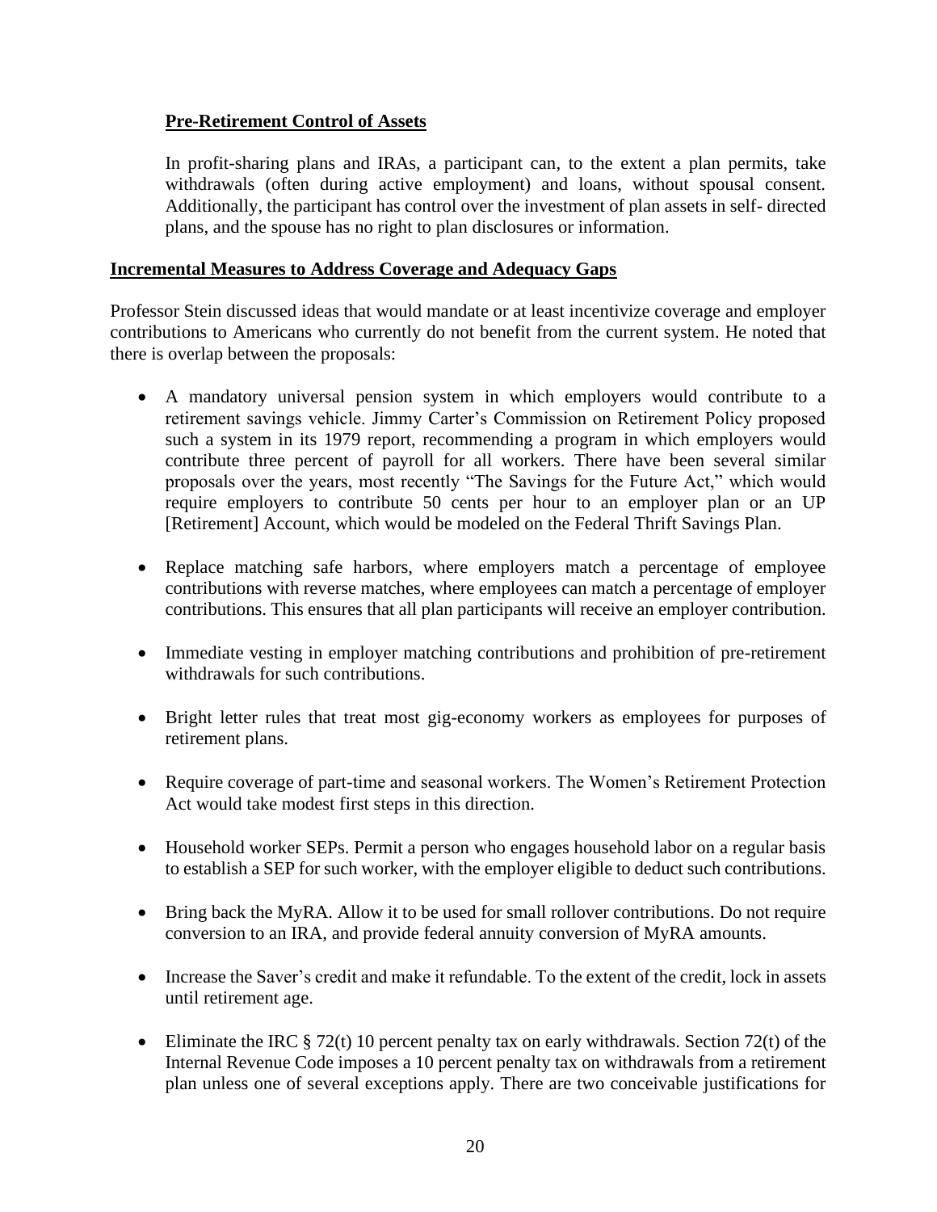**Pre-Retirement Control of Assets**

In profit-sharing plans and IRAs, a participant can, to the extent a plan permits, take withdrawals (often during active employment) and loans, without spousal consent. Additionally, the participant has control over the investment of plan assets in self- directed plans, and the spouse has no right to plan disclosures or information.

**Incremental Measures to Address Coverage and Adequacy Gaps**

Professor Stein discussed ideas that would mandate or at least incentivize coverage and employer contributions to Americans who currently do not benefit from the current system. He noted that there is overlap between the proposals:

- A mandatory universal pension system in which employers would contribute to a retirement savings vehicle. Jimmy Carter's Commission on Retirement Policy proposed such a system in its 1979 report, recommending a program in which employers would contribute three percent of payroll for all workers. There have been several similar proposals over the years, most recently "The Savings for the Future Act," which would require employers to contribute 50 cents per hour to an employer plan or an UP [Retirement] Account, which would be modeled on the Federal Thrift Savings Plan.

- Replace matching safe harbors, where employers match a percentage of employee contributions with reverse matches, where employees can match a percentage of employer contributions. This ensures that all plan participants will receive an employer contribution.

- Immediate vesting in employer matching contributions and prohibition of pre-retirement withdrawals for such contributions.

- Bright letter rules that treat most gig-economy workers as employees for purposes of retirement plans.

- Require coverage of part-time and seasonal workers. The Women's Retirement Protection Act would take modest first steps in this direction.

- Household worker SEPs. Permit a person who engages household labor on a regular basis to establish a SEP for such worker, with the employer eligible to deduct such contributions.

- Bring back the MyRA. Allow it to be used for small rollover contributions. Do not require conversion to an IRA, and provide federal annuity conversion of MyRA amounts.

- Increase the Saver's credit and make it refundable. To the extent of the credit, lock in assets until retirement age.

- Eliminate the IRC § 72(t) 10 percent penalty tax on early withdrawals. Section 72(t) of the Internal Revenue Code imposes a 10 percent penalty tax on withdrawals from a retirement plan unless one of several exceptions apply. There are two conceivable justifications for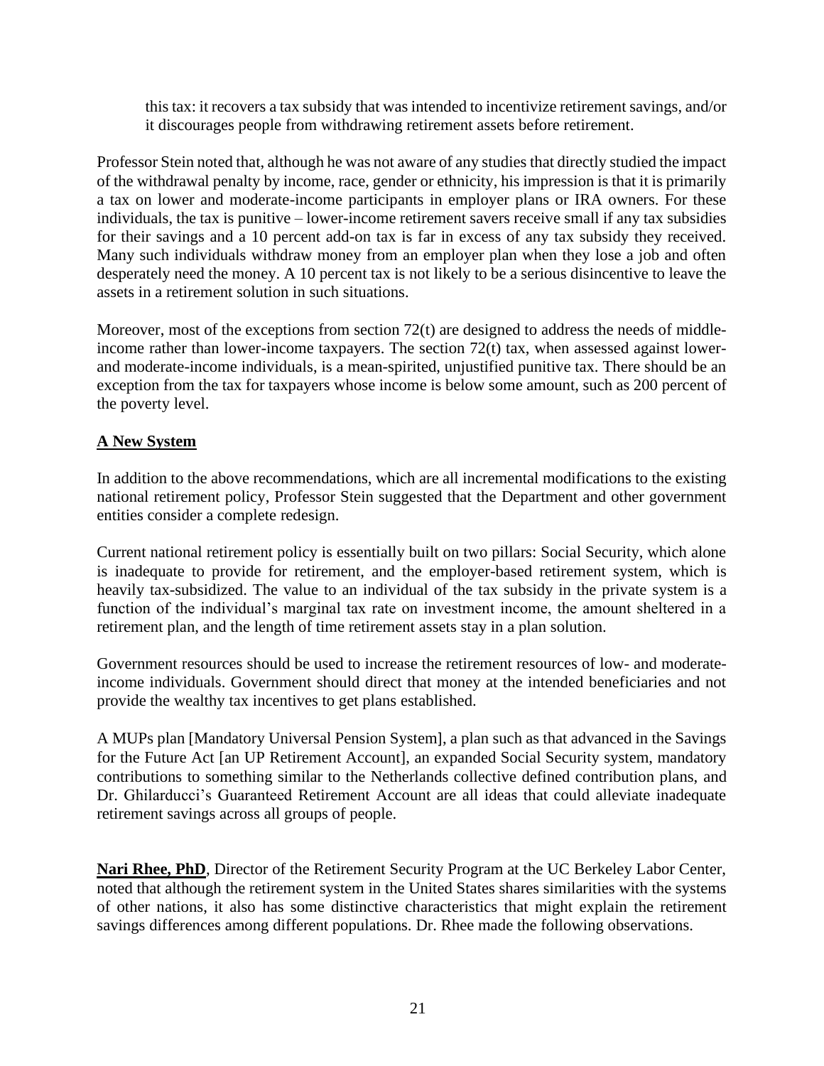this tax: it recovers a tax subsidy that was intended to incentivize retirement savings, and/or it discourages people from withdrawing retirement assets before retirement.

Professor Stein noted that, although he was not aware of any studies that directly studied the impact of the withdrawal penalty by income, race, gender or ethnicity, his impression is that it is primarily a tax on lower and moderate-income participants in employer plans or IRA owners. For these individuals, the tax is punitive – lower-income retirement savers receive small if any tax subsidies for their savings and a 10 percent add-on tax is far in excess of any tax subsidy they received. Many such individuals withdraw money from an employer plan when they lose a job and often desperately need the money. A 10 percent tax is not likely to be a serious disincentive to leave the assets in a retirement solution in such situations.

Moreover, most of the exceptions from section 72(t) are designed to address the needs of middle-income rather than lower-income taxpayers. The section 72(t) tax, when assessed against lower- and moderate-income individuals, is a mean-spirited, unjustified punitive tax. There should be an exception from the tax for taxpayers whose income is below some amount, such as 200 percent of the poverty level.

**A New System**

In addition to the above recommendations, which are all incremental modifications to the existing national retirement policy, Professor Stein suggested that the Department and other government entities consider a complete redesign.

Current national retirement policy is essentially built on two pillars: Social Security, which alone is inadequate to provide for retirement, and the employer-based retirement system, which is heavily tax-subsidized. The value to an individual of the tax subsidy in the private system is a function of the individual's marginal tax rate on investment income, the amount sheltered in a retirement plan, and the length of time retirement assets stay in a plan solution.

Government resources should be used to increase the retirement resources of low- and moderate-income individuals. Government should direct that money at the intended beneficiaries and not provide the wealthy tax incentives to get plans established.

A MUPs plan [Mandatory Universal Pension System], a plan such as that advanced in the Savings for the Future Act [an UP Retirement Account], an expanded Social Security system, mandatory contributions to something similar to the Netherlands collective defined contribution plans, and Dr. Ghilarducci's Guaranteed Retirement Account are all ideas that could alleviate inadequate retirement savings across all groups of people.

**Nari Rhee, PhD**, Director of the Retirement Security Program at the UC Berkeley Labor Center, noted that although the retirement system in the United States shares similarities with the systems of other nations, it also has some distinctive characteristics that might explain the retirement savings differences among different populations. Dr. Rhee made the following observations.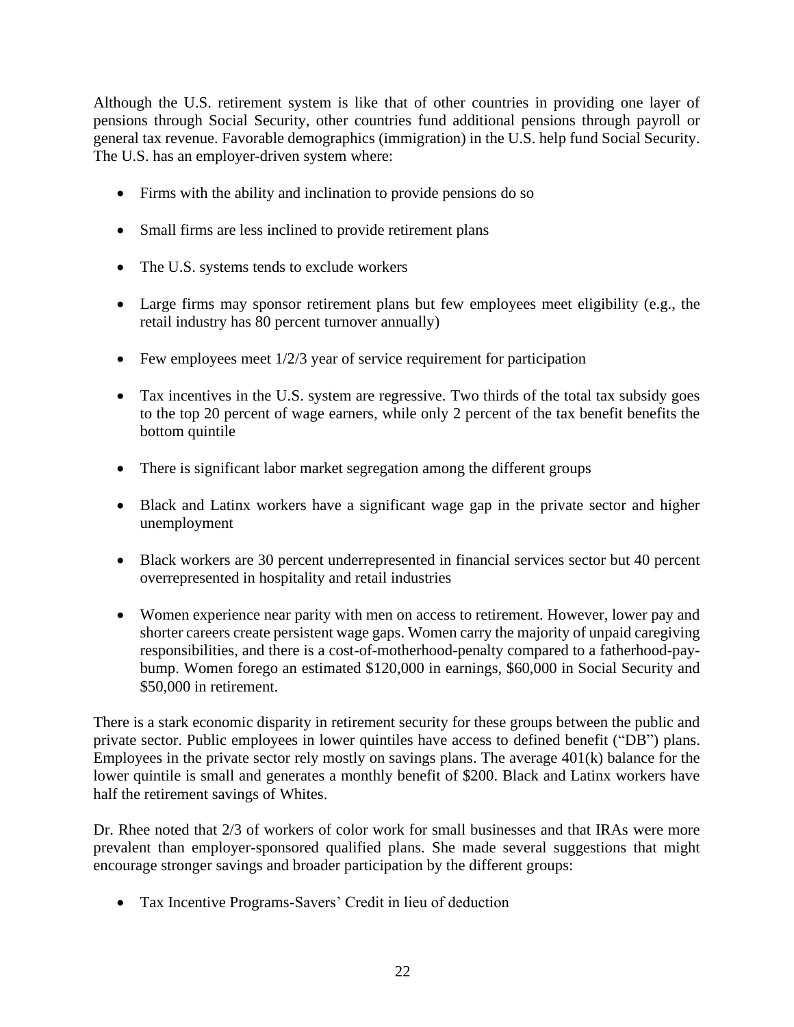Although the U.S. retirement system is like that of other countries in providing one layer of pensions through Social Security, other countries fund additional pensions through payroll or general tax revenue. Favorable demographics (immigration) in the U.S. help fund Social Security. The U.S. has an employer-driven system where:

- Firms with the ability and inclination to provide pensions do so
- Small firms are less inclined to provide retirement plans
- The U.S. systems tends to exclude workers
- Large firms may sponsor retirement plans but few employees meet eligibility (e.g., the retail industry has 80 percent turnover annually)
- Few employees meet 1/2/3 year of service requirement for participation
- Tax incentives in the U.S. system are regressive. Two thirds of the total tax subsidy goes to the top 20 percent of wage earners, while only 2 percent of the tax benefit benefits the bottom quintile
- There is significant labor market segregation among the different groups
- Black and Latinx workers have a significant wage gap in the private sector and higher unemployment
- Black workers are 30 percent underrepresented in financial services sector but 40 percent overrepresented in hospitality and retail industries
- Women experience near parity with men on access to retirement. However, lower pay and shorter careers create persistent wage gaps. Women carry the majority of unpaid caregiving responsibilities, and there is a cost-of-motherhood-penalty compared to a fatherhood-pay-bump. Women forego an estimated $120,000 in earnings, $60,000 in Social Security and $50,000 in retirement.

There is a stark economic disparity in retirement security for these groups between the public and private sector. Public employees in lower quintiles have access to defined benefit ("DB") plans. Employees in the private sector rely mostly on savings plans. The average 401(k) balance for the lower quintile is small and generates a monthly benefit of $200. Black and Latinx workers have half the retirement savings of Whites.

Dr. Rhee noted that 2/3 of workers of color work for small businesses and that IRAs were more prevalent than employer-sponsored qualified plans. She made several suggestions that might encourage stronger savings and broader participation by the different groups:

- Tax Incentive Programs-Savers' Credit in lieu of deduction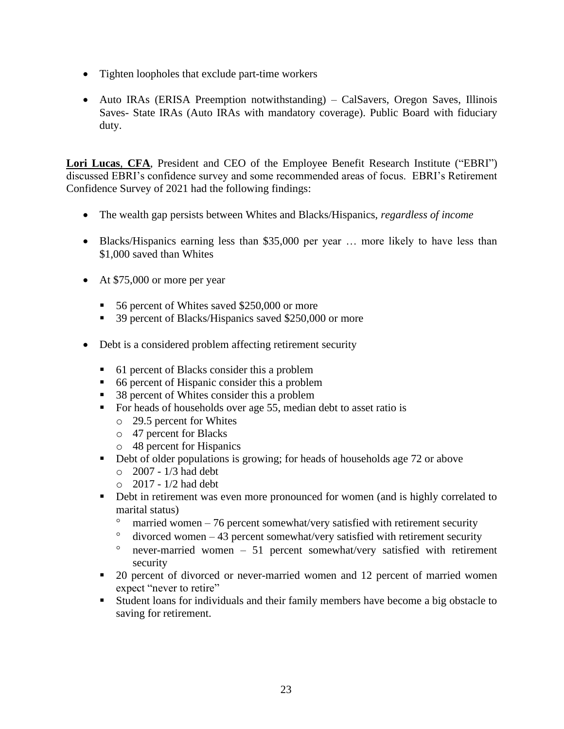- Tighten loopholes that exclude part-time workers

- Auto IRAs (ERISA Preemption notwithstanding) – CalSavers, Oregon Saves, Illinois Saves- State IRAs (Auto IRAs with mandatory coverage). Public Board with fiduciary duty.

**Lori Lucas**, **CFA**, President and CEO of the Employee Benefit Research Institute ("EBRI") discussed EBRI's confidence survey and some recommended areas of focus. EBRI's Retirement Confidence Survey of 2021 had the following findings:

- The wealth gap persists between Whites and Blacks/Hispanics, *regardless of income*

- Blacks/Hispanics earning less than $35,000 per year … more likely to have less than $1,000 saved than Whites

- At $75,000 or more per year
  - 56 percent of Whites saved $250,000 or more
  - 39 percent of Blacks/Hispanics saved $250,000 or more

- Debt is a considered problem affecting retirement security
  - 61 percent of Blacks consider this a problem
  - 66 percent of Hispanic consider this a problem
  - 38 percent of Whites consider this a problem
  - For heads of households over age 55, median debt to asset ratio is
    - 29.5 percent for Whites
    - 47 percent for Blacks
    - 48 percent for Hispanics
  - Debt of older populations is growing; for heads of households age 72 or above
    - 2007 - 1/3 had debt
    - 2017 - 1/2 had debt
  - Debt in retirement was even more pronounced for women (and is highly correlated to marital status)
    - married women – 76 percent somewhat/very satisfied with retirement security
    - divorced women – 43 percent somewhat/very satisfied with retirement security
    - never-married women – 51 percent somewhat/very satisfied with retirement security
  - 20 percent of divorced or never-married women and 12 percent of married women expect "never to retire"
  - Student loans for individuals and their family members have become a big obstacle to saving for retirement.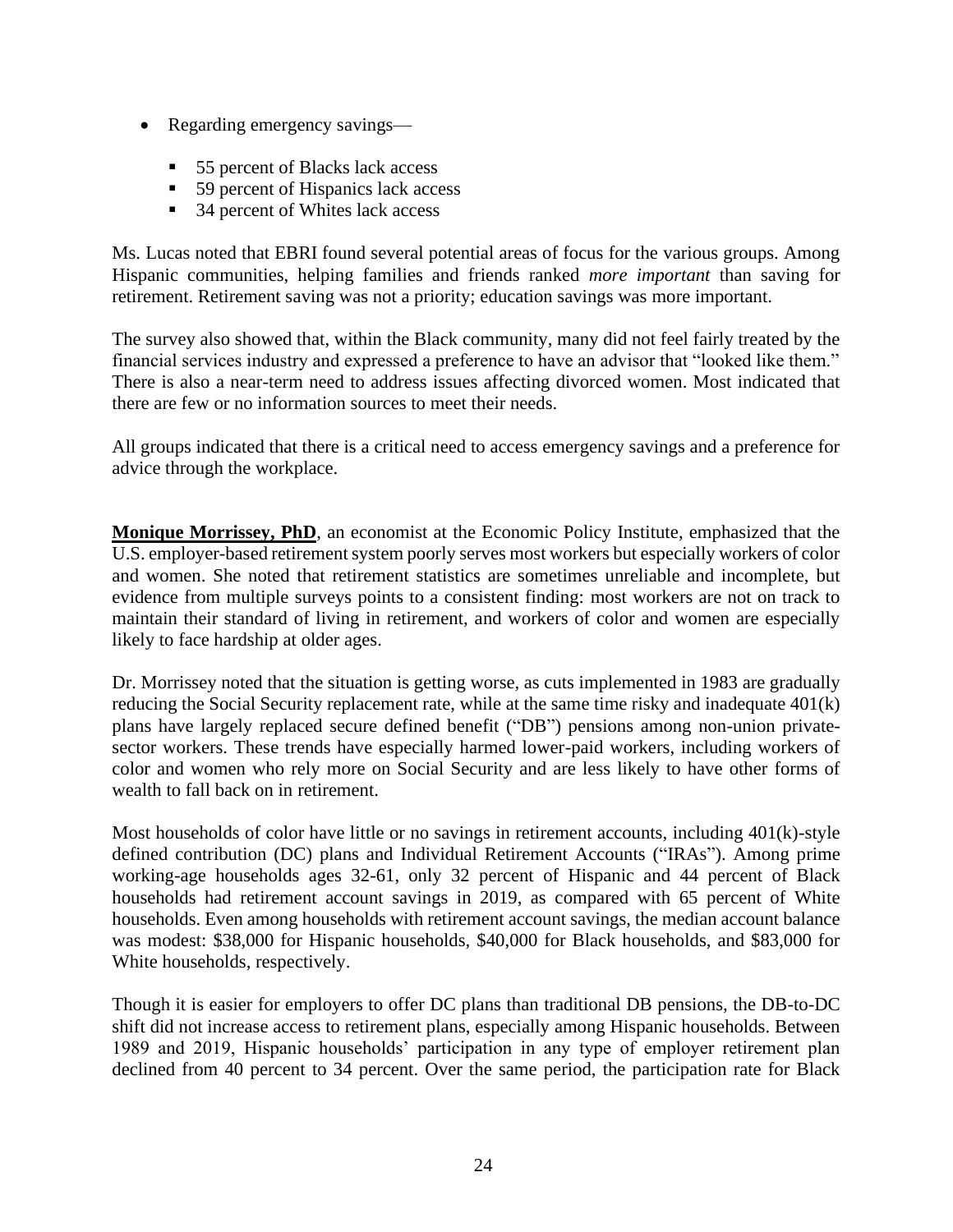- Regarding emergency savings—
  - 55 percent of Blacks lack access
  - 59 percent of Hispanics lack access
  - 34 percent of Whites lack access

Ms. Lucas noted that EBRI found several potential areas of focus for the various groups. Among Hispanic communities, helping families and friends ranked *more important* than saving for retirement. Retirement saving was not a priority; education savings was more important.

The survey also showed that, within the Black community, many did not feel fairly treated by the financial services industry and expressed a preference to have an advisor that "looked like them." There is also a near-term need to address issues affecting divorced women. Most indicated that there are few or no information sources to meet their needs.

All groups indicated that there is a critical need to access emergency savings and a preference for advice through the workplace.

**Monique Morrissey, PhD**, an economist at the Economic Policy Institute, emphasized that the U.S. employer-based retirement system poorly serves most workers but especially workers of color and women. She noted that retirement statistics are sometimes unreliable and incomplete, but evidence from multiple surveys points to a consistent finding: most workers are not on track to maintain their standard of living in retirement, and workers of color and women are especially likely to face hardship at older ages.

Dr. Morrissey noted that the situation is getting worse, as cuts implemented in 1983 are gradually reducing the Social Security replacement rate, while at the same time risky and inadequate 401(k) plans have largely replaced secure defined benefit ("DB") pensions among non-union private-sector workers. These trends have especially harmed lower-paid workers, including workers of color and women who rely more on Social Security and are less likely to have other forms of wealth to fall back on in retirement.

Most households of color have little or no savings in retirement accounts, including 401(k)-style defined contribution (DC) plans and Individual Retirement Accounts ("IRAs"). Among prime working-age households ages 32-61, only 32 percent of Hispanic and 44 percent of Black households had retirement account savings in 2019, as compared with 65 percent of White households. Even among households with retirement account savings, the median account balance was modest: $38,000 for Hispanic households, $40,000 for Black households, and $83,000 for White households, respectively.

Though it is easier for employers to offer DC plans than traditional DB pensions, the DB-to-DC shift did not increase access to retirement plans, especially among Hispanic households. Between 1989 and 2019, Hispanic households' participation in any type of employer retirement plan declined from 40 percent to 34 percent. Over the same period, the participation rate for Black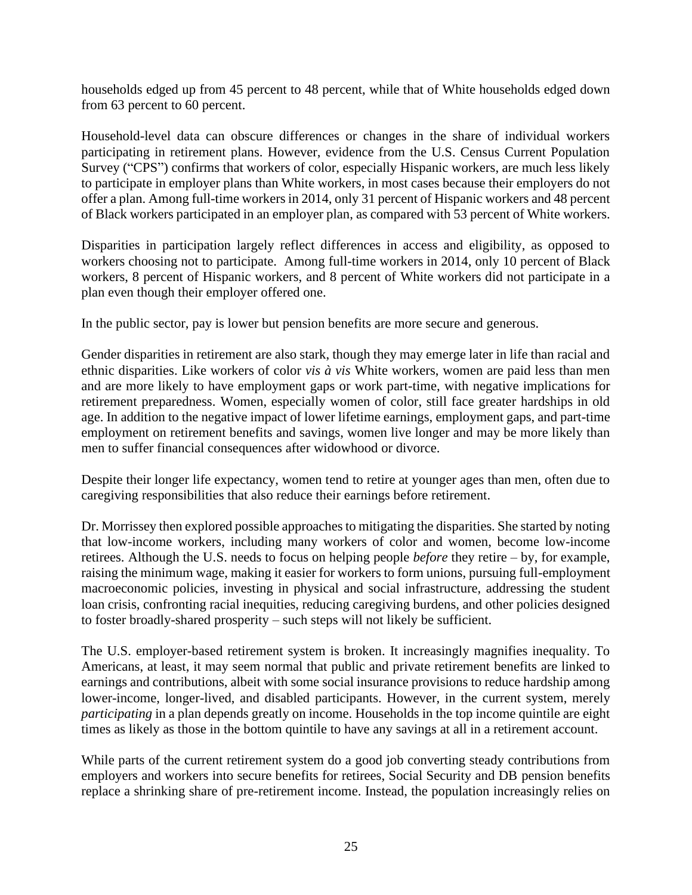households edged up from 45 percent to 48 percent, while that of White households edged down from 63 percent to 60 percent.

Household-level data can obscure differences or changes in the share of individual workers participating in retirement plans. However, evidence from the U.S. Census Current Population Survey ("CPS") confirms that workers of color, especially Hispanic workers, are much less likely to participate in employer plans than White workers, in most cases because their employers do not offer a plan. Among full-time workers in 2014, only 31 percent of Hispanic workers and 48 percent of Black workers participated in an employer plan, as compared with 53 percent of White workers.

Disparities in participation largely reflect differences in access and eligibility, as opposed to workers choosing not to participate. Among full-time workers in 2014, only 10 percent of Black workers, 8 percent of Hispanic workers, and 8 percent of White workers did not participate in a plan even though their employer offered one.

In the public sector, pay is lower but pension benefits are more secure and generous.

Gender disparities in retirement are also stark, though they may emerge later in life than racial and ethnic disparities. Like workers of color *vis à vis* White workers, women are paid less than men and are more likely to have employment gaps or work part-time, with negative implications for retirement preparedness. Women, especially women of color, still face greater hardships in old age. In addition to the negative impact of lower lifetime earnings, employment gaps, and part-time employment on retirement benefits and savings, women live longer and may be more likely than men to suffer financial consequences after widowhood or divorce.

Despite their longer life expectancy, women tend to retire at younger ages than men, often due to caregiving responsibilities that also reduce their earnings before retirement.

Dr. Morrissey then explored possible approaches to mitigating the disparities. She started by noting that low-income workers, including many workers of color and women, become low-income retirees. Although the U.S. needs to focus on helping people *before* they retire – by, for example, raising the minimum wage, making it easier for workers to form unions, pursuing full-employment macroeconomic policies, investing in physical and social infrastructure, addressing the student loan crisis, confronting racial inequities, reducing caregiving burdens, and other policies designed to foster broadly-shared prosperity – such steps will not likely be sufficient.

The U.S. employer-based retirement system is broken. It increasingly magnifies inequality. To Americans, at least, it may seem normal that public and private retirement benefits are linked to earnings and contributions, albeit with some social insurance provisions to reduce hardship among lower-income, longer-lived, and disabled participants. However, in the current system, merely *participating* in a plan depends greatly on income. Households in the top income quintile are eight times as likely as those in the bottom quintile to have any savings at all in a retirement account.

While parts of the current retirement system do a good job converting steady contributions from employers and workers into secure benefits for retirees, Social Security and DB pension benefits replace a shrinking share of pre-retirement income. Instead, the population increasingly relies on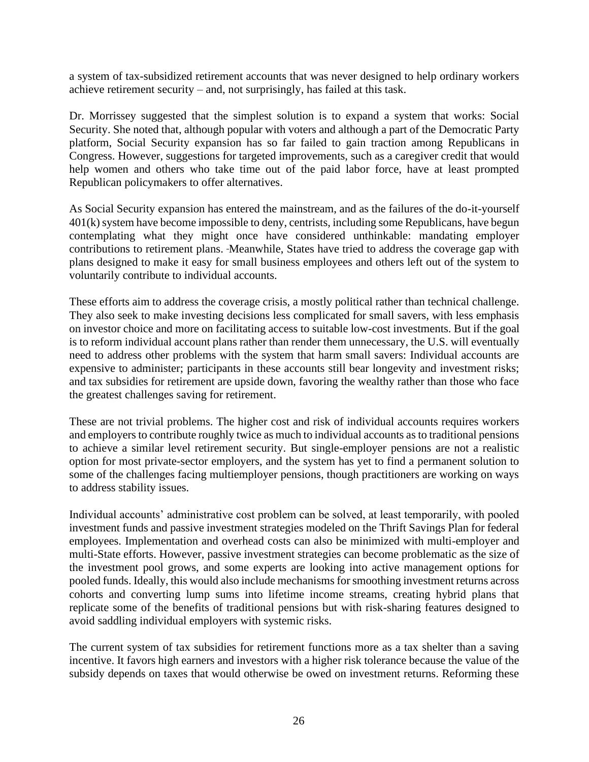a system of tax-subsidized retirement accounts that was never designed to help ordinary workers achieve retirement security – and, not surprisingly, has failed at this task.

Dr. Morrissey suggested that the simplest solution is to expand a system that works: Social Security. She noted that, although popular with voters and although a part of the Democratic Party platform, Social Security expansion has so far failed to gain traction among Republicans in Congress. However, suggestions for targeted improvements, such as a caregiver credit that would help women and others who take time out of the paid labor force, have at least prompted Republican policymakers to offer alternatives.

As Social Security expansion has entered the mainstream, and as the failures of the do-it-yourself 401(k) system have become impossible to deny, centrists, including some Republicans, have begun contemplating what they might once have considered unthinkable: mandating employer contributions to retirement plans. Meanwhile, States have tried to address the coverage gap with plans designed to make it easy for small business employees and others left out of the system to voluntarily contribute to individual accounts.

These efforts aim to address the coverage crisis, a mostly political rather than technical challenge. They also seek to make investing decisions less complicated for small savers, with less emphasis on investor choice and more on facilitating access to suitable low-cost investments. But if the goal is to reform individual account plans rather than render them unnecessary, the U.S. will eventually need to address other problems with the system that harm small savers: Individual accounts are expensive to administer; participants in these accounts still bear longevity and investment risks; and tax subsidies for retirement are upside down, favoring the wealthy rather than those who face the greatest challenges saving for retirement.

These are not trivial problems. The higher cost and risk of individual accounts requires workers and employers to contribute roughly twice as much to individual accounts as to traditional pensions to achieve a similar level retirement security. But single-employer pensions are not a realistic option for most private-sector employers, and the system has yet to find a permanent solution to some of the challenges facing multiemployer pensions, though practitioners are working on ways to address stability issues.

Individual accounts' administrative cost problem can be solved, at least temporarily, with pooled investment funds and passive investment strategies modeled on the Thrift Savings Plan for federal employees. Implementation and overhead costs can also be minimized with multi-employer and multi-State efforts. However, passive investment strategies can become problematic as the size of the investment pool grows, and some experts are looking into active management options for pooled funds. Ideally, this would also include mechanisms for smoothing investment returns across cohorts and converting lump sums into lifetime income streams, creating hybrid plans that replicate some of the benefits of traditional pensions but with risk-sharing features designed to avoid saddling individual employers with systemic risks.

The current system of tax subsidies for retirement functions more as a tax shelter than a saving incentive. It favors high earners and investors with a higher risk tolerance because the value of the subsidy depends on taxes that would otherwise be owed on investment returns. Reforming these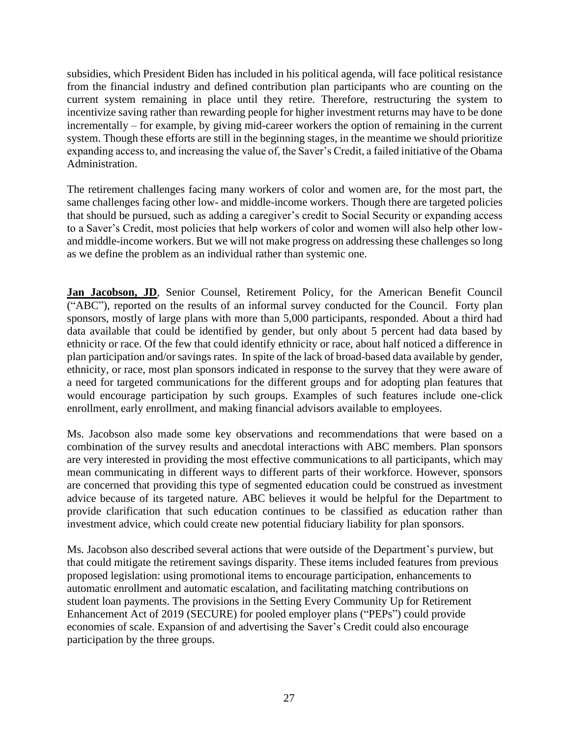subsidies, which President Biden has included in his political agenda, will face political resistance from the financial industry and defined contribution plan participants who are counting on the current system remaining in place until they retire. Therefore, restructuring the system to incentivize saving rather than rewarding people for higher investment returns may have to be done incrementally – for example, by giving mid-career workers the option of remaining in the current system. Though these efforts are still in the beginning stages, in the meantime we should prioritize expanding access to, and increasing the value of, the Saver's Credit, a failed initiative of the Obama Administration.

The retirement challenges facing many workers of color and women are, for the most part, the same challenges facing other low- and middle-income workers. Though there are targeted policies that should be pursued, such as adding a caregiver's credit to Social Security or expanding access to a Saver's Credit, most policies that help workers of color and women will also help other low- and middle-income workers. But we will not make progress on addressing these challenges so long as we define the problem as an individual rather than systemic one.

**Jan Jacobson, JD**, Senior Counsel, Retirement Policy, for the American Benefit Council ("ABC"), reported on the results of an informal survey conducted for the Council. Forty plan sponsors, mostly of large plans with more than 5,000 participants, responded. About a third had data available that could be identified by gender, but only about 5 percent had data based by ethnicity or race. Of the few that could identify ethnicity or race, about half noticed a difference in plan participation and/or savings rates. In spite of the lack of broad-based data available by gender, ethnicity, or race, most plan sponsors indicated in response to the survey that they were aware of a need for targeted communications for the different groups and for adopting plan features that would encourage participation by such groups. Examples of such features include one-click enrollment, early enrollment, and making financial advisors available to employees.

Ms. Jacobson also made some key observations and recommendations that were based on a combination of the survey results and anecdotal interactions with ABC members. Plan sponsors are very interested in providing the most effective communications to all participants, which may mean communicating in different ways to different parts of their workforce. However, sponsors are concerned that providing this type of segmented education could be construed as investment advice because of its targeted nature. ABC believes it would be helpful for the Department to provide clarification that such education continues to be classified as education rather than investment advice, which could create new potential fiduciary liability for plan sponsors.

Ms. Jacobson also described several actions that were outside of the Department's purview, but that could mitigate the retirement savings disparity. These items included features from previous proposed legislation: using promotional items to encourage participation, enhancements to automatic enrollment and automatic escalation, and facilitating matching contributions on student loan payments. The provisions in the Setting Every Community Up for Retirement Enhancement Act of 2019 (SECURE) for pooled employer plans ("PEPs") could provide economies of scale. Expansion of and advertising the Saver's Credit could also encourage participation by the three groups.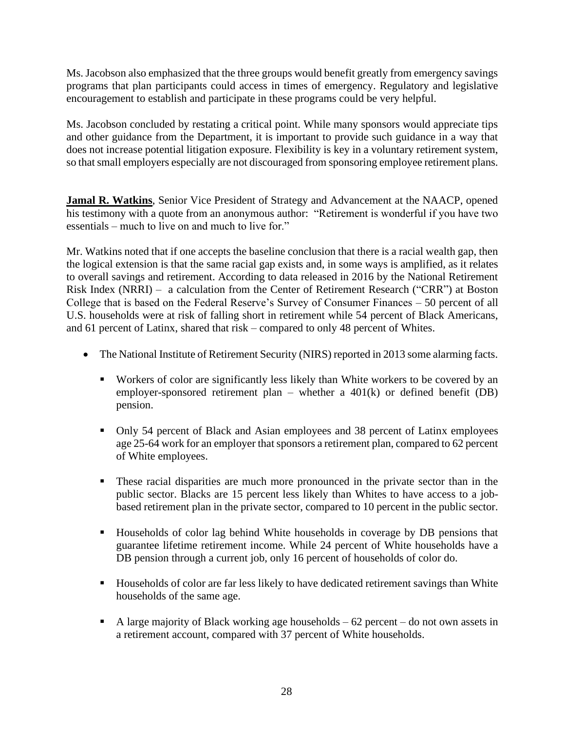Ms. Jacobson also emphasized that the three groups would benefit greatly from emergency savings programs that plan participants could access in times of emergency. Regulatory and legislative encouragement to establish and participate in these programs could be very helpful.

Ms. Jacobson concluded by restating a critical point. While many sponsors would appreciate tips and other guidance from the Department, it is important to provide such guidance in a way that does not increase potential litigation exposure. Flexibility is key in a voluntary retirement system, so that small employers especially are not discouraged from sponsoring employee retirement plans.

**Jamal R. Watkins**, Senior Vice President of Strategy and Advancement at the NAACP, opened his testimony with a quote from an anonymous author: "Retirement is wonderful if you have two essentials – much to live on and much to live for."

Mr. Watkins noted that if one accepts the baseline conclusion that there is a racial wealth gap, then the logical extension is that the same racial gap exists and, in some ways is amplified, as it relates to overall savings and retirement. According to data released in 2016 by the National Retirement Risk Index (NRRI) – a calculation from the Center of Retirement Research ("CRR") at Boston College that is based on the Federal Reserve's Survey of Consumer Finances – 50 percent of all U.S. households were at risk of falling short in retirement while 54 percent of Black Americans, and 61 percent of Latinx, shared that risk – compared to only 48 percent of Whites.

- The National Institute of Retirement Security (NIRS) reported in 2013 some alarming facts.
  - Workers of color are significantly less likely than White workers to be covered by an employer-sponsored retirement plan – whether a 401(k) or defined benefit (DB) pension.
  - Only 54 percent of Black and Asian employees and 38 percent of Latinx employees age 25-64 work for an employer that sponsors a retirement plan, compared to 62 percent of White employees.
  - These racial disparities are much more pronounced in the private sector than in the public sector. Blacks are 15 percent less likely than Whites to have access to a job-based retirement plan in the private sector, compared to 10 percent in the public sector.
  - Households of color lag behind White households in coverage by DB pensions that guarantee lifetime retirement income. While 24 percent of White households have a DB pension through a current job, only 16 percent of households of color do.
  - Households of color are far less likely to have dedicated retirement savings than White households of the same age.
  - A large majority of Black working age households – 62 percent – do not own assets in a retirement account, compared with 37 percent of White households.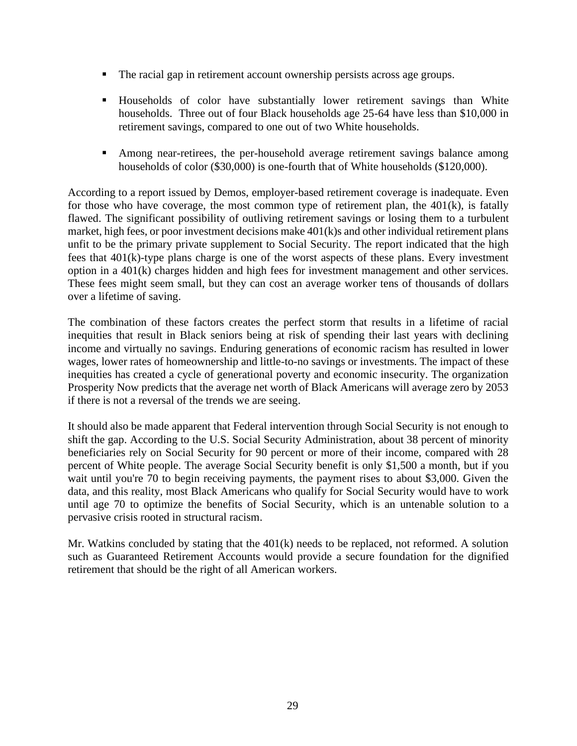- The racial gap in retirement account ownership persists across age groups.

- Households of color have substantially lower retirement savings than White households. Three out of four Black households age 25-64 have less than $10,000 in retirement savings, compared to one out of two White households.

- Among near-retirees, the per-household average retirement savings balance among households of color ($30,000) is one-fourth that of White households ($120,000).

According to a report issued by Demos, employer-based retirement coverage is inadequate. Even for those who have coverage, the most common type of retirement plan, the 401(k), is fatally flawed. The significant possibility of outliving retirement savings or losing them to a turbulent market, high fees, or poor investment decisions make 401(k)s and other individual retirement plans unfit to be the primary private supplement to Social Security. The report indicated that the high fees that 401(k)-type plans charge is one of the worst aspects of these plans. Every investment option in a 401(k) charges hidden and high fees for investment management and other services. These fees might seem small, but they can cost an average worker tens of thousands of dollars over a lifetime of saving.

The combination of these factors creates the perfect storm that results in a lifetime of racial inequities that result in Black seniors being at risk of spending their last years with declining income and virtually no savings. Enduring generations of economic racism has resulted in lower wages, lower rates of homeownership and little-to-no savings or investments. The impact of these inequities has created a cycle of generational poverty and economic insecurity. The organization Prosperity Now predicts that the average net worth of Black Americans will average zero by 2053 if there is not a reversal of the trends we are seeing.

It should also be made apparent that Federal intervention through Social Security is not enough to shift the gap. According to the U.S. Social Security Administration, about 38 percent of minority beneficiaries rely on Social Security for 90 percent or more of their income, compared with 28 percent of White people. The average Social Security benefit is only $1,500 a month, but if you wait until you're 70 to begin receiving payments, the payment rises to about $3,000. Given the data, and this reality, most Black Americans who qualify for Social Security would have to work until age 70 to optimize the benefits of Social Security, which is an untenable solution to a pervasive crisis rooted in structural racism.

Mr. Watkins concluded by stating that the 401(k) needs to be replaced, not reformed. A solution such as Guaranteed Retirement Accounts would provide a secure foundation for the dignified retirement that should be the right of all American workers.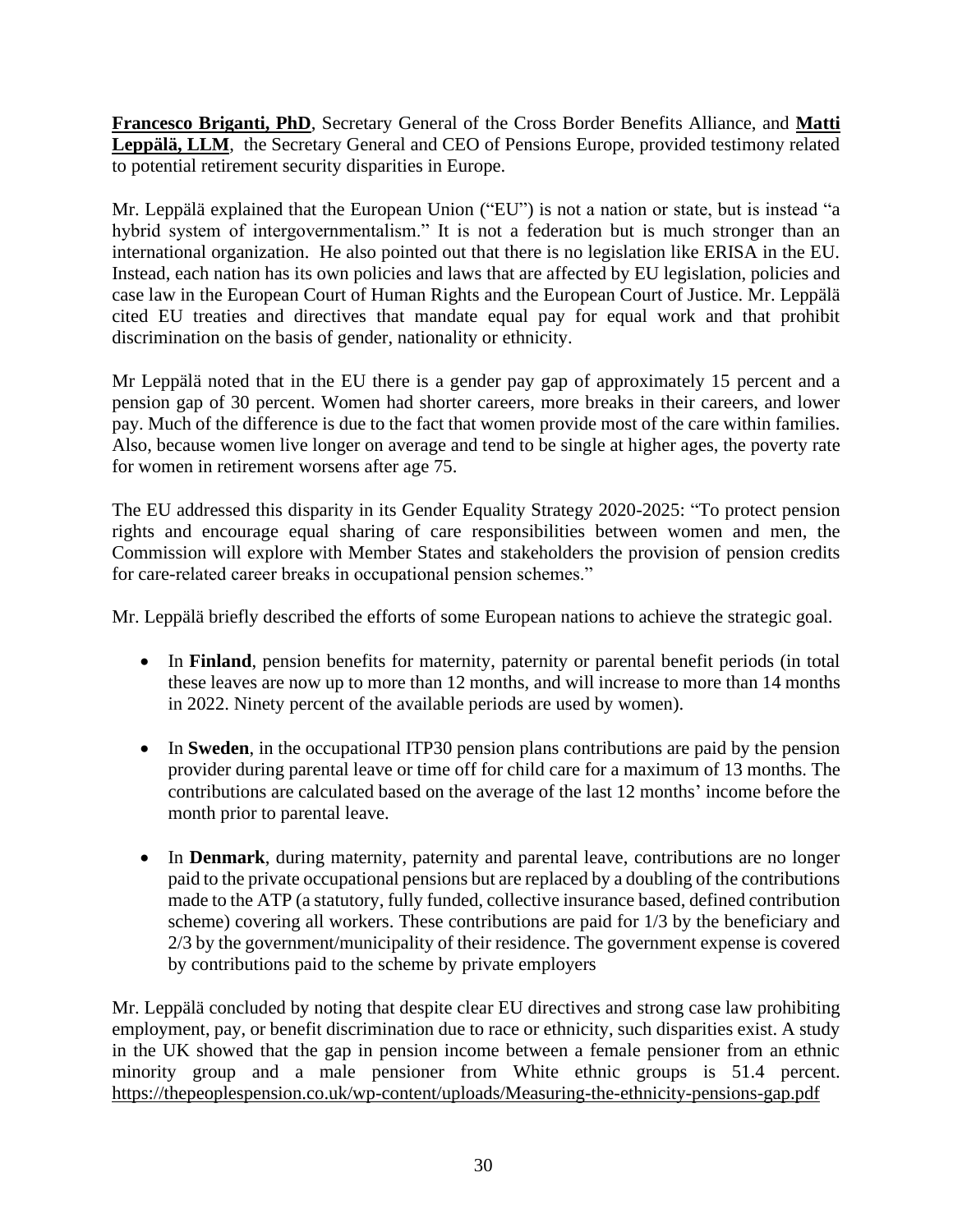**Francesco Briganti, PhD**, Secretary General of the Cross Border Benefits Alliance, and **Matti Leppälä, LLM**, the Secretary General and CEO of Pensions Europe, provided testimony related to potential retirement security disparities in Europe.

Mr. Leppälä explained that the European Union ("EU") is not a nation or state, but is instead "a hybrid system of intergovernmentalism." It is not a federation but is much stronger than an international organization. He also pointed out that there is no legislation like ERISA in the EU. Instead, each nation has its own policies and laws that are affected by EU legislation, policies and case law in the European Court of Human Rights and the European Court of Justice. Mr. Leppälä cited EU treaties and directives that mandate equal pay for equal work and that prohibit discrimination on the basis of gender, nationality or ethnicity.

Mr Leppälä noted that in the EU there is a gender pay gap of approximately 15 percent and a pension gap of 30 percent. Women had shorter careers, more breaks in their careers, and lower pay. Much of the difference is due to the fact that women provide most of the care within families. Also, because women live longer on average and tend to be single at higher ages, the poverty rate for women in retirement worsens after age 75.

The EU addressed this disparity in its Gender Equality Strategy 2020-2025: "To protect pension rights and encourage equal sharing of care responsibilities between women and men, the Commission will explore with Member States and stakeholders the provision of pension credits for care-related career breaks in occupational pension schemes."

Mr. Leppälä briefly described the efforts of some European nations to achieve the strategic goal.

- In **Finland**, pension benefits for maternity, paternity or parental benefit periods (in total these leaves are now up to more than 12 months, and will increase to more than 14 months in 2022. Ninety percent of the available periods are used by women).
- In **Sweden**, in the occupational ITP30 pension plans contributions are paid by the pension provider during parental leave or time off for child care for a maximum of 13 months. The contributions are calculated based on the average of the last 12 months' income before the month prior to parental leave.
- In **Denmark**, during maternity, paternity and parental leave, contributions are no longer paid to the private occupational pensions but are replaced by a doubling of the contributions made to the ATP (a statutory, fully funded, collective insurance based, defined contribution scheme) covering all workers. These contributions are paid for 1/3 by the beneficiary and 2/3 by the government/municipality of their residence. The government expense is covered by contributions paid to the scheme by private employers

Mr. Leppälä concluded by noting that despite clear EU directives and strong case law prohibiting employment, pay, or benefit discrimination due to race or ethnicity, such disparities exist. A study in the UK showed that the gap in pension income between a female pensioner from an ethnic minority group and a male pensioner from White ethnic groups is 51.4 percent. https://thepeoplespension.co.uk/wp-content/uploads/Measuring-the-ethnicity-pensions-gap.pdf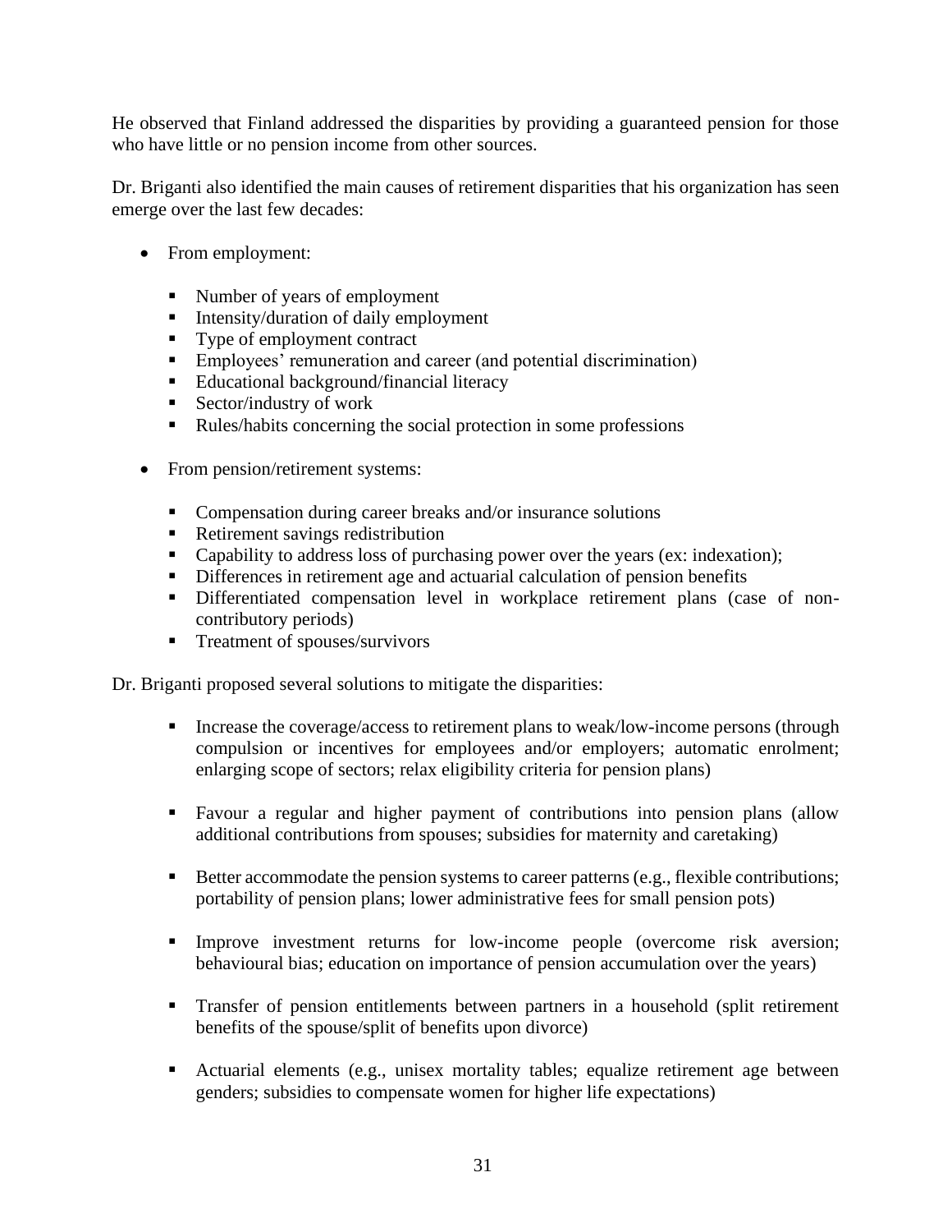He observed that Finland addressed the disparities by providing a guaranteed pension for those who have little or no pension income from other sources.

Dr. Briganti also identified the main causes of retirement disparities that his organization has seen emerge over the last few decades:

- From employment:
  - Number of years of employment
  - Intensity/duration of daily employment
  - Type of employment contract
  - Employees' remuneration and career (and potential discrimination)
  - Educational background/financial literacy
  - Sector/industry of work
  - Rules/habits concerning the social protection in some professions
- From pension/retirement systems:
  - Compensation during career breaks and/or insurance solutions
  - Retirement savings redistribution
  - Capability to address loss of purchasing power over the years (ex: indexation);
  - Differences in retirement age and actuarial calculation of pension benefits
  - Differentiated compensation level in workplace retirement plans (case of non-contributory periods)
  - Treatment of spouses/survivors

Dr. Briganti proposed several solutions to mitigate the disparities:

- Increase the coverage/access to retirement plans to weak/low-income persons (through compulsion or incentives for employees and/or employers; automatic enrolment; enlarging scope of sectors; relax eligibility criteria for pension plans)
- Favour a regular and higher payment of contributions into pension plans (allow additional contributions from spouses; subsidies for maternity and caretaking)
- Better accommodate the pension systems to career patterns (e.g., flexible contributions; portability of pension plans; lower administrative fees for small pension pots)
- Improve investment returns for low-income people (overcome risk aversion; behavioural bias; education on importance of pension accumulation over the years)
- Transfer of pension entitlements between partners in a household (split retirement benefits of the spouse/split of benefits upon divorce)
- Actuarial elements (e.g., unisex mortality tables; equalize retirement age between genders; subsidies to compensate women for higher life expectations)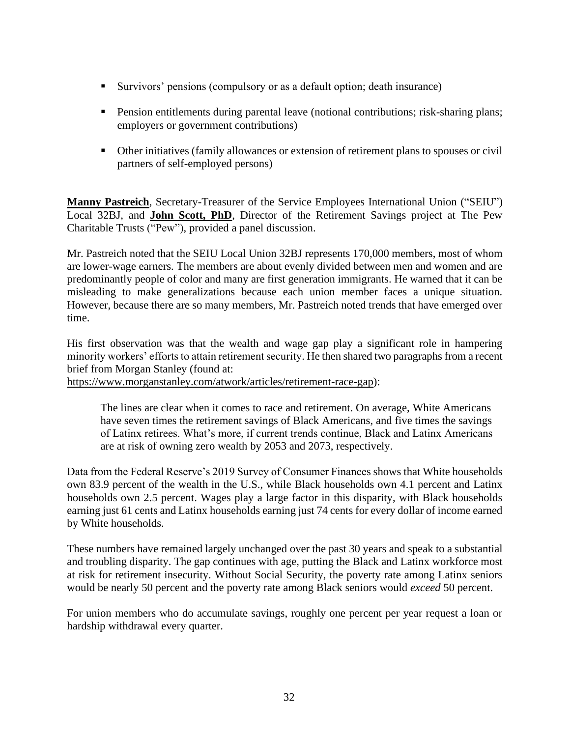- Survivors' pensions (compulsory or as a default option; death insurance)
- Pension entitlements during parental leave (notional contributions; risk-sharing plans; employers or government contributions)
- Other initiatives (family allowances or extension of retirement plans to spouses or civil partners of self-employed persons)

**Manny Pastreich**, Secretary-Treasurer of the Service Employees International Union ("SEIU") Local 32BJ, and **John Scott, PhD**, Director of the Retirement Savings project at The Pew Charitable Trusts ("Pew"), provided a panel discussion.

Mr. Pastreich noted that the SEIU Local Union 32BJ represents 170,000 members, most of whom are lower-wage earners. The members are about evenly divided between men and women and are predominantly people of color and many are first generation immigrants. He warned that it can be misleading to make generalizations because each union member faces a unique situation. However, because there are so many members, Mr. Pastreich noted trends that have emerged over time.

His first observation was that the wealth and wage gap play a significant role in hampering minority workers' efforts to attain retirement security. He then shared two paragraphs from a recent brief from Morgan Stanley (found at: https://www.morganstanley.com/atwork/articles/retirement-race-gap):

> The lines are clear when it comes to race and retirement. On average, White Americans have seven times the retirement savings of Black Americans, and five times the savings of Latinx retirees. What's more, if current trends continue, Black and Latinx Americans are at risk of owning zero wealth by 2053 and 2073, respectively.

Data from the Federal Reserve's 2019 Survey of Consumer Finances shows that White households own 83.9 percent of the wealth in the U.S., while Black households own 4.1 percent and Latinx households own 2.5 percent. Wages play a large factor in this disparity, with Black households earning just 61 cents and Latinx households earning just 74 cents for every dollar of income earned by White households.

These numbers have remained largely unchanged over the past 30 years and speak to a substantial and troubling disparity. The gap continues with age, putting the Black and Latinx workforce most at risk for retirement insecurity. Without Social Security, the poverty rate among Latinx seniors would be nearly 50 percent and the poverty rate among Black seniors would *exceed* 50 percent.

For union members who do accumulate savings, roughly one percent per year request a loan or hardship withdrawal every quarter.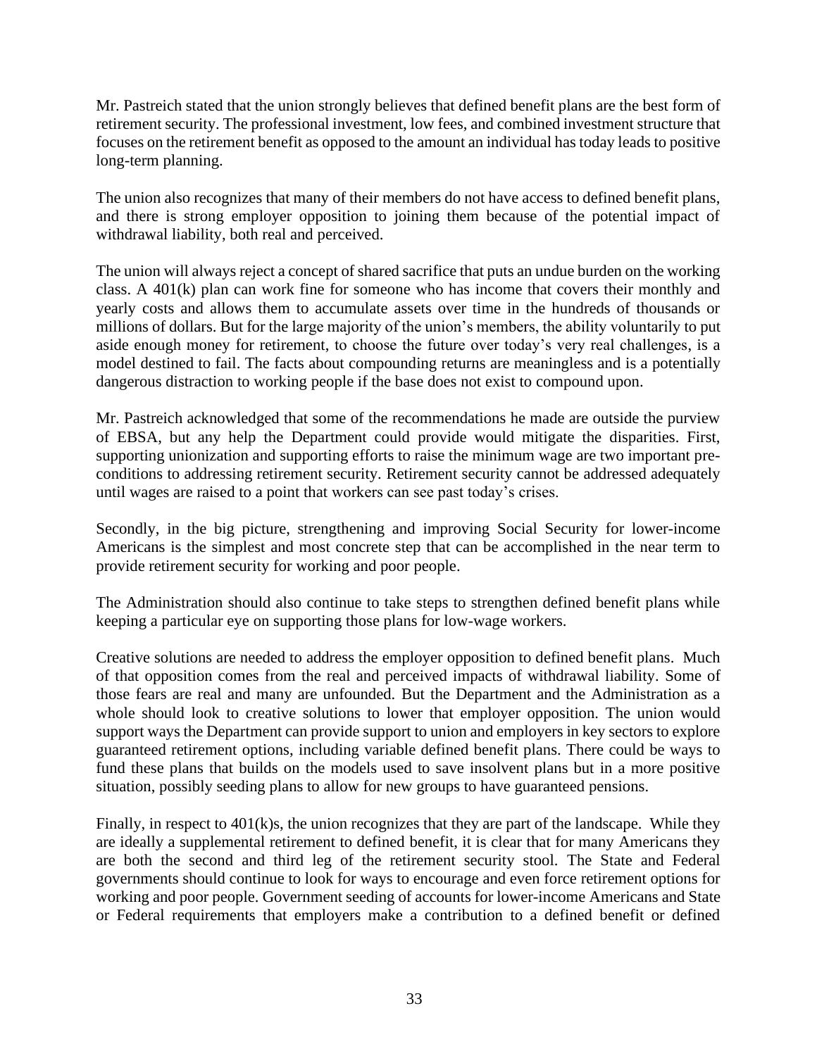Mr. Pastreich stated that the union strongly believes that defined benefit plans are the best form of retirement security. The professional investment, low fees, and combined investment structure that focuses on the retirement benefit as opposed to the amount an individual has today leads to positive long-term planning.

The union also recognizes that many of their members do not have access to defined benefit plans, and there is strong employer opposition to joining them because of the potential impact of withdrawal liability, both real and perceived.

The union will always reject a concept of shared sacrifice that puts an undue burden on the working class. A 401(k) plan can work fine for someone who has income that covers their monthly and yearly costs and allows them to accumulate assets over time in the hundreds of thousands or millions of dollars. But for the large majority of the union's members, the ability voluntarily to put aside enough money for retirement, to choose the future over today's very real challenges, is a model destined to fail. The facts about compounding returns are meaningless and is a potentially dangerous distraction to working people if the base does not exist to compound upon.

Mr. Pastreich acknowledged that some of the recommendations he made are outside the purview of EBSA, but any help the Department could provide would mitigate the disparities. First, supporting unionization and supporting efforts to raise the minimum wage are two important pre-conditions to addressing retirement security. Retirement security cannot be addressed adequately until wages are raised to a point that workers can see past today's crises.

Secondly, in the big picture, strengthening and improving Social Security for lower-income Americans is the simplest and most concrete step that can be accomplished in the near term to provide retirement security for working and poor people.

The Administration should also continue to take steps to strengthen defined benefit plans while keeping a particular eye on supporting those plans for low-wage workers.

Creative solutions are needed to address the employer opposition to defined benefit plans. Much of that opposition comes from the real and perceived impacts of withdrawal liability. Some of those fears are real and many are unfounded. But the Department and the Administration as a whole should look to creative solutions to lower that employer opposition. The union would support ways the Department can provide support to union and employers in key sectors to explore guaranteed retirement options, including variable defined benefit plans. There could be ways to fund these plans that builds on the models used to save insolvent plans but in a more positive situation, possibly seeding plans to allow for new groups to have guaranteed pensions.

Finally, in respect to 401(k)s, the union recognizes that they are part of the landscape. While they are ideally a supplemental retirement to defined benefit, it is clear that for many Americans they are both the second and third leg of the retirement security stool. The State and Federal governments should continue to look for ways to encourage and even force retirement options for working and poor people. Government seeding of accounts for lower-income Americans and State or Federal requirements that employers make a contribution to a defined benefit or defined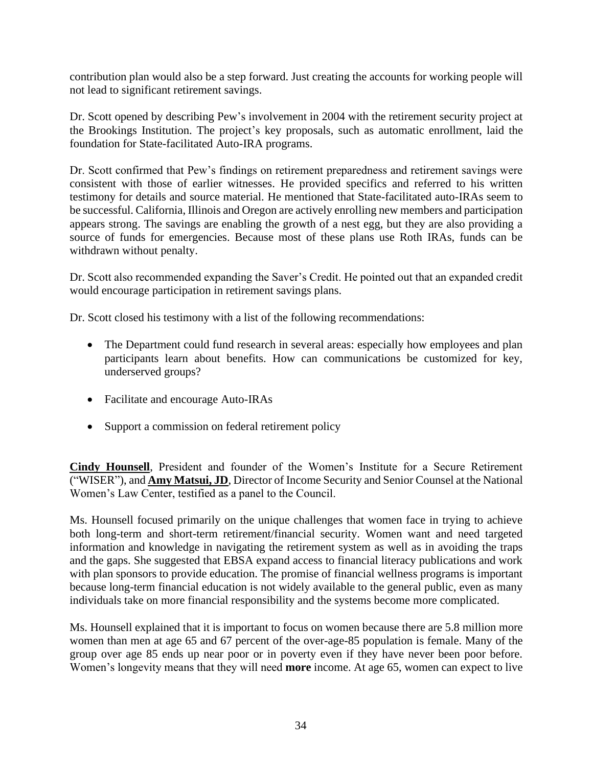contribution plan would also be a step forward. Just creating the accounts for working people will not lead to significant retirement savings.

Dr. Scott opened by describing Pew's involvement in 2004 with the retirement security project at the Brookings Institution. The project's key proposals, such as automatic enrollment, laid the foundation for State-facilitated Auto-IRA programs.

Dr. Scott confirmed that Pew's findings on retirement preparedness and retirement savings were consistent with those of earlier witnesses. He provided specifics and referred to his written testimony for details and source material. He mentioned that State-facilitated auto-IRAs seem to be successful. California, Illinois and Oregon are actively enrolling new members and participation appears strong. The savings are enabling the growth of a nest egg, but they are also providing a source of funds for emergencies. Because most of these plans use Roth IRAs, funds can be withdrawn without penalty.

Dr. Scott also recommended expanding the Saver's Credit. He pointed out that an expanded credit would encourage participation in retirement savings plans.

Dr. Scott closed his testimony with a list of the following recommendations:

- The Department could fund research in several areas: especially how employees and plan participants learn about benefits. How can communications be customized for key, underserved groups?
- Facilitate and encourage Auto-IRAs
- Support a commission on federal retirement policy

**Cindy Hounsell**, President and founder of the Women's Institute for a Secure Retirement ("WISER"), and **Amy Matsui, JD**, Director of Income Security and Senior Counsel at the National Women's Law Center, testified as a panel to the Council.

Ms. Hounsell focused primarily on the unique challenges that women face in trying to achieve both long-term and short-term retirement/financial security. Women want and need targeted information and knowledge in navigating the retirement system as well as in avoiding the traps and the gaps. She suggested that EBSA expand access to financial literacy publications and work with plan sponsors to provide education. The promise of financial wellness programs is important because long-term financial education is not widely available to the general public, even as many individuals take on more financial responsibility and the systems become more complicated.

Ms. Hounsell explained that it is important to focus on women because there are 5.8 million more women than men at age 65 and 67 percent of the over-age-85 population is female. Many of the group over age 85 ends up near poor or in poverty even if they have never been poor before. Women's longevity means that they will need **more** income. At age 65, women can expect to live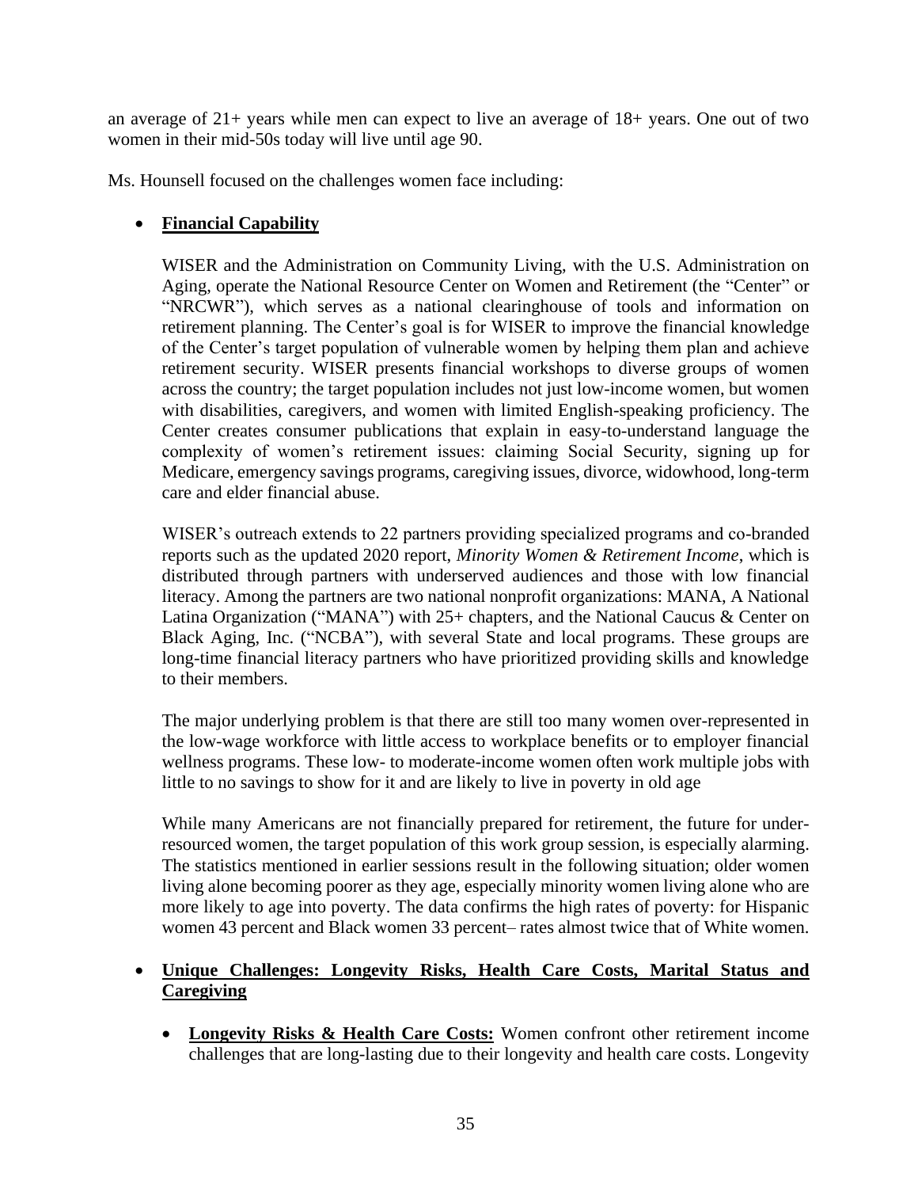an average of 21+ years while men can expect to live an average of 18+ years. One out of two women in their mid-50s today will live until age 90.

Ms. Hounsell focused on the challenges women face including:

- **Financial Capability**

  WISER and the Administration on Community Living, with the U.S. Administration on Aging, operate the National Resource Center on Women and Retirement (the "Center" or "NRCWR"), which serves as a national clearinghouse of tools and information on retirement planning. The Center's goal is for WISER to improve the financial knowledge of the Center's target population of vulnerable women by helping them plan and achieve retirement security. WISER presents financial workshops to diverse groups of women across the country; the target population includes not just low-income women, but women with disabilities, caregivers, and women with limited English-speaking proficiency. The Center creates consumer publications that explain in easy-to-understand language the complexity of women's retirement issues: claiming Social Security, signing up for Medicare, emergency savings programs, caregiving issues, divorce, widowhood, long-term care and elder financial abuse.

  WISER's outreach extends to 22 partners providing specialized programs and co-branded reports such as the updated 2020 report, *Minority Women & Retirement Income*, which is distributed through partners with underserved audiences and those with low financial literacy. Among the partners are two national nonprofit organizations: MANA, A National Latina Organization ("MANA") with 25+ chapters, and the National Caucus & Center on Black Aging, Inc. ("NCBA"), with several State and local programs. These groups are long-time financial literacy partners who have prioritized providing skills and knowledge to their members.

  The major underlying problem is that there are still too many women over-represented in the low-wage workforce with little access to workplace benefits or to employer financial wellness programs. These low- to moderate-income women often work multiple jobs with little to no savings to show for it and are likely to live in poverty in old age

  While many Americans are not financially prepared for retirement, the future for under-resourced women, the target population of this work group session, is especially alarming. The statistics mentioned in earlier sessions result in the following situation; older women living alone becoming poorer as they age, especially minority women living alone who are more likely to age into poverty. The data confirms the high rates of poverty: for Hispanic women 43 percent and Black women 33 percent– rates almost twice that of White women.

- **Unique Challenges: Longevity Risks, Health Care Costs, Marital Status and Caregiving**

  - **Longevity Risks & Health Care Costs:** Women confront other retirement income challenges that are long-lasting due to their longevity and health care costs. Longevity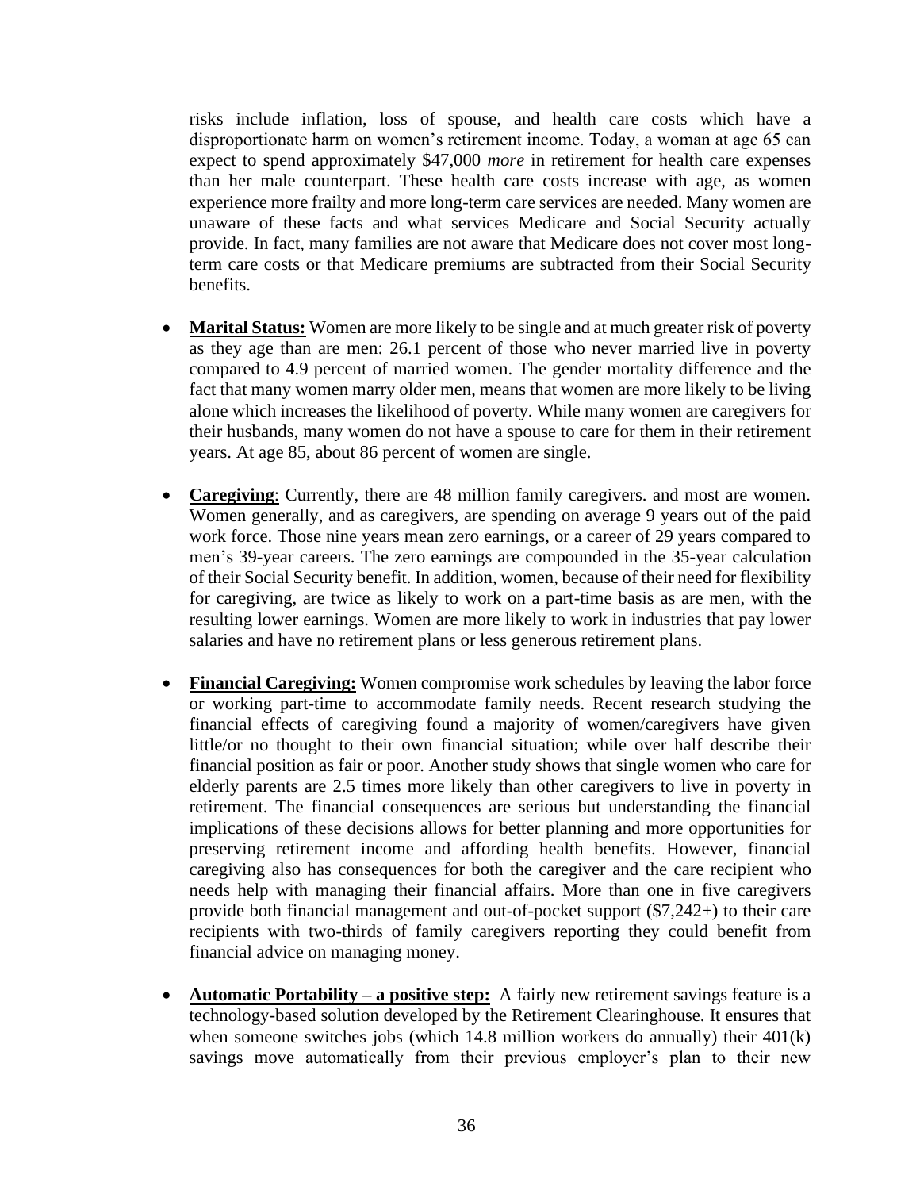risks include inflation, loss of spouse, and health care costs which have a disproportionate harm on women's retirement income. Today, a woman at age 65 can expect to spend approximately $47,000 *more* in retirement for health care expenses than her male counterpart. These health care costs increase with age, as women experience more frailty and more long-term care services are needed. Many women are unaware of these facts and what services Medicare and Social Security actually provide. In fact, many families are not aware that Medicare does not cover most long-term care costs or that Medicare premiums are subtracted from their Social Security benefits.

- **Marital Status:** Women are more likely to be single and at much greater risk of poverty as they age than are men: 26.1 percent of those who never married live in poverty compared to 4.9 percent of married women. The gender mortality difference and the fact that many women marry older men, means that women are more likely to be living alone which increases the likelihood of poverty. While many women are caregivers for their husbands, many women do not have a spouse to care for them in their retirement years. At age 85, about 86 percent of women are single.

- **Caregiving**: Currently, there are 48 million family caregivers. and most are women. Women generally, and as caregivers, are spending on average 9 years out of the paid work force. Those nine years mean zero earnings, or a career of 29 years compared to men's 39-year careers. The zero earnings are compounded in the 35-year calculation of their Social Security benefit. In addition, women, because of their need for flexibility for caregiving, are twice as likely to work on a part-time basis as are men, with the resulting lower earnings. Women are more likely to work in industries that pay lower salaries and have no retirement plans or less generous retirement plans.

- **Financial Caregiving:** Women compromise work schedules by leaving the labor force or working part-time to accommodate family needs. Recent research studying the financial effects of caregiving found a majority of women/caregivers have given little/or no thought to their own financial situation; while over half describe their financial position as fair or poor. Another study shows that single women who care for elderly parents are 2.5 times more likely than other caregivers to live in poverty in retirement. The financial consequences are serious but understanding the financial implications of these decisions allows for better planning and more opportunities for preserving retirement income and affording health benefits. However, financial caregiving also has consequences for both the caregiver and the care recipient who needs help with managing their financial affairs. More than one in five caregivers provide both financial management and out-of-pocket support ($7,242+) to their care recipients with two-thirds of family caregivers reporting they could benefit from financial advice on managing money.

- **Automatic Portability – a positive step:** A fairly new retirement savings feature is a technology-based solution developed by the Retirement Clearinghouse. It ensures that when someone switches jobs (which 14.8 million workers do annually) their 401(k) savings move automatically from their previous employer's plan to their new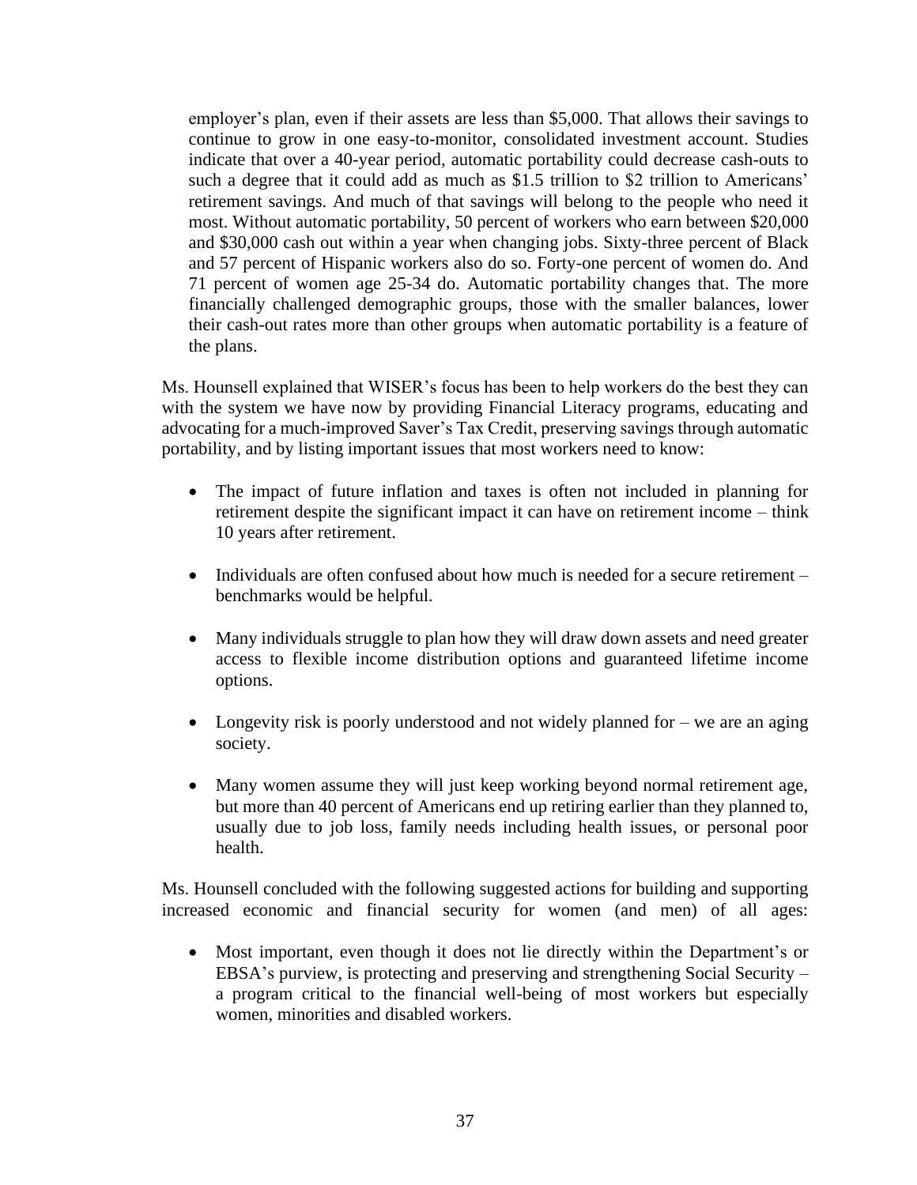employer's plan, even if their assets are less than $5,000. That allows their savings to continue to grow in one easy-to-monitor, consolidated investment account. Studies indicate that over a 40-year period, automatic portability could decrease cash-outs to such a degree that it could add as much as $1.5 trillion to $2 trillion to Americans' retirement savings. And much of that savings will belong to the people who need it most. Without automatic portability, 50 percent of workers who earn between $20,000 and $30,000 cash out within a year when changing jobs. Sixty-three percent of Black and 57 percent of Hispanic workers also do so. Forty-one percent of women do. And 71 percent of women age 25-34 do. Automatic portability changes that. The more financially challenged demographic groups, those with the smaller balances, lower their cash-out rates more than other groups when automatic portability is a feature of the plans.

Ms. Hounsell explained that WISER's focus has been to help workers do the best they can with the system we have now by providing Financial Literacy programs, educating and advocating for a much-improved Saver's Tax Credit, preserving savings through automatic portability, and by listing important issues that most workers need to know:

- The impact of future inflation and taxes is often not included in planning for retirement despite the significant impact it can have on retirement income – think 10 years after retirement.
- Individuals are often confused about how much is needed for a secure retirement – benchmarks would be helpful.
- Many individuals struggle to plan how they will draw down assets and need greater access to flexible income distribution options and guaranteed lifetime income options.
- Longevity risk is poorly understood and not widely planned for – we are an aging society.
- Many women assume they will just keep working beyond normal retirement age, but more than 40 percent of Americans end up retiring earlier than they planned to, usually due to job loss, family needs including health issues, or personal poor health.

Ms. Hounsell concluded with the following suggested actions for building and supporting increased economic and financial security for women (and men) of all ages:

- Most important, even though it does not lie directly within the Department's or EBSA's purview, is protecting and preserving and strengthening Social Security – a program critical to the financial well-being of most workers but especially women, minorities and disabled workers.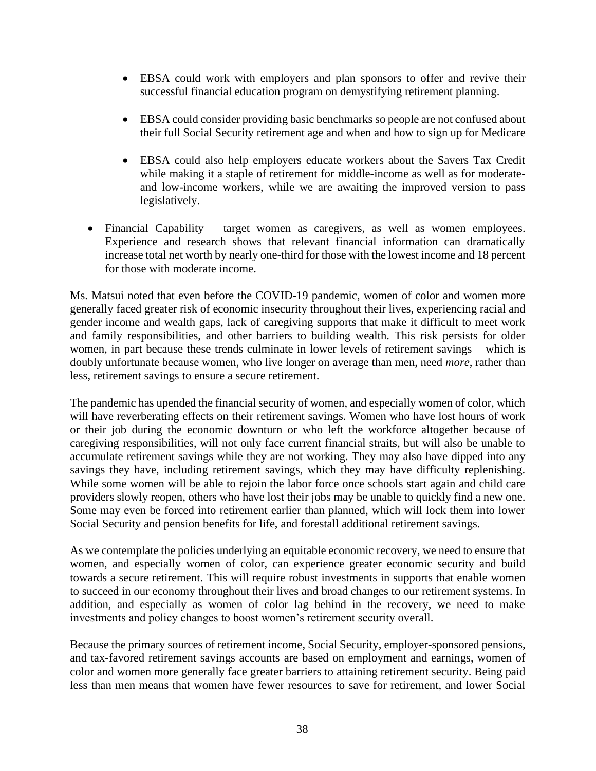- EBSA could work with employers and plan sponsors to offer and revive their successful financial education program on demystifying retirement planning.

  - EBSA could consider providing basic benchmarks so people are not confused about their full Social Security retirement age and when and how to sign up for Medicare

  - EBSA could also help employers educate workers about the Savers Tax Credit while making it a staple of retirement for middle-income as well as for moderate- and low-income workers, while we are awaiting the improved version to pass legislatively.

- Financial Capability – target women as caregivers, as well as women employees. Experience and research shows that relevant financial information can dramatically increase total net worth by nearly one-third for those with the lowest income and 18 percent for those with moderate income.

Ms. Matsui noted that even before the COVID-19 pandemic, women of color and women more generally faced greater risk of economic insecurity throughout their lives, experiencing racial and gender income and wealth gaps, lack of caregiving supports that make it difficult to meet work and family responsibilities, and other barriers to building wealth. This risk persists for older women, in part because these trends culminate in lower levels of retirement savings – which is doubly unfortunate because women, who live longer on average than men, need *more*, rather than less, retirement savings to ensure a secure retirement.

The pandemic has upended the financial security of women, and especially women of color, which will have reverberating effects on their retirement savings. Women who have lost hours of work or their job during the economic downturn or who left the workforce altogether because of caregiving responsibilities, will not only face current financial straits, but will also be unable to accumulate retirement savings while they are not working. They may also have dipped into any savings they have, including retirement savings, which they may have difficulty replenishing. While some women will be able to rejoin the labor force once schools start again and child care providers slowly reopen, others who have lost their jobs may be unable to quickly find a new one. Some may even be forced into retirement earlier than planned, which will lock them into lower Social Security and pension benefits for life, and forestall additional retirement savings.

As we contemplate the policies underlying an equitable economic recovery, we need to ensure that women, and especially women of color, can experience greater economic security and build towards a secure retirement. This will require robust investments in supports that enable women to succeed in our economy throughout their lives and broad changes to our retirement systems. In addition, and especially as women of color lag behind in the recovery, we need to make investments and policy changes to boost women's retirement security overall.

Because the primary sources of retirement income, Social Security, employer-sponsored pensions, and tax-favored retirement savings accounts are based on employment and earnings, women of color and women more generally face greater barriers to attaining retirement security. Being paid less than men means that women have fewer resources to save for retirement, and lower Social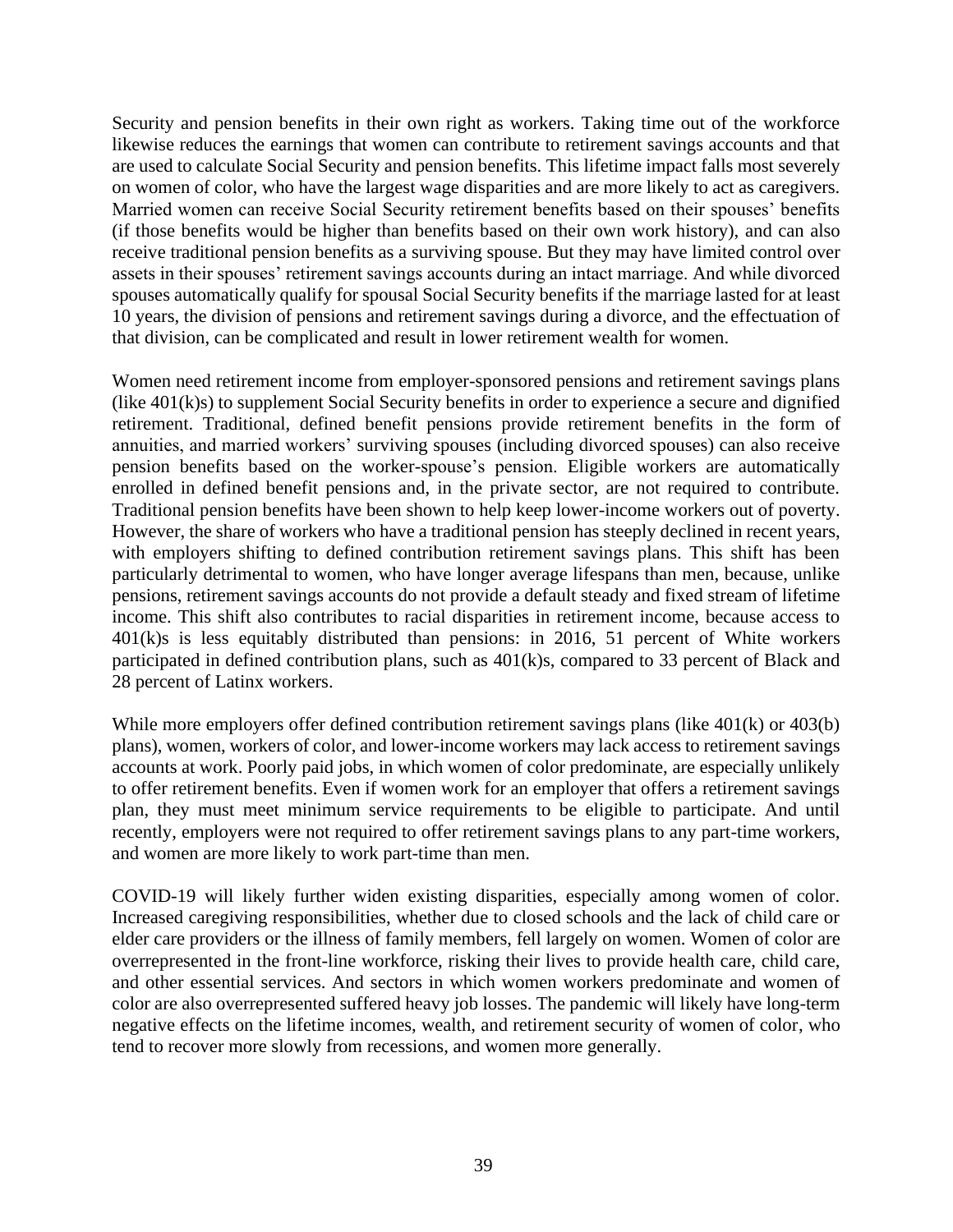Security and pension benefits in their own right as workers. Taking time out of the workforce likewise reduces the earnings that women can contribute to retirement savings accounts and that are used to calculate Social Security and pension benefits. This lifetime impact falls most severely on women of color, who have the largest wage disparities and are more likely to act as caregivers. Married women can receive Social Security retirement benefits based on their spouses' benefits (if those benefits would be higher than benefits based on their own work history), and can also receive traditional pension benefits as a surviving spouse. But they may have limited control over assets in their spouses' retirement savings accounts during an intact marriage. And while divorced spouses automatically qualify for spousal Social Security benefits if the marriage lasted for at least 10 years, the division of pensions and retirement savings during a divorce, and the effectuation of that division, can be complicated and result in lower retirement wealth for women.

Women need retirement income from employer-sponsored pensions and retirement savings plans (like 401(k)s) to supplement Social Security benefits in order to experience a secure and dignified retirement. Traditional, defined benefit pensions provide retirement benefits in the form of annuities, and married workers' surviving spouses (including divorced spouses) can also receive pension benefits based on the worker-spouse's pension. Eligible workers are automatically enrolled in defined benefit pensions and, in the private sector, are not required to contribute. Traditional pension benefits have been shown to help keep lower-income workers out of poverty. However, the share of workers who have a traditional pension has steeply declined in recent years, with employers shifting to defined contribution retirement savings plans. This shift has been particularly detrimental to women, who have longer average lifespans than men, because, unlike pensions, retirement savings accounts do not provide a default steady and fixed stream of lifetime income. This shift also contributes to racial disparities in retirement income, because access to 401(k)s is less equitably distributed than pensions: in 2016, 51 percent of White workers participated in defined contribution plans, such as 401(k)s, compared to 33 percent of Black and 28 percent of Latinx workers.

While more employers offer defined contribution retirement savings plans (like 401(k) or 403(b) plans), women, workers of color, and lower-income workers may lack access to retirement savings accounts at work. Poorly paid jobs, in which women of color predominate, are especially unlikely to offer retirement benefits. Even if women work for an employer that offers a retirement savings plan, they must meet minimum service requirements to be eligible to participate. And until recently, employers were not required to offer retirement savings plans to any part-time workers, and women are more likely to work part-time than men.

COVID-19 will likely further widen existing disparities, especially among women of color. Increased caregiving responsibilities, whether due to closed schools and the lack of child care or elder care providers or the illness of family members, fell largely on women. Women of color are overrepresented in the front-line workforce, risking their lives to provide health care, child care, and other essential services. And sectors in which women workers predominate and women of color are also overrepresented suffered heavy job losses. The pandemic will likely have long-term negative effects on the lifetime incomes, wealth, and retirement security of women of color, who tend to recover more slowly from recessions, and women more generally.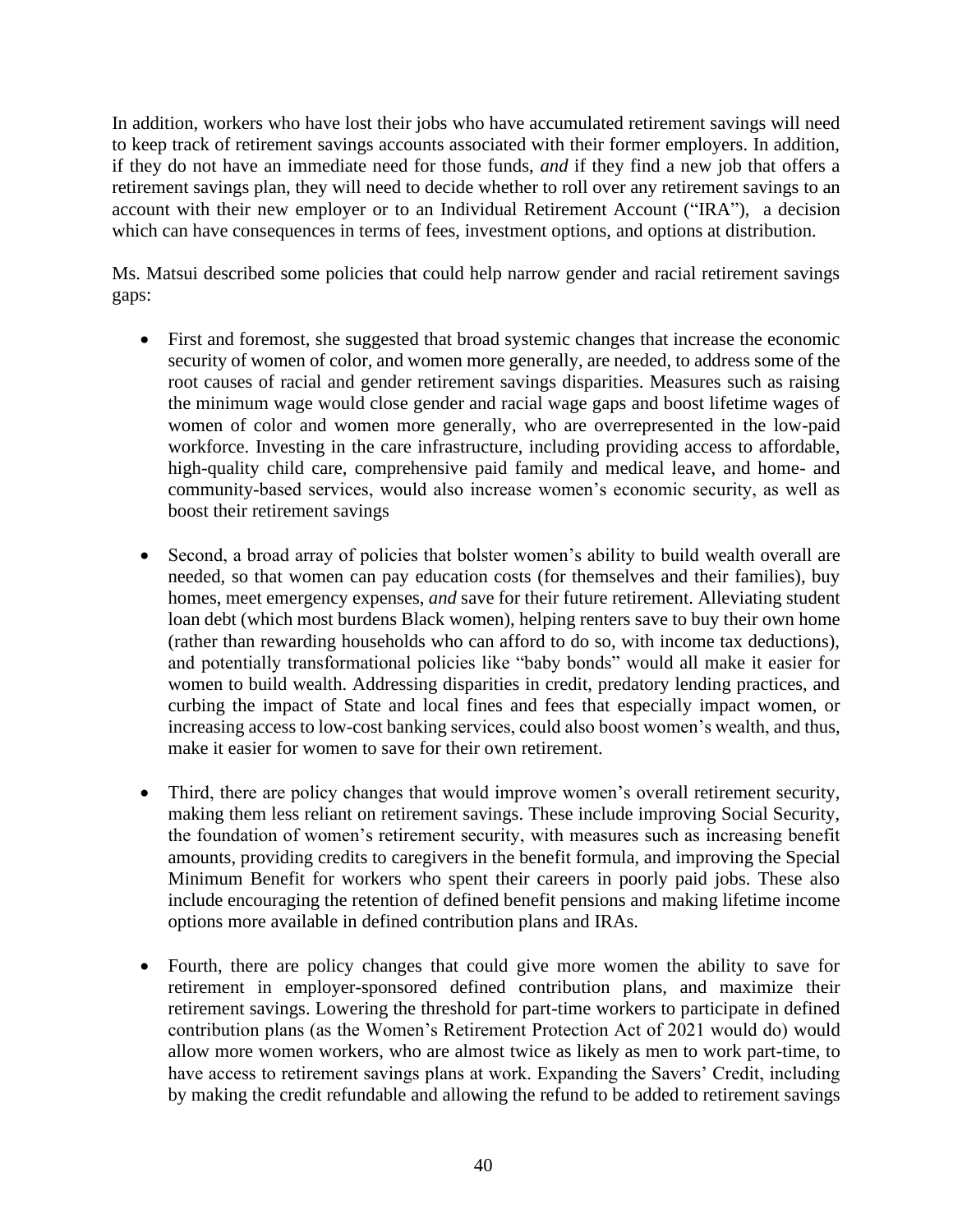In addition, workers who have lost their jobs who have accumulated retirement savings will need to keep track of retirement savings accounts associated with their former employers. In addition, if they do not have an immediate need for those funds, *and* if they find a new job that offers a retirement savings plan, they will need to decide whether to roll over any retirement savings to an account with their new employer or to an Individual Retirement Account ("IRA"), a decision which can have consequences in terms of fees, investment options, and options at distribution.

Ms. Matsui described some policies that could help narrow gender and racial retirement savings gaps:

- First and foremost, she suggested that broad systemic changes that increase the economic security of women of color, and women more generally, are needed, to address some of the root causes of racial and gender retirement savings disparities. Measures such as raising the minimum wage would close gender and racial wage gaps and boost lifetime wages of women of color and women more generally, who are overrepresented in the low-paid workforce. Investing in the care infrastructure, including providing access to affordable, high-quality child care, comprehensive paid family and medical leave, and home- and community-based services, would also increase women's economic security, as well as boost their retirement savings

- Second, a broad array of policies that bolster women's ability to build wealth overall are needed, so that women can pay education costs (for themselves and their families), buy homes, meet emergency expenses, *and* save for their future retirement. Alleviating student loan debt (which most burdens Black women), helping renters save to buy their own home (rather than rewarding households who can afford to do so, with income tax deductions), and potentially transformational policies like "baby bonds" would all make it easier for women to build wealth. Addressing disparities in credit, predatory lending practices, and curbing the impact of State and local fines and fees that especially impact women, or increasing access to low-cost banking services, could also boost women's wealth, and thus, make it easier for women to save for their own retirement.

- Third, there are policy changes that would improve women's overall retirement security, making them less reliant on retirement savings. These include improving Social Security, the foundation of women's retirement security, with measures such as increasing benefit amounts, providing credits to caregivers in the benefit formula, and improving the Special Minimum Benefit for workers who spent their careers in poorly paid jobs. These also include encouraging the retention of defined benefit pensions and making lifetime income options more available in defined contribution plans and IRAs.

- Fourth, there are policy changes that could give more women the ability to save for retirement in employer-sponsored defined contribution plans, and maximize their retirement savings. Lowering the threshold for part-time workers to participate in defined contribution plans (as the Women's Retirement Protection Act of 2021 would do) would allow more women workers, who are almost twice as likely as men to work part-time, to have access to retirement savings plans at work. Expanding the Savers' Credit, including by making the credit refundable and allowing the refund to be added to retirement savings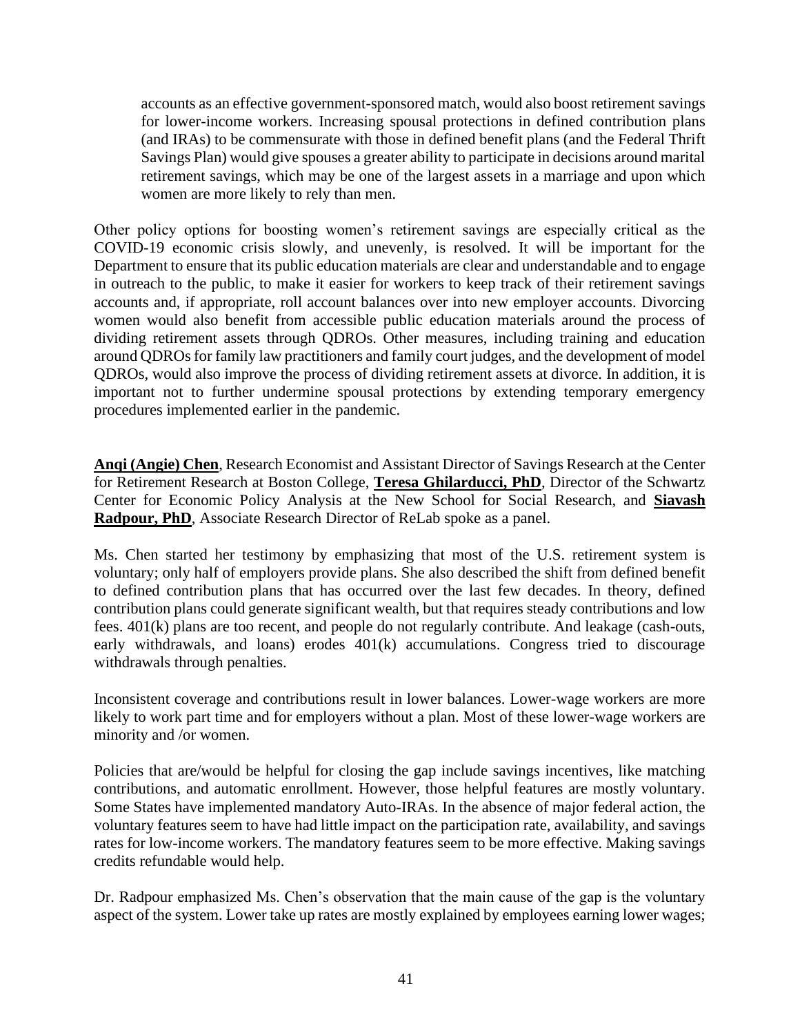> accounts as an effective government-sponsored match, would also boost retirement savings for lower-income workers. Increasing spousal protections in defined contribution plans (and IRAs) to be commensurate with those in defined benefit plans (and the Federal Thrift Savings Plan) would give spouses a greater ability to participate in decisions around marital retirement savings, which may be one of the largest assets in a marriage and upon which women are more likely to rely than men.

Other policy options for boosting women's retirement savings are especially critical as the COVID-19 economic crisis slowly, and unevenly, is resolved. It will be important for the Department to ensure that its public education materials are clear and understandable and to engage in outreach to the public, to make it easier for workers to keep track of their retirement savings accounts and, if appropriate, roll account balances over into new employer accounts. Divorcing women would also benefit from accessible public education materials around the process of dividing retirement assets through QDROs. Other measures, including training and education around QDROs for family law practitioners and family court judges, and the development of model QDROs, would also improve the process of dividing retirement assets at divorce. In addition, it is important not to further undermine spousal protections by extending temporary emergency procedures implemented earlier in the pandemic.

**Anqi (Angie) Chen**, Research Economist and Assistant Director of Savings Research at the Center for Retirement Research at Boston College, **Teresa Ghilarducci, PhD**, Director of the Schwartz Center for Economic Policy Analysis at the New School for Social Research, and **Siavash Radpour, PhD**, Associate Research Director of ReLab spoke as a panel.

Ms. Chen started her testimony by emphasizing that most of the U.S. retirement system is voluntary; only half of employers provide plans. She also described the shift from defined benefit to defined contribution plans that has occurred over the last few decades. In theory, defined contribution plans could generate significant wealth, but that requires steady contributions and low fees. 401(k) plans are too recent, and people do not regularly contribute. And leakage (cash-outs, early withdrawals, and loans) erodes 401(k) accumulations. Congress tried to discourage withdrawals through penalties.

Inconsistent coverage and contributions result in lower balances. Lower-wage workers are more likely to work part time and for employers without a plan. Most of these lower-wage workers are minority and /or women.

Policies that are/would be helpful for closing the gap include savings incentives, like matching contributions, and automatic enrollment. However, those helpful features are mostly voluntary. Some States have implemented mandatory Auto-IRAs. In the absence of major federal action, the voluntary features seem to have had little impact on the participation rate, availability, and savings rates for low-income workers. The mandatory features seem to be more effective. Making savings credits refundable would help.

Dr. Radpour emphasized Ms. Chen's observation that the main cause of the gap is the voluntary aspect of the system. Lower take up rates are mostly explained by employees earning lower wages;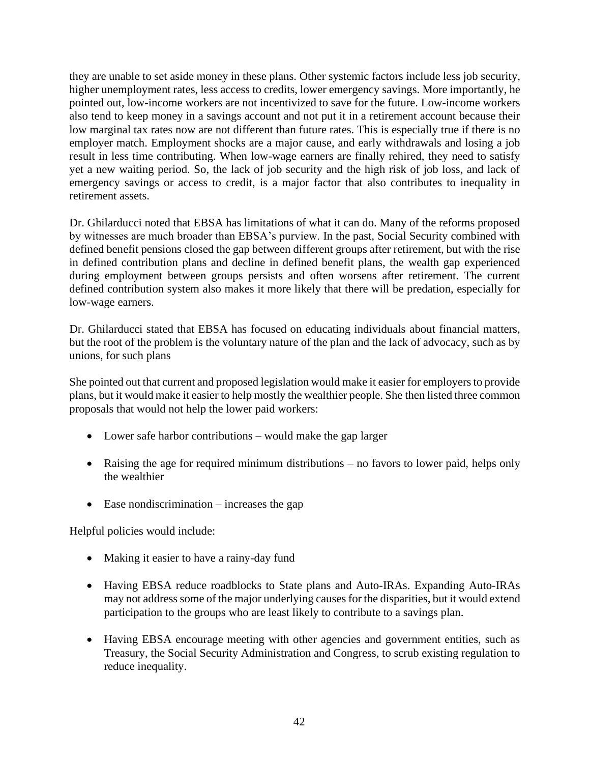they are unable to set aside money in these plans. Other systemic factors include less job security, higher unemployment rates, less access to credits, lower emergency savings. More importantly, he pointed out, low-income workers are not incentivized to save for the future. Low-income workers also tend to keep money in a savings account and not put it in a retirement account because their low marginal tax rates now are not different than future rates. This is especially true if there is no employer match. Employment shocks are a major cause, and early withdrawals and losing a job result in less time contributing. When low-wage earners are finally rehired, they need to satisfy yet a new waiting period. So, the lack of job security and the high risk of job loss, and lack of emergency savings or access to credit, is a major factor that also contributes to inequality in retirement assets.

Dr. Ghilarducci noted that EBSA has limitations of what it can do. Many of the reforms proposed by witnesses are much broader than EBSA's purview. In the past, Social Security combined with defined benefit pensions closed the gap between different groups after retirement, but with the rise in defined contribution plans and decline in defined benefit plans, the wealth gap experienced during employment between groups persists and often worsens after retirement. The current defined contribution system also makes it more likely that there will be predation, especially for low-wage earners.

Dr. Ghilarducci stated that EBSA has focused on educating individuals about financial matters, but the root of the problem is the voluntary nature of the plan and the lack of advocacy, such as by unions, for such plans

She pointed out that current and proposed legislation would make it easier for employers to provide plans, but it would make it easier to help mostly the wealthier people. She then listed three common proposals that would not help the lower paid workers:

- Lower safe harbor contributions – would make the gap larger
- Raising the age for required minimum distributions – no favors to lower paid, helps only the wealthier
- Ease nondiscrimination – increases the gap

Helpful policies would include:

- Making it easier to have a rainy-day fund
- Having EBSA reduce roadblocks to State plans and Auto-IRAs. Expanding Auto-IRAs may not address some of the major underlying causes for the disparities, but it would extend participation to the groups who are least likely to contribute to a savings plan.
- Having EBSA encourage meeting with other agencies and government entities, such as Treasury, the Social Security Administration and Congress, to scrub existing regulation to reduce inequality.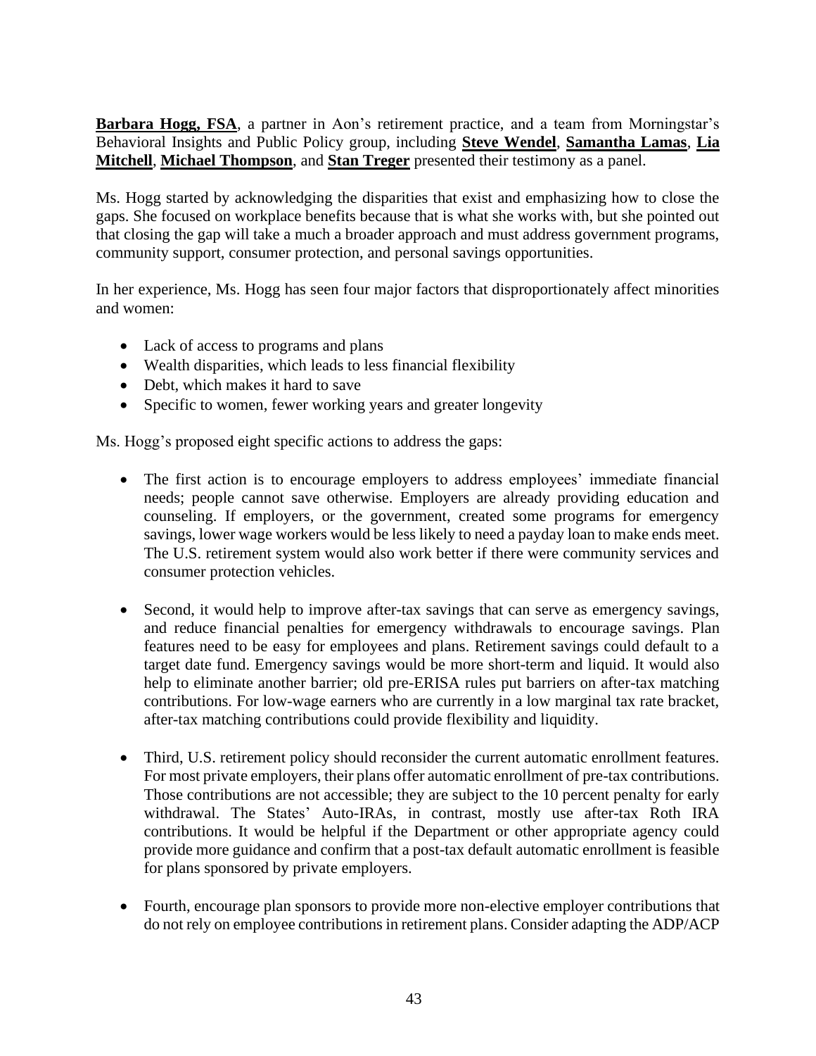**Barbara Hogg, FSA**, a partner in Aon's retirement practice, and a team from Morningstar's Behavioral Insights and Public Policy group, including **Steve Wendel**, **Samantha Lamas**, **Lia Mitchell**, **Michael Thompson**, and **Stan Treger** presented their testimony as a panel.

Ms. Hogg started by acknowledging the disparities that exist and emphasizing how to close the gaps. She focused on workplace benefits because that is what she works with, but she pointed out that closing the gap will take a much a broader approach and must address government programs, community support, consumer protection, and personal savings opportunities.

In her experience, Ms. Hogg has seen four major factors that disproportionately affect minorities and women:

- Lack of access to programs and plans
- Wealth disparities, which leads to less financial flexibility
- Debt, which makes it hard to save
- Specific to women, fewer working years and greater longevity

Ms. Hogg's proposed eight specific actions to address the gaps:

- The first action is to encourage employers to address employees' immediate financial needs; people cannot save otherwise. Employers are already providing education and counseling. If employers, or the government, created some programs for emergency savings, lower wage workers would be less likely to need a payday loan to make ends meet. The U.S. retirement system would also work better if there were community services and consumer protection vehicles.

- Second, it would help to improve after-tax savings that can serve as emergency savings, and reduce financial penalties for emergency withdrawals to encourage savings. Plan features need to be easy for employees and plans. Retirement savings could default to a target date fund. Emergency savings would be more short-term and liquid. It would also help to eliminate another barrier; old pre-ERISA rules put barriers on after-tax matching contributions. For low-wage earners who are currently in a low marginal tax rate bracket, after-tax matching contributions could provide flexibility and liquidity.

- Third, U.S. retirement policy should reconsider the current automatic enrollment features. For most private employers, their plans offer automatic enrollment of pre-tax contributions. Those contributions are not accessible; they are subject to the 10 percent penalty for early withdrawal. The States' Auto-IRAs, in contrast, mostly use after-tax Roth IRA contributions. It would be helpful if the Department or other appropriate agency could provide more guidance and confirm that a post-tax default automatic enrollment is feasible for plans sponsored by private employers.

- Fourth, encourage plan sponsors to provide more non-elective employer contributions that do not rely on employee contributions in retirement plans. Consider adapting the ADP/ACP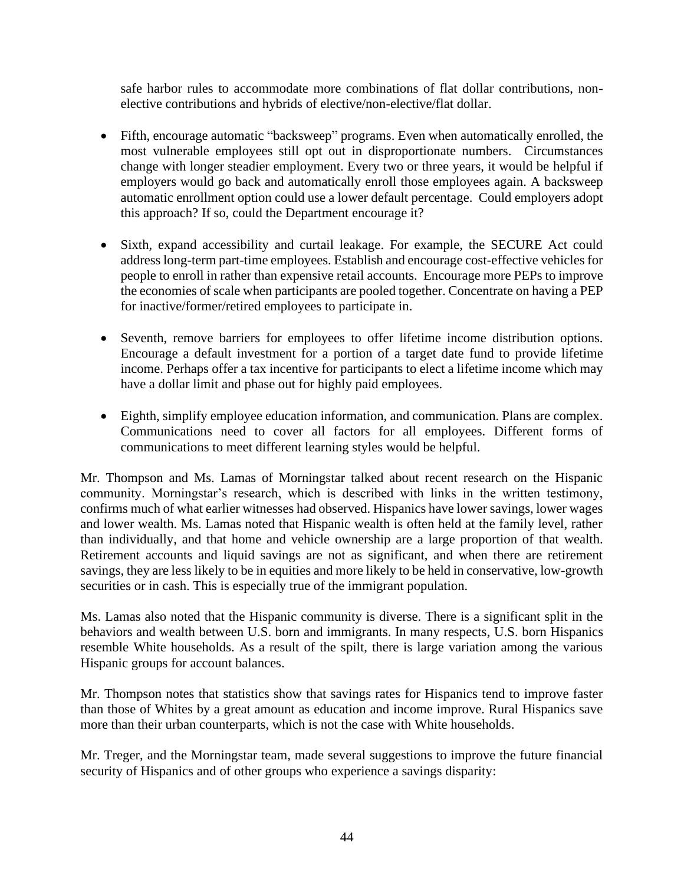safe harbor rules to accommodate more combinations of flat dollar contributions, non-elective contributions and hybrids of elective/non-elective/flat dollar.

- Fifth, encourage automatic "backsweep" programs. Even when automatically enrolled, the most vulnerable employees still opt out in disproportionate numbers. Circumstances change with longer steadier employment. Every two or three years, it would be helpful if employers would go back and automatically enroll those employees again. A backsweep automatic enrollment option could use a lower default percentage. Could employers adopt this approach? If so, could the Department encourage it?

- Sixth, expand accessibility and curtail leakage. For example, the SECURE Act could address long-term part-time employees. Establish and encourage cost-effective vehicles for people to enroll in rather than expensive retail accounts. Encourage more PEPs to improve the economies of scale when participants are pooled together. Concentrate on having a PEP for inactive/former/retired employees to participate in.

- Seventh, remove barriers for employees to offer lifetime income distribution options. Encourage a default investment for a portion of a target date fund to provide lifetime income. Perhaps offer a tax incentive for participants to elect a lifetime income which may have a dollar limit and phase out for highly paid employees.

- Eighth, simplify employee education information, and communication. Plans are complex. Communications need to cover all factors for all employees. Different forms of communications to meet different learning styles would be helpful.

Mr. Thompson and Ms. Lamas of Morningstar talked about recent research on the Hispanic community. Morningstar's research, which is described with links in the written testimony, confirms much of what earlier witnesses had observed. Hispanics have lower savings, lower wages and lower wealth. Ms. Lamas noted that Hispanic wealth is often held at the family level, rather than individually, and that home and vehicle ownership are a large proportion of that wealth. Retirement accounts and liquid savings are not as significant, and when there are retirement savings, they are less likely to be in equities and more likely to be held in conservative, low-growth securities or in cash. This is especially true of the immigrant population.

Ms. Lamas also noted that the Hispanic community is diverse. There is a significant split in the behaviors and wealth between U.S. born and immigrants. In many respects, U.S. born Hispanics resemble White households. As a result of the spilt, there is large variation among the various Hispanic groups for account balances.

Mr. Thompson notes that statistics show that savings rates for Hispanics tend to improve faster than those of Whites by a great amount as education and income improve. Rural Hispanics save more than their urban counterparts, which is not the case with White households.

Mr. Treger, and the Morningstar team, made several suggestions to improve the future financial security of Hispanics and of other groups who experience a savings disparity: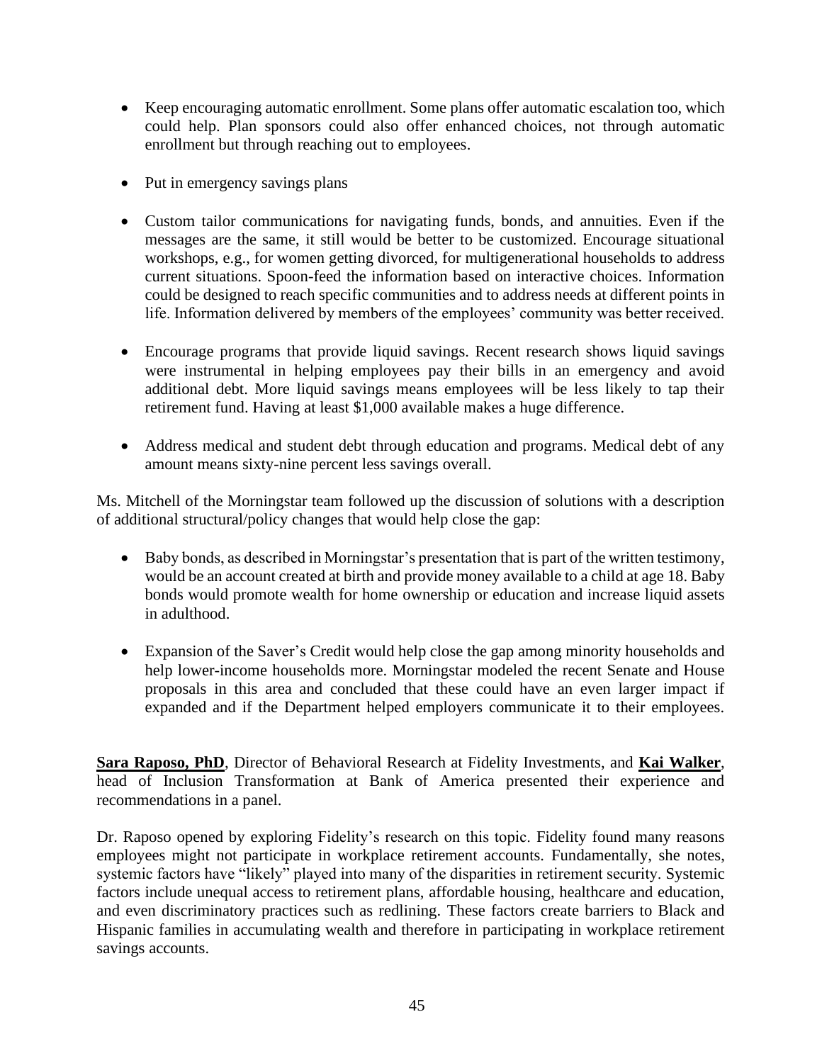- Keep encouraging automatic enrollment. Some plans offer automatic escalation too, which could help. Plan sponsors could also offer enhanced choices, not through automatic enrollment but through reaching out to employees.

- Put in emergency savings plans

- Custom tailor communications for navigating funds, bonds, and annuities. Even if the messages are the same, it still would be better to be customized. Encourage situational workshops, e.g., for women getting divorced, for multigenerational households to address current situations. Spoon-feed the information based on interactive choices. Information could be designed to reach specific communities and to address needs at different points in life. Information delivered by members of the employees' community was better received.

- Encourage programs that provide liquid savings. Recent research shows liquid savings were instrumental in helping employees pay their bills in an emergency and avoid additional debt. More liquid savings means employees will be less likely to tap their retirement fund. Having at least $1,000 available makes a huge difference.

- Address medical and student debt through education and programs. Medical debt of any amount means sixty-nine percent less savings overall.

Ms. Mitchell of the Morningstar team followed up the discussion of solutions with a description of additional structural/policy changes that would help close the gap:

- Baby bonds, as described in Morningstar's presentation that is part of the written testimony, would be an account created at birth and provide money available to a child at age 18. Baby bonds would promote wealth for home ownership or education and increase liquid assets in adulthood.

- Expansion of the Saver's Credit would help close the gap among minority households and help lower-income households more. Morningstar modeled the recent Senate and House proposals in this area and concluded that these could have an even larger impact if expanded and if the Department helped employers communicate it to their employees.

**Sara Raposo, PhD**, Director of Behavioral Research at Fidelity Investments, and **Kai Walker**, head of Inclusion Transformation at Bank of America presented their experience and recommendations in a panel.

Dr. Raposo opened by exploring Fidelity's research on this topic. Fidelity found many reasons employees might not participate in workplace retirement accounts. Fundamentally, she notes, systemic factors have "likely" played into many of the disparities in retirement security. Systemic factors include unequal access to retirement plans, affordable housing, healthcare and education, and even discriminatory practices such as redlining. These factors create barriers to Black and Hispanic families in accumulating wealth and therefore in participating in workplace retirement savings accounts.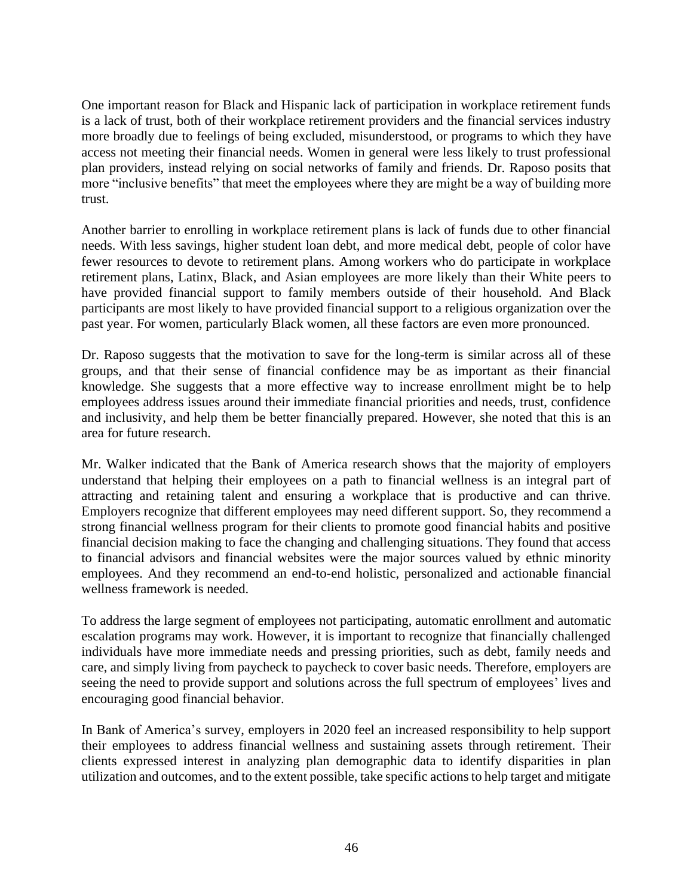One important reason for Black and Hispanic lack of participation in workplace retirement funds is a lack of trust, both of their workplace retirement providers and the financial services industry more broadly due to feelings of being excluded, misunderstood, or programs to which they have access not meeting their financial needs. Women in general were less likely to trust professional plan providers, instead relying on social networks of family and friends. Dr. Raposo posits that more "inclusive benefits" that meet the employees where they are might be a way of building more trust.

Another barrier to enrolling in workplace retirement plans is lack of funds due to other financial needs. With less savings, higher student loan debt, and more medical debt, people of color have fewer resources to devote to retirement plans. Among workers who do participate in workplace retirement plans, Latinx, Black, and Asian employees are more likely than their White peers to have provided financial support to family members outside of their household. And Black participants are most likely to have provided financial support to a religious organization over the past year. For women, particularly Black women, all these factors are even more pronounced.

Dr. Raposo suggests that the motivation to save for the long-term is similar across all of these groups, and that their sense of financial confidence may be as important as their financial knowledge. She suggests that a more effective way to increase enrollment might be to help employees address issues around their immediate financial priorities and needs, trust, confidence and inclusivity, and help them be better financially prepared. However, she noted that this is an area for future research.

Mr. Walker indicated that the Bank of America research shows that the majority of employers understand that helping their employees on a path to financial wellness is an integral part of attracting and retaining talent and ensuring a workplace that is productive and can thrive. Employers recognize that different employees may need different support. So, they recommend a strong financial wellness program for their clients to promote good financial habits and positive financial decision making to face the changing and challenging situations. They found that access to financial advisors and financial websites were the major sources valued by ethnic minority employees. And they recommend an end-to-end holistic, personalized and actionable financial wellness framework is needed.

To address the large segment of employees not participating, automatic enrollment and automatic escalation programs may work. However, it is important to recognize that financially challenged individuals have more immediate needs and pressing priorities, such as debt, family needs and care, and simply living from paycheck to paycheck to cover basic needs. Therefore, employers are seeing the need to provide support and solutions across the full spectrum of employees' lives and encouraging good financial behavior.

In Bank of America's survey, employers in 2020 feel an increased responsibility to help support their employees to address financial wellness and sustaining assets through retirement. Their clients expressed interest in analyzing plan demographic data to identify disparities in plan utilization and outcomes, and to the extent possible, take specific actions to help target and mitigate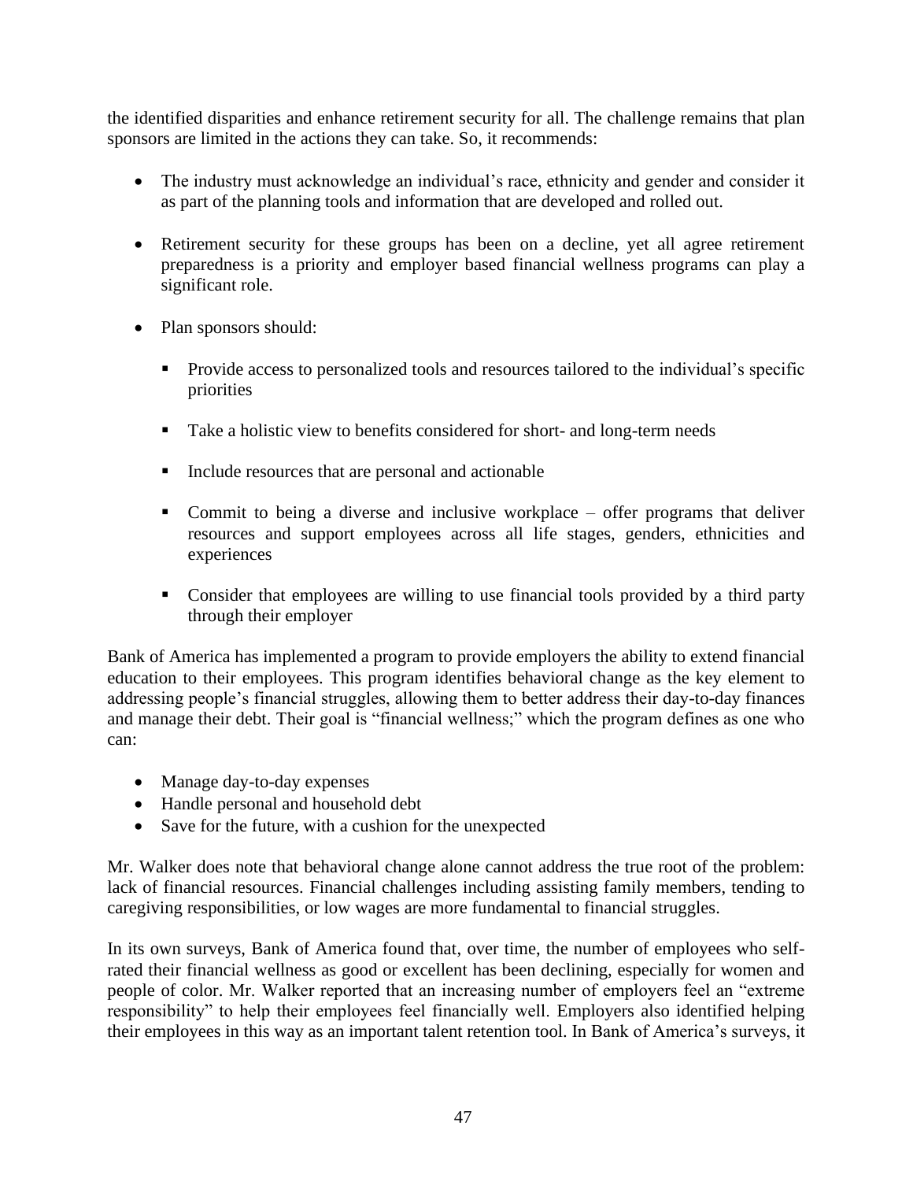the identified disparities and enhance retirement security for all. The challenge remains that plan sponsors are limited in the actions they can take. So, it recommends:

- The industry must acknowledge an individual's race, ethnicity and gender and consider it as part of the planning tools and information that are developed and rolled out.

- Retirement security for these groups has been on a decline, yet all agree retirement preparedness is a priority and employer based financial wellness programs can play a significant role.

- Plan sponsors should:

  - Provide access to personalized tools and resources tailored to the individual's specific priorities

  - Take a holistic view to benefits considered for short- and long-term needs

  - Include resources that are personal and actionable

  - Commit to being a diverse and inclusive workplace – offer programs that deliver resources and support employees across all life stages, genders, ethnicities and experiences

  - Consider that employees are willing to use financial tools provided by a third party through their employer

Bank of America has implemented a program to provide employers the ability to extend financial education to their employees. This program identifies behavioral change as the key element to addressing people's financial struggles, allowing them to better address their day-to-day finances and manage their debt. Their goal is "financial wellness;" which the program defines as one who can:

- Manage day-to-day expenses
- Handle personal and household debt
- Save for the future, with a cushion for the unexpected

Mr. Walker does note that behavioral change alone cannot address the true root of the problem: lack of financial resources. Financial challenges including assisting family members, tending to caregiving responsibilities, or low wages are more fundamental to financial struggles.

In its own surveys, Bank of America found that, over time, the number of employees who self-rated their financial wellness as good or excellent has been declining, especially for women and people of color. Mr. Walker reported that an increasing number of employers feel an "extreme responsibility" to help their employees feel financially well. Employers also identified helping their employees in this way as an important talent retention tool. In Bank of America's surveys, it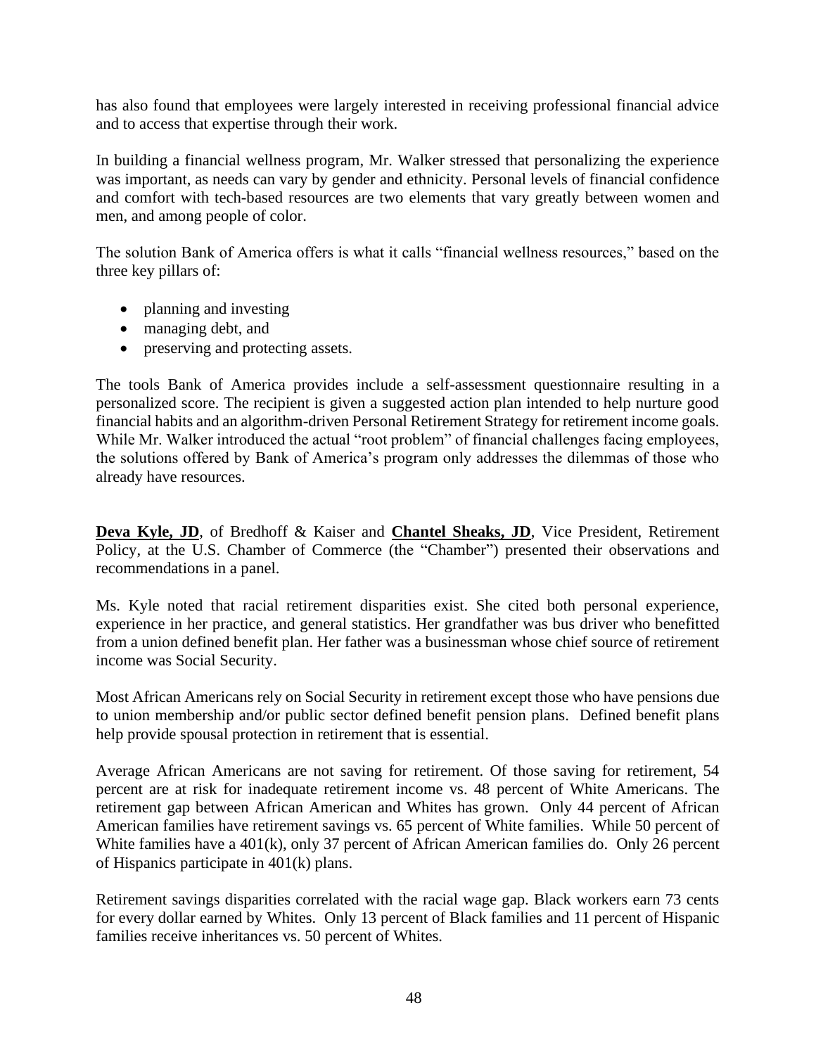has also found that employees were largely interested in receiving professional financial advice and to access that expertise through their work.

In building a financial wellness program, Mr. Walker stressed that personalizing the experience was important, as needs can vary by gender and ethnicity. Personal levels of financial confidence and comfort with tech-based resources are two elements that vary greatly between women and men, and among people of color.

The solution Bank of America offers is what it calls "financial wellness resources," based on the three key pillars of:

- planning and investing
- managing debt, and
- preserving and protecting assets.

The tools Bank of America provides include a self-assessment questionnaire resulting in a personalized score. The recipient is given a suggested action plan intended to help nurture good financial habits and an algorithm-driven Personal Retirement Strategy for retirement income goals. While Mr. Walker introduced the actual "root problem" of financial challenges facing employees, the solutions offered by Bank of America's program only addresses the dilemmas of those who already have resources.

**Deva Kyle, JD**, of Bredhoff & Kaiser and **Chantel Sheaks, JD**, Vice President, Retirement Policy, at the U.S. Chamber of Commerce (the "Chamber") presented their observations and recommendations in a panel.

Ms. Kyle noted that racial retirement disparities exist. She cited both personal experience, experience in her practice, and general statistics. Her grandfather was bus driver who benefitted from a union defined benefit plan. Her father was a businessman whose chief source of retirement income was Social Security.

Most African Americans rely on Social Security in retirement except those who have pensions due to union membership and/or public sector defined benefit pension plans. Defined benefit plans help provide spousal protection in retirement that is essential.

Average African Americans are not saving for retirement. Of those saving for retirement, 54 percent are at risk for inadequate retirement income vs. 48 percent of White Americans. The retirement gap between African American and Whites has grown. Only 44 percent of African American families have retirement savings vs. 65 percent of White families. While 50 percent of White families have a 401(k), only 37 percent of African American families do. Only 26 percent of Hispanics participate in 401(k) plans.

Retirement savings disparities correlated with the racial wage gap. Black workers earn 73 cents for every dollar earned by Whites. Only 13 percent of Black families and 11 percent of Hispanic families receive inheritances vs. 50 percent of Whites.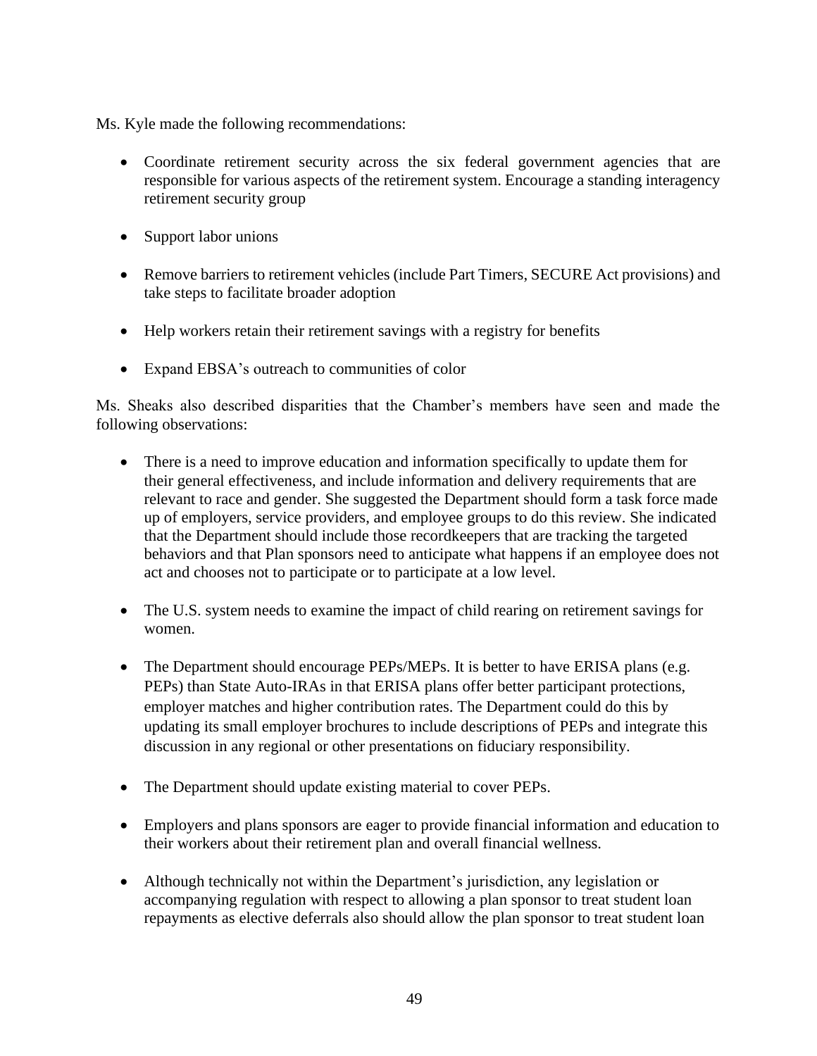Ms. Kyle made the following recommendations:

- Coordinate retirement security across the six federal government agencies that are responsible for various aspects of the retirement system. Encourage a standing interagency retirement security group

- Support labor unions

- Remove barriers to retirement vehicles (include Part Timers, SECURE Act provisions) and take steps to facilitate broader adoption

- Help workers retain their retirement savings with a registry for benefits

- Expand EBSA's outreach to communities of color

Ms. Sheaks also described disparities that the Chamber's members have seen and made the following observations:

- There is a need to improve education and information specifically to update them for their general effectiveness, and include information and delivery requirements that are relevant to race and gender. She suggested the Department should form a task force made up of employers, service providers, and employee groups to do this review. She indicated that the Department should include those recordkeepers that are tracking the targeted behaviors and that Plan sponsors need to anticipate what happens if an employee does not act and chooses not to participate or to participate at a low level.

- The U.S. system needs to examine the impact of child rearing on retirement savings for women.

- The Department should encourage PEPs/MEPs. It is better to have ERISA plans (e.g. PEPs) than State Auto-IRAs in that ERISA plans offer better participant protections, employer matches and higher contribution rates. The Department could do this by updating its small employer brochures to include descriptions of PEPs and integrate this discussion in any regional or other presentations on fiduciary responsibility.

- The Department should update existing material to cover PEPs.

- Employers and plans sponsors are eager to provide financial information and education to their workers about their retirement plan and overall financial wellness.

- Although technically not within the Department's jurisdiction, any legislation or accompanying regulation with respect to allowing a plan sponsor to treat student loan repayments as elective deferrals also should allow the plan sponsor to treat student loan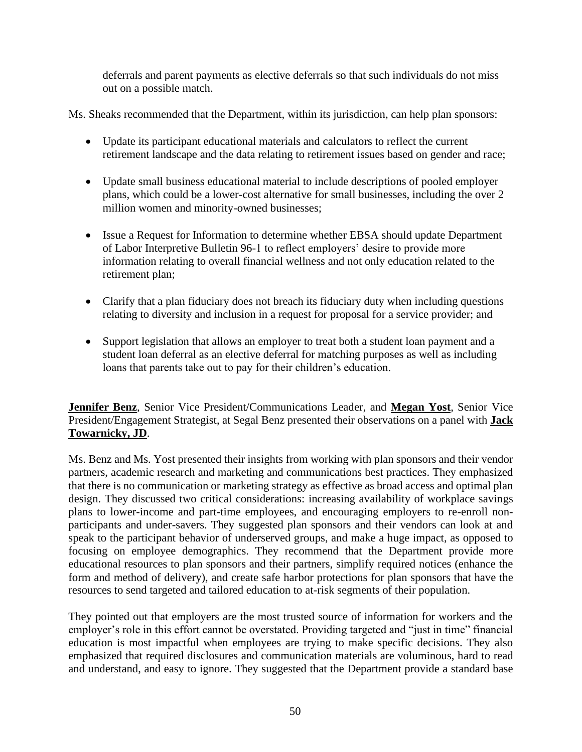deferrals and parent payments as elective deferrals so that such individuals do not miss out on a possible match.

Ms. Sheaks recommended that the Department, within its jurisdiction, can help plan sponsors:

- Update its participant educational materials and calculators to reflect the current retirement landscape and the data relating to retirement issues based on gender and race;
- Update small business educational material to include descriptions of pooled employer plans, which could be a lower-cost alternative for small businesses, including the over 2 million women and minority-owned businesses;
- Issue a Request for Information to determine whether EBSA should update Department of Labor Interpretive Bulletin 96-1 to reflect employers' desire to provide more information relating to overall financial wellness and not only education related to the retirement plan;
- Clarify that a plan fiduciary does not breach its fiduciary duty when including questions relating to diversity and inclusion in a request for proposal for a service provider; and
- Support legislation that allows an employer to treat both a student loan payment and a student loan deferral as an elective deferral for matching purposes as well as including loans that parents take out to pay for their children's education.

**Jennifer Benz**, Senior Vice President/Communications Leader, and **Megan Yost**, Senior Vice President/Engagement Strategist, at Segal Benz presented their observations on a panel with **Jack Towarnicky, JD**.

Ms. Benz and Ms. Yost presented their insights from working with plan sponsors and their vendor partners, academic research and marketing and communications best practices. They emphasized that there is no communication or marketing strategy as effective as broad access and optimal plan design. They discussed two critical considerations: increasing availability of workplace savings plans to lower-income and part-time employees, and encouraging employers to re-enroll non-participants and under-savers. They suggested plan sponsors and their vendors can look at and speak to the participant behavior of underserved groups, and make a huge impact, as opposed to focusing on employee demographics. They recommend that the Department provide more educational resources to plan sponsors and their partners, simplify required notices (enhance the form and method of delivery), and create safe harbor protections for plan sponsors that have the resources to send targeted and tailored education to at-risk segments of their population.

They pointed out that employers are the most trusted source of information for workers and the employer's role in this effort cannot be overstated. Providing targeted and "just in time" financial education is most impactful when employees are trying to make specific decisions. They also emphasized that required disclosures and communication materials are voluminous, hard to read and understand, and easy to ignore. They suggested that the Department provide a standard base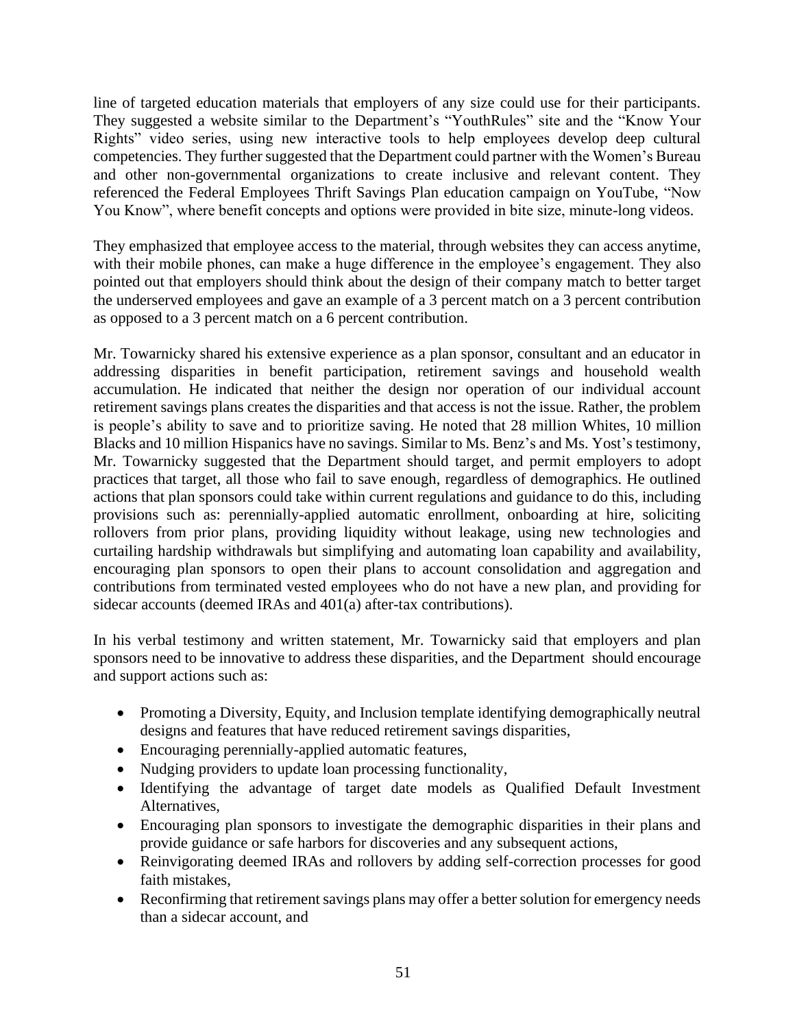line of targeted education materials that employers of any size could use for their participants. They suggested a website similar to the Department's "YouthRules" site and the "Know Your Rights" video series, using new interactive tools to help employees develop deep cultural competencies. They further suggested that the Department could partner with the Women's Bureau and other non-governmental organizations to create inclusive and relevant content. They referenced the Federal Employees Thrift Savings Plan education campaign on YouTube, "Now You Know", where benefit concepts and options were provided in bite size, minute-long videos.

They emphasized that employee access to the material, through websites they can access anytime, with their mobile phones, can make a huge difference in the employee's engagement. They also pointed out that employers should think about the design of their company match to better target the underserved employees and gave an example of a 3 percent match on a 3 percent contribution as opposed to a 3 percent match on a 6 percent contribution.

Mr. Towarnicky shared his extensive experience as a plan sponsor, consultant and an educator in addressing disparities in benefit participation, retirement savings and household wealth accumulation. He indicated that neither the design nor operation of our individual account retirement savings plans creates the disparities and that access is not the issue. Rather, the problem is people's ability to save and to prioritize saving. He noted that 28 million Whites, 10 million Blacks and 10 million Hispanics have no savings. Similar to Ms. Benz's and Ms. Yost's testimony, Mr. Towarnicky suggested that the Department should target, and permit employers to adopt practices that target, all those who fail to save enough, regardless of demographics. He outlined actions that plan sponsors could take within current regulations and guidance to do this, including provisions such as: perennially-applied automatic enrollment, onboarding at hire, soliciting rollovers from prior plans, providing liquidity without leakage, using new technologies and curtailing hardship withdrawals but simplifying and automating loan capability and availability, encouraging plan sponsors to open their plans to account consolidation and aggregation and contributions from terminated vested employees who do not have a new plan, and providing for sidecar accounts (deemed IRAs and 401(a) after-tax contributions).

In his verbal testimony and written statement, Mr. Towarnicky said that employers and plan sponsors need to be innovative to address these disparities, and the Department should encourage and support actions such as:

- Promoting a Diversity, Equity, and Inclusion template identifying demographically neutral designs and features that have reduced retirement savings disparities,
- Encouraging perennially-applied automatic features,
- Nudging providers to update loan processing functionality,
- Identifying the advantage of target date models as Qualified Default Investment Alternatives,
- Encouraging plan sponsors to investigate the demographic disparities in their plans and provide guidance or safe harbors for discoveries and any subsequent actions,
- Reinvigorating deemed IRAs and rollovers by adding self-correction processes for good faith mistakes,
- Reconfirming that retirement savings plans may offer a better solution for emergency needs than a sidecar account, and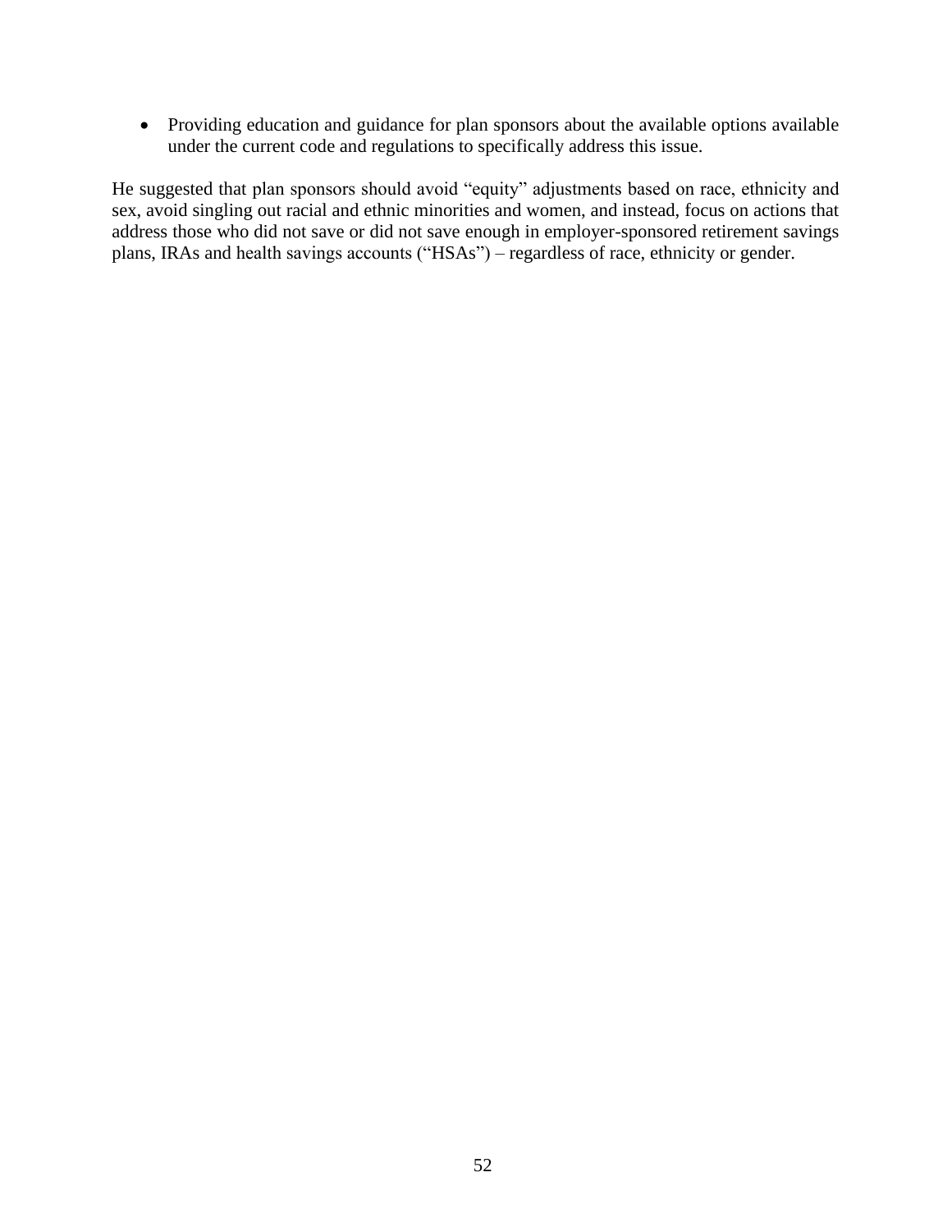- Providing education and guidance for plan sponsors about the available options available under the current code and regulations to specifically address this issue.

He suggested that plan sponsors should avoid "equity" adjustments based on race, ethnicity and sex, avoid singling out racial and ethnic minorities and women, and instead, focus on actions that address those who did not save or did not save enough in employer-sponsored retirement savings plans, IRAs and health savings accounts ("HSAs") – regardless of race, ethnicity or gender.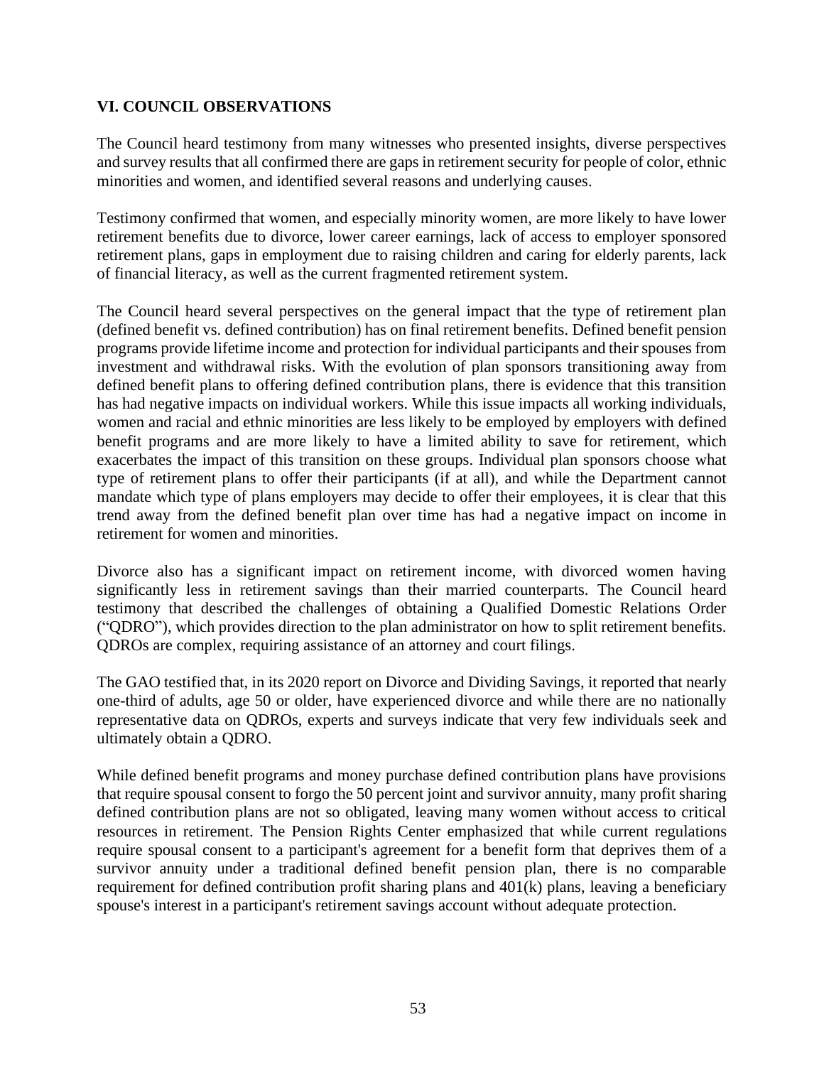## VI. COUNCIL OBSERVATIONS

The Council heard testimony from many witnesses who presented insights, diverse perspectives and survey results that all confirmed there are gaps in retirement security for people of color, ethnic minorities and women, and identified several reasons and underlying causes.

Testimony confirmed that women, and especially minority women, are more likely to have lower retirement benefits due to divorce, lower career earnings, lack of access to employer sponsored retirement plans, gaps in employment due to raising children and caring for elderly parents, lack of financial literacy, as well as the current fragmented retirement system.

The Council heard several perspectives on the general impact that the type of retirement plan (defined benefit vs. defined contribution) has on final retirement benefits. Defined benefit pension programs provide lifetime income and protection for individual participants and their spouses from investment and withdrawal risks. With the evolution of plan sponsors transitioning away from defined benefit plans to offering defined contribution plans, there is evidence that this transition has had negative impacts on individual workers. While this issue impacts all working individuals, women and racial and ethnic minorities are less likely to be employed by employers with defined benefit programs and are more likely to have a limited ability to save for retirement, which exacerbates the impact of this transition on these groups. Individual plan sponsors choose what type of retirement plans to offer their participants (if at all), and while the Department cannot mandate which type of plans employers may decide to offer their employees, it is clear that this trend away from the defined benefit plan over time has had a negative impact on income in retirement for women and minorities.

Divorce also has a significant impact on retirement income, with divorced women having significantly less in retirement savings than their married counterparts. The Council heard testimony that described the challenges of obtaining a Qualified Domestic Relations Order ("QDRO"), which provides direction to the plan administrator on how to split retirement benefits. QDROs are complex, requiring assistance of an attorney and court filings.

The GAO testified that, in its 2020 report on Divorce and Dividing Savings, it reported that nearly one-third of adults, age 50 or older, have experienced divorce and while there are no nationally representative data on QDROs, experts and surveys indicate that very few individuals seek and ultimately obtain a QDRO.

While defined benefit programs and money purchase defined contribution plans have provisions that require spousal consent to forgo the 50 percent joint and survivor annuity, many profit sharing defined contribution plans are not so obligated, leaving many women without access to critical resources in retirement. The Pension Rights Center emphasized that while current regulations require spousal consent to a participant's agreement for a benefit form that deprives them of a survivor annuity under a traditional defined benefit pension plan, there is no comparable requirement for defined contribution profit sharing plans and 401(k) plans, leaving a beneficiary spouse's interest in a participant's retirement savings account without adequate protection.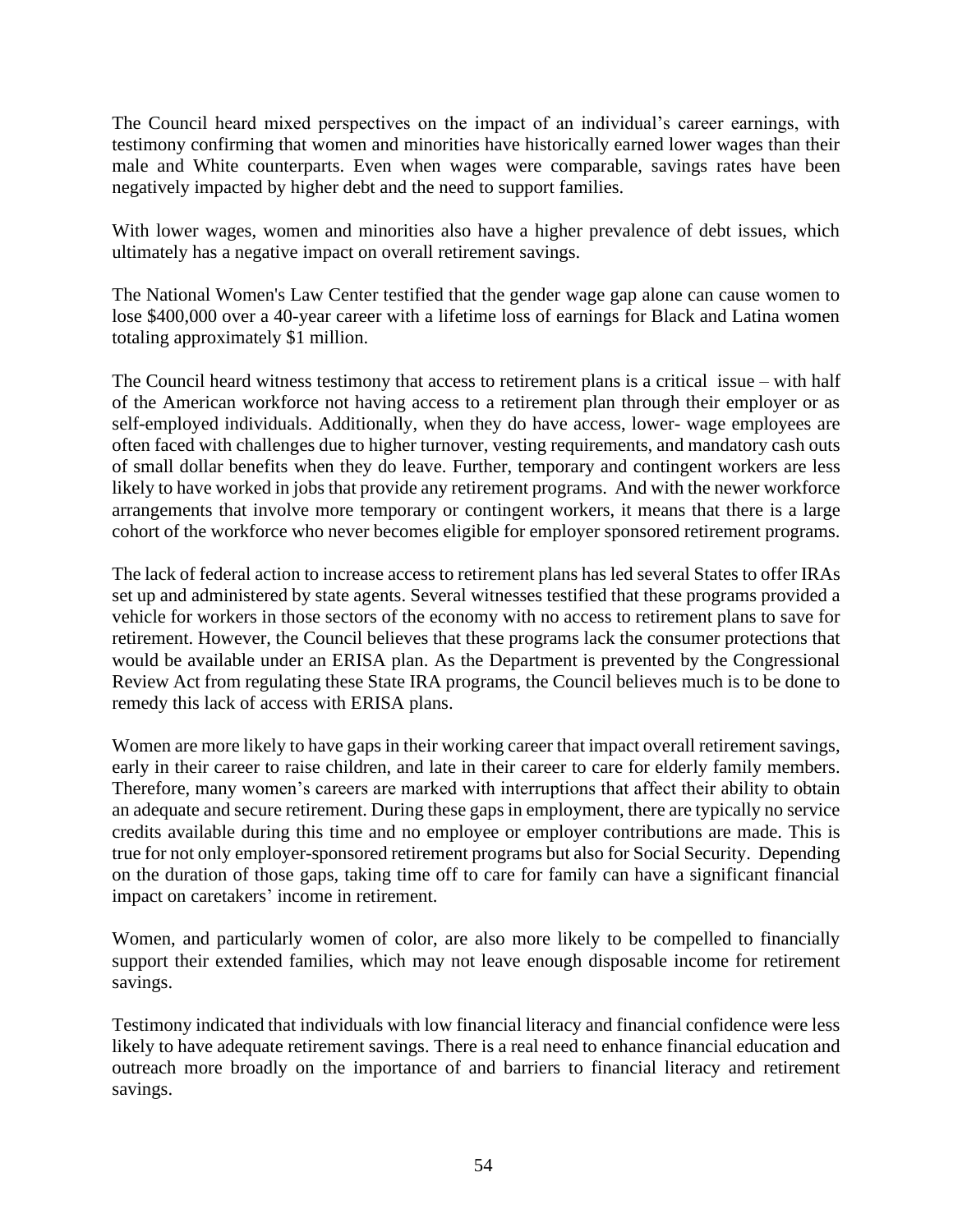The Council heard mixed perspectives on the impact of an individual's career earnings, with testimony confirming that women and minorities have historically earned lower wages than their male and White counterparts. Even when wages were comparable, savings rates have been negatively impacted by higher debt and the need to support families.

With lower wages, women and minorities also have a higher prevalence of debt issues, which ultimately has a negative impact on overall retirement savings.

The National Women's Law Center testified that the gender wage gap alone can cause women to lose $400,000 over a 40-year career with a lifetime loss of earnings for Black and Latina women totaling approximately $1 million.

The Council heard witness testimony that access to retirement plans is a critical issue – with half of the American workforce not having access to a retirement plan through their employer or as self-employed individuals. Additionally, when they do have access, lower- wage employees are often faced with challenges due to higher turnover, vesting requirements, and mandatory cash outs of small dollar benefits when they do leave. Further, temporary and contingent workers are less likely to have worked in jobs that provide any retirement programs. And with the newer workforce arrangements that involve more temporary or contingent workers, it means that there is a large cohort of the workforce who never becomes eligible for employer sponsored retirement programs.

The lack of federal action to increase access to retirement plans has led several States to offer IRAs set up and administered by state agents. Several witnesses testified that these programs provided a vehicle for workers in those sectors of the economy with no access to retirement plans to save for retirement. However, the Council believes that these programs lack the consumer protections that would be available under an ERISA plan. As the Department is prevented by the Congressional Review Act from regulating these State IRA programs, the Council believes much is to be done to remedy this lack of access with ERISA plans.

Women are more likely to have gaps in their working career that impact overall retirement savings, early in their career to raise children, and late in their career to care for elderly family members. Therefore, many women's careers are marked with interruptions that affect their ability to obtain an adequate and secure retirement. During these gaps in employment, there are typically no service credits available during this time and no employee or employer contributions are made. This is true for not only employer-sponsored retirement programs but also for Social Security. Depending on the duration of those gaps, taking time off to care for family can have a significant financial impact on caretakers' income in retirement.

Women, and particularly women of color, are also more likely to be compelled to financially support their extended families, which may not leave enough disposable income for retirement savings.

Testimony indicated that individuals with low financial literacy and financial confidence were less likely to have adequate retirement savings. There is a real need to enhance financial education and outreach more broadly on the importance of and barriers to financial literacy and retirement savings.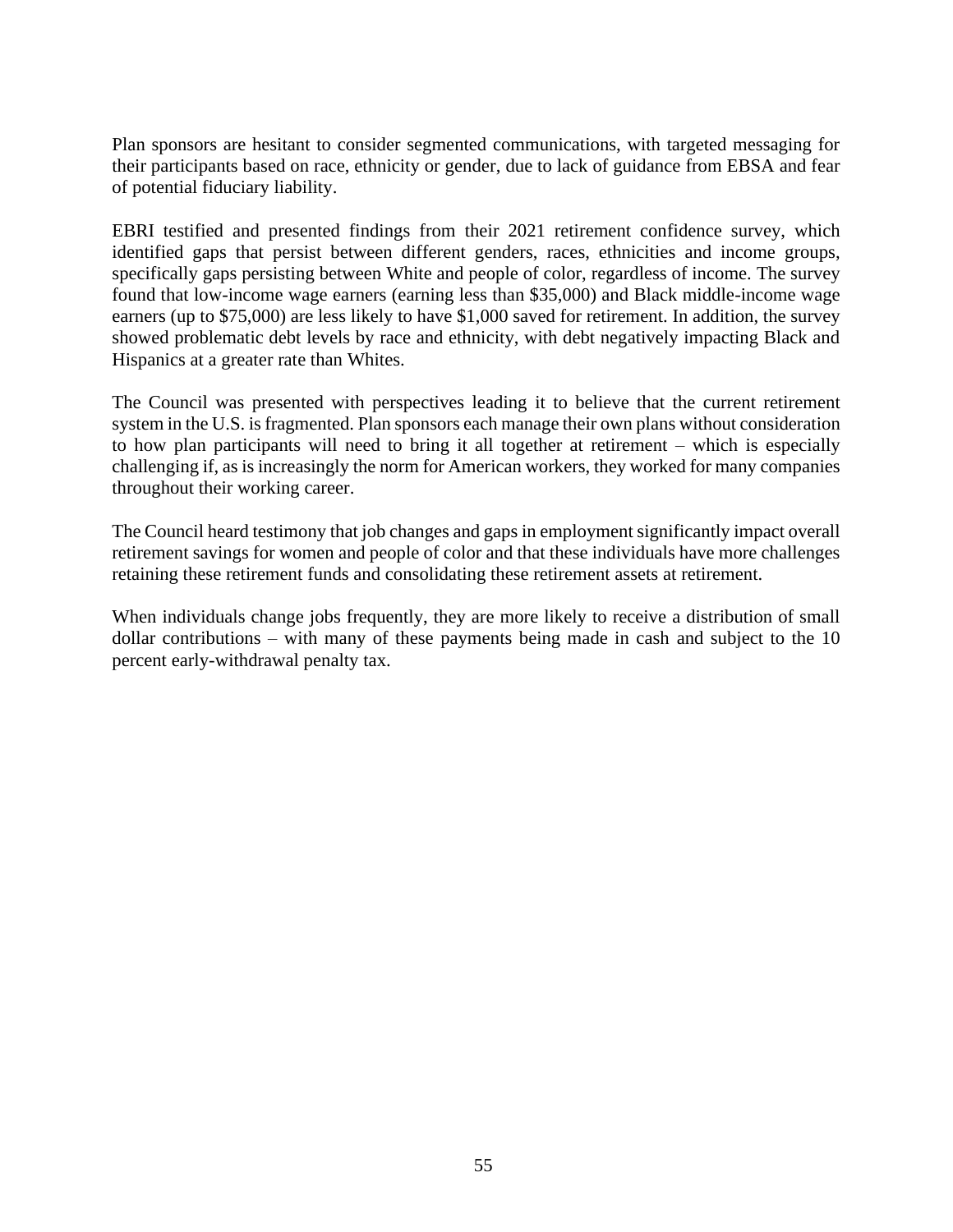Plan sponsors are hesitant to consider segmented communications, with targeted messaging for their participants based on race, ethnicity or gender, due to lack of guidance from EBSA and fear of potential fiduciary liability.

EBRI testified and presented findings from their 2021 retirement confidence survey, which identified gaps that persist between different genders, races, ethnicities and income groups, specifically gaps persisting between White and people of color, regardless of income. The survey found that low-income wage earners (earning less than $35,000) and Black middle-income wage earners (up to $75,000) are less likely to have $1,000 saved for retirement. In addition, the survey showed problematic debt levels by race and ethnicity, with debt negatively impacting Black and Hispanics at a greater rate than Whites.

The Council was presented with perspectives leading it to believe that the current retirement system in the U.S. is fragmented. Plan sponsors each manage their own plans without consideration to how plan participants will need to bring it all together at retirement – which is especially challenging if, as is increasingly the norm for American workers, they worked for many companies throughout their working career.

The Council heard testimony that job changes and gaps in employment significantly impact overall retirement savings for women and people of color and that these individuals have more challenges retaining these retirement funds and consolidating these retirement assets at retirement.

When individuals change jobs frequently, they are more likely to receive a distribution of small dollar contributions – with many of these payments being made in cash and subject to the 10 percent early-withdrawal penalty tax.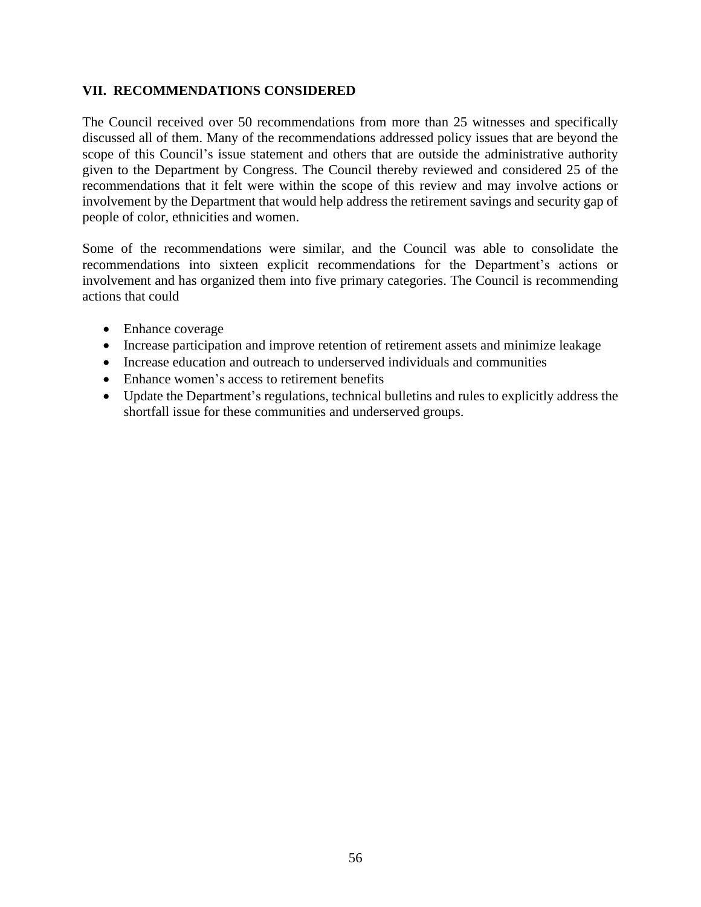## VII. RECOMMENDATIONS CONSIDERED

The Council received over 50 recommendations from more than 25 witnesses and specifically discussed all of them. Many of the recommendations addressed policy issues that are beyond the scope of this Council's issue statement and others that are outside the administrative authority given to the Department by Congress. The Council thereby reviewed and considered 25 of the recommendations that it felt were within the scope of this review and may involve actions or involvement by the Department that would help address the retirement savings and security gap of people of color, ethnicities and women.

Some of the recommendations were similar, and the Council was able to consolidate the recommendations into sixteen explicit recommendations for the Department's actions or involvement and has organized them into five primary categories. The Council is recommending actions that could

- Enhance coverage
- Increase participation and improve retention of retirement assets and minimize leakage
- Increase education and outreach to underserved individuals and communities
- Enhance women's access to retirement benefits
- Update the Department's regulations, technical bulletins and rules to explicitly address the shortfall issue for these communities and underserved groups.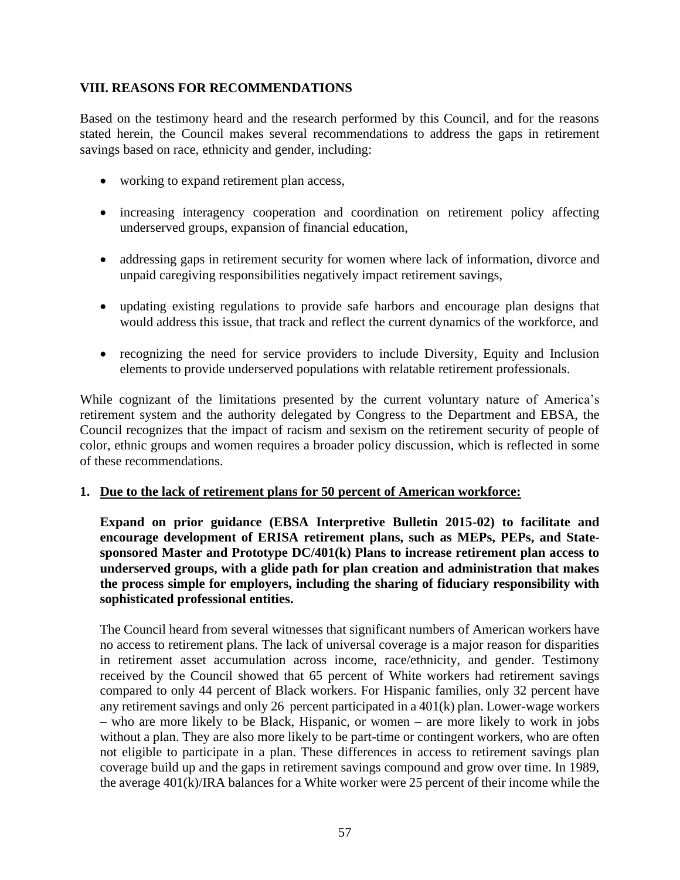## VIII. REASONS FOR RECOMMENDATIONS

Based on the testimony heard and the research performed by this Council, and for the reasons stated herein, the Council makes several recommendations to address the gaps in retirement savings based on race, ethnicity and gender, including:

- working to expand retirement plan access,
- increasing interagency cooperation and coordination on retirement policy affecting underserved groups, expansion of financial education,
- addressing gaps in retirement security for women where lack of information, divorce and unpaid caregiving responsibilities negatively impact retirement savings,
- updating existing regulations to provide safe harbors and encourage plan designs that would address this issue, that track and reflect the current dynamics of the workforce, and
- recognizing the need for service providers to include Diversity, Equity and Inclusion elements to provide underserved populations with relatable retirement professionals.

While cognizant of the limitations presented by the current voluntary nature of America's retirement system and the authority delegated by Congress to the Department and EBSA, the Council recognizes that the impact of racism and sexism on the retirement security of people of color, ethnic groups and women requires a broader policy discussion, which is reflected in some of these recommendations.

**1. <u>Due to the lack of retirement plans for 50 percent of American workforce:</u>**

**Expand on prior guidance (EBSA Interpretive Bulletin 2015-02) to facilitate and encourage development of ERISA retirement plans, such as MEPs, PEPs, and State-sponsored Master and Prototype DC/401(k) Plans to increase retirement plan access to underserved groups, with a glide path for plan creation and administration that makes the process simple for employers, including the sharing of fiduciary responsibility with sophisticated professional entities.**

The Council heard from several witnesses that significant numbers of American workers have no access to retirement plans. The lack of universal coverage is a major reason for disparities in retirement asset accumulation across income, race/ethnicity, and gender. Testimony received by the Council showed that 65 percent of White workers had retirement savings compared to only 44 percent of Black workers. For Hispanic families, only 32 percent have any retirement savings and only 26 percent participated in a 401(k) plan. Lower-wage workers – who are more likely to be Black, Hispanic, or women – are more likely to work in jobs without a plan. They are also more likely to be part-time or contingent workers, who are often not eligible to participate in a plan. These differences in access to retirement savings plan coverage build up and the gaps in retirement savings compound and grow over time. In 1989, the average 401(k)/IRA balances for a White worker were 25 percent of their income while the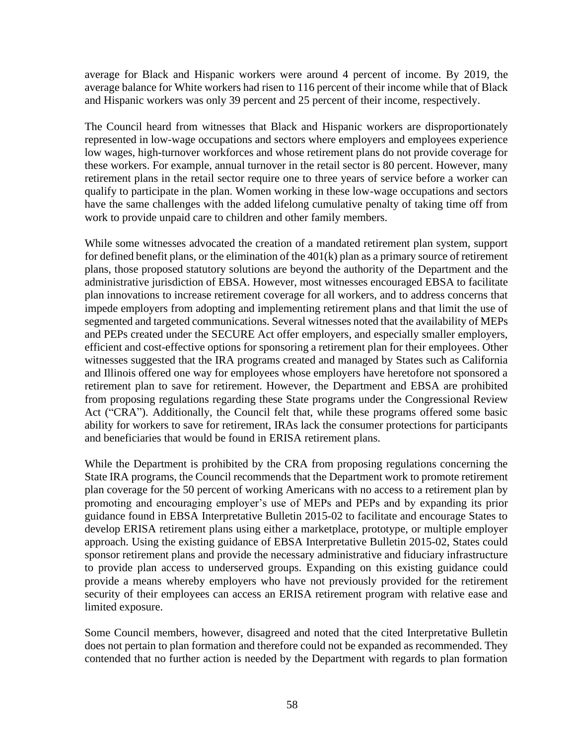average for Black and Hispanic workers were around 4 percent of income. By 2019, the average balance for White workers had risen to 116 percent of their income while that of Black and Hispanic workers was only 39 percent and 25 percent of their income, respectively.

The Council heard from witnesses that Black and Hispanic workers are disproportionately represented in low-wage occupations and sectors where employers and employees experience low wages, high-turnover workforces and whose retirement plans do not provide coverage for these workers. For example, annual turnover in the retail sector is 80 percent. However, many retirement plans in the retail sector require one to three years of service before a worker can qualify to participate in the plan. Women working in these low-wage occupations and sectors have the same challenges with the added lifelong cumulative penalty of taking time off from work to provide unpaid care to children and other family members.

While some witnesses advocated the creation of a mandated retirement plan system, support for defined benefit plans, or the elimination of the 401(k) plan as a primary source of retirement plans, those proposed statutory solutions are beyond the authority of the Department and the administrative jurisdiction of EBSA. However, most witnesses encouraged EBSA to facilitate plan innovations to increase retirement coverage for all workers, and to address concerns that impede employers from adopting and implementing retirement plans and that limit the use of segmented and targeted communications. Several witnesses noted that the availability of MEPs and PEPs created under the SECURE Act offer employers, and especially smaller employers, efficient and cost-effective options for sponsoring a retirement plan for their employees. Other witnesses suggested that the IRA programs created and managed by States such as California and Illinois offered one way for employees whose employers have heretofore not sponsored a retirement plan to save for retirement. However, the Department and EBSA are prohibited from proposing regulations regarding these State programs under the Congressional Review Act ("CRA"). Additionally, the Council felt that, while these programs offered some basic ability for workers to save for retirement, IRAs lack the consumer protections for participants and beneficiaries that would be found in ERISA retirement plans.

While the Department is prohibited by the CRA from proposing regulations concerning the State IRA programs, the Council recommends that the Department work to promote retirement plan coverage for the 50 percent of working Americans with no access to a retirement plan by promoting and encouraging employer's use of MEPs and PEPs and by expanding its prior guidance found in EBSA Interpretative Bulletin 2015-02 to facilitate and encourage States to develop ERISA retirement plans using either a marketplace, prototype, or multiple employer approach. Using the existing guidance of EBSA Interpretative Bulletin 2015-02, States could sponsor retirement plans and provide the necessary administrative and fiduciary infrastructure to provide plan access to underserved groups. Expanding on this existing guidance could provide a means whereby employers who have not previously provided for the retirement security of their employees can access an ERISA retirement program with relative ease and limited exposure.

Some Council members, however, disagreed and noted that the cited Interpretative Bulletin does not pertain to plan formation and therefore could not be expanded as recommended. They contended that no further action is needed by the Department with regards to plan formation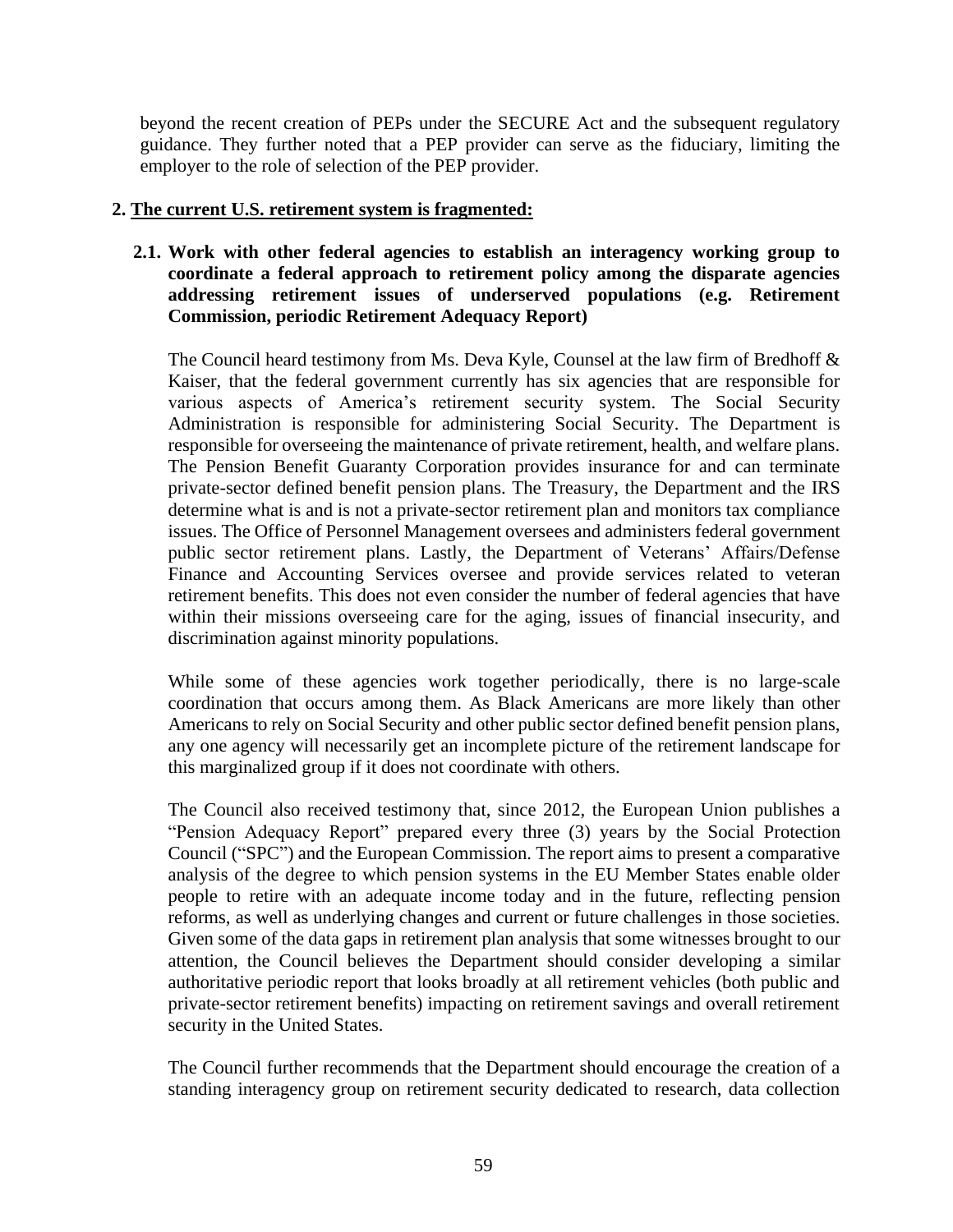beyond the recent creation of PEPs under the SECURE Act and the subsequent regulatory guidance. They further noted that a PEP provider can serve as the fiduciary, limiting the employer to the role of selection of the PEP provider.

**2. <u>The current U.S. retirement system is fragmented:</u>**

**2.1. Work with other federal agencies to establish an interagency working group to coordinate a federal approach to retirement policy among the disparate agencies addressing retirement issues of underserved populations (e.g. Retirement Commission, periodic Retirement Adequacy Report)**

The Council heard testimony from Ms. Deva Kyle, Counsel at the law firm of Bredhoff & Kaiser, that the federal government currently has six agencies that are responsible for various aspects of America's retirement security system. The Social Security Administration is responsible for administering Social Security. The Department is responsible for overseeing the maintenance of private retirement, health, and welfare plans. The Pension Benefit Guaranty Corporation provides insurance for and can terminate private-sector defined benefit pension plans. The Treasury, the Department and the IRS determine what is and is not a private-sector retirement plan and monitors tax compliance issues. The Office of Personnel Management oversees and administers federal government public sector retirement plans. Lastly, the Department of Veterans' Affairs/Defense Finance and Accounting Services oversee and provide services related to veteran retirement benefits. This does not even consider the number of federal agencies that have within their missions overseeing care for the aging, issues of financial insecurity, and discrimination against minority populations.

While some of these agencies work together periodically, there is no large-scale coordination that occurs among them. As Black Americans are more likely than other Americans to rely on Social Security and other public sector defined benefit pension plans, any one agency will necessarily get an incomplete picture of the retirement landscape for this marginalized group if it does not coordinate with others.

The Council also received testimony that, since 2012, the European Union publishes a "Pension Adequacy Report" prepared every three (3) years by the Social Protection Council ("SPC") and the European Commission. The report aims to present a comparative analysis of the degree to which pension systems in the EU Member States enable older people to retire with an adequate income today and in the future, reflecting pension reforms, as well as underlying changes and current or future challenges in those societies. Given some of the data gaps in retirement plan analysis that some witnesses brought to our attention, the Council believes the Department should consider developing a similar authoritative periodic report that looks broadly at all retirement vehicles (both public and private-sector retirement benefits) impacting on retirement savings and overall retirement security in the United States.

The Council further recommends that the Department should encourage the creation of a standing interagency group on retirement security dedicated to research, data collection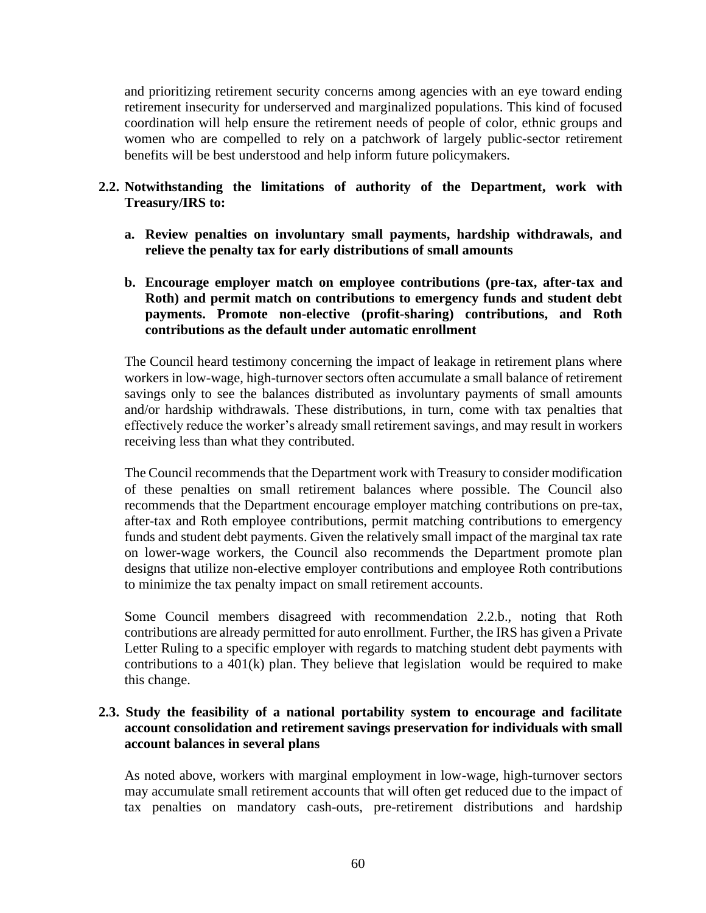and prioritizing retirement security concerns among agencies with an eye toward ending retirement insecurity for underserved and marginalized populations. This kind of focused coordination will help ensure the retirement needs of people of color, ethnic groups and women who are compelled to rely on a patchwork of largely public-sector retirement benefits will be best understood and help inform future policymakers.

**2.2. Notwithstanding the limitations of authority of the Department, work with Treasury/IRS to:**

**a. Review penalties on involuntary small payments, hardship withdrawals, and relieve the penalty tax for early distributions of small amounts**

**b. Encourage employer match on employee contributions (pre-tax, after-tax and Roth) and permit match on contributions to emergency funds and student debt payments. Promote non-elective (profit-sharing) contributions, and Roth contributions as the default under automatic enrollment**

The Council heard testimony concerning the impact of leakage in retirement plans where workers in low-wage, high-turnover sectors often accumulate a small balance of retirement savings only to see the balances distributed as involuntary payments of small amounts and/or hardship withdrawals. These distributions, in turn, come with tax penalties that effectively reduce the worker's already small retirement savings, and may result in workers receiving less than what they contributed.

The Council recommends that the Department work with Treasury to consider modification of these penalties on small retirement balances where possible. The Council also recommends that the Department encourage employer matching contributions on pre-tax, after-tax and Roth employee contributions, permit matching contributions to emergency funds and student debt payments. Given the relatively small impact of the marginal tax rate on lower-wage workers, the Council also recommends the Department promote plan designs that utilize non-elective employer contributions and employee Roth contributions to minimize the tax penalty impact on small retirement accounts.

Some Council members disagreed with recommendation 2.2.b., noting that Roth contributions are already permitted for auto enrollment. Further, the IRS has given a Private Letter Ruling to a specific employer with regards to matching student debt payments with contributions to a 401(k) plan. They believe that legislation would be required to make this change.

**2.3. Study the feasibility of a national portability system to encourage and facilitate account consolidation and retirement savings preservation for individuals with small account balances in several plans**

As noted above, workers with marginal employment in low-wage, high-turnover sectors may accumulate small retirement accounts that will often get reduced due to the impact of tax penalties on mandatory cash-outs, pre-retirement distributions and hardship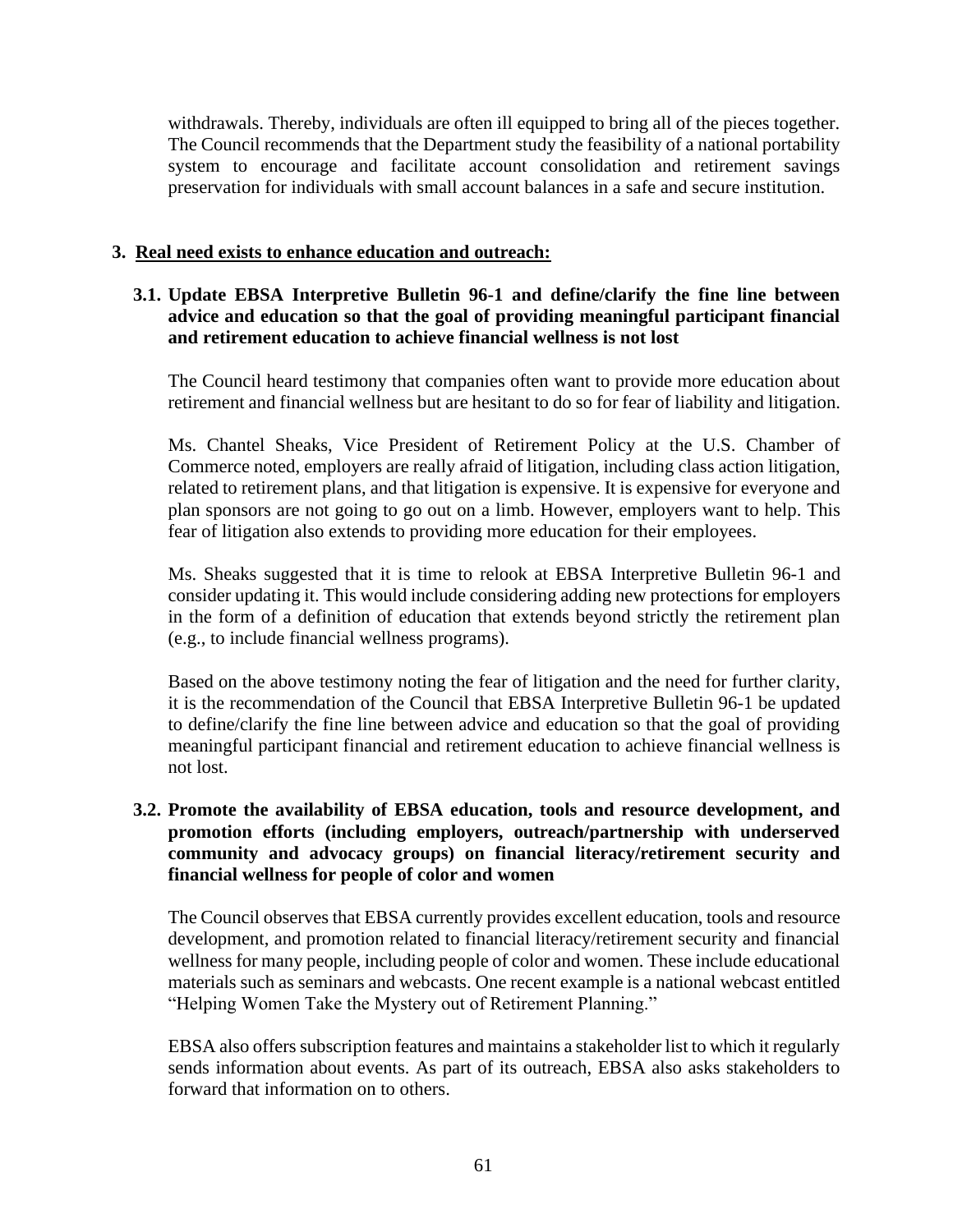withdrawals. Thereby, individuals are often ill equipped to bring all of the pieces together. The Council recommends that the Department study the feasibility of a national portability system to encourage and facilitate account consolidation and retirement savings preservation for individuals with small account balances in a safe and secure institution.

### 3. Real need exists to enhance education and outreach:

#### 3.1. Update EBSA Interpretive Bulletin 96-1 and define/clarify the fine line between advice and education so that the goal of providing meaningful participant financial and retirement education to achieve financial wellness is not lost

The Council heard testimony that companies often want to provide more education about retirement and financial wellness but are hesitant to do so for fear of liability and litigation.

Ms. Chantel Sheaks, Vice President of Retirement Policy at the U.S. Chamber of Commerce noted, employers are really afraid of litigation, including class action litigation, related to retirement plans, and that litigation is expensive. It is expensive for everyone and plan sponsors are not going to go out on a limb. However, employers want to help. This fear of litigation also extends to providing more education for their employees.

Ms. Sheaks suggested that it is time to relook at EBSA Interpretive Bulletin 96-1 and consider updating it. This would include considering adding new protections for employers in the form of a definition of education that extends beyond strictly the retirement plan (e.g., to include financial wellness programs).

Based on the above testimony noting the fear of litigation and the need for further clarity, it is the recommendation of the Council that EBSA Interpretive Bulletin 96-1 be updated to define/clarify the fine line between advice and education so that the goal of providing meaningful participant financial and retirement education to achieve financial wellness is not lost.

#### 3.2. Promote the availability of EBSA education, tools and resource development, and promotion efforts (including employers, outreach/partnership with underserved community and advocacy groups) on financial literacy/retirement security and financial wellness for people of color and women

The Council observes that EBSA currently provides excellent education, tools and resource development, and promotion related to financial literacy/retirement security and financial wellness for many people, including people of color and women. These include educational materials such as seminars and webcasts. One recent example is a national webcast entitled "Helping Women Take the Mystery out of Retirement Planning."

EBSA also offers subscription features and maintains a stakeholder list to which it regularly sends information about events. As part of its outreach, EBSA also asks stakeholders to forward that information on to others.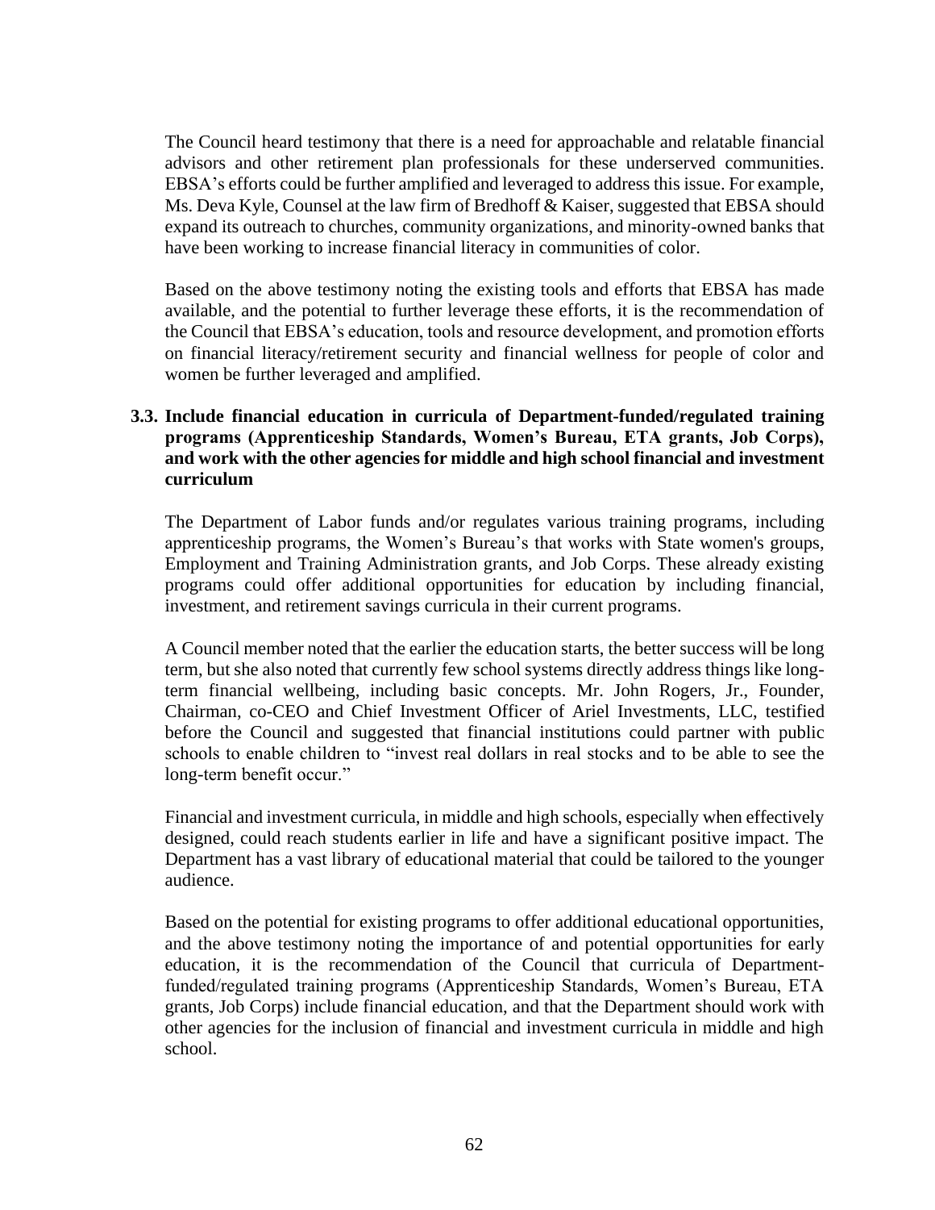The Council heard testimony that there is a need for approachable and relatable financial advisors and other retirement plan professionals for these underserved communities. EBSA's efforts could be further amplified and leveraged to address this issue. For example, Ms. Deva Kyle, Counsel at the law firm of Bredhoff & Kaiser, suggested that EBSA should expand its outreach to churches, community organizations, and minority-owned banks that have been working to increase financial literacy in communities of color.

Based on the above testimony noting the existing tools and efforts that EBSA has made available, and the potential to further leverage these efforts, it is the recommendation of the Council that EBSA's education, tools and resource development, and promotion efforts on financial literacy/retirement security and financial wellness for people of color and women be further leveraged and amplified.

### 3.3. Include financial education in curricula of Department-funded/regulated training programs (Apprenticeship Standards, Women's Bureau, ETA grants, Job Corps), and work with the other agencies for middle and high school financial and investment curriculum

The Department of Labor funds and/or regulates various training programs, including apprenticeship programs, the Women's Bureau's that works with State women's groups, Employment and Training Administration grants, and Job Corps. These already existing programs could offer additional opportunities for education by including financial, investment, and retirement savings curricula in their current programs.

A Council member noted that the earlier the education starts, the better success will be long term, but she also noted that currently few school systems directly address things like long-term financial wellbeing, including basic concepts. Mr. John Rogers, Jr., Founder, Chairman, co-CEO and Chief Investment Officer of Ariel Investments, LLC, testified before the Council and suggested that financial institutions could partner with public schools to enable children to "invest real dollars in real stocks and to be able to see the long-term benefit occur."

Financial and investment curricula, in middle and high schools, especially when effectively designed, could reach students earlier in life and have a significant positive impact. The Department has a vast library of educational material that could be tailored to the younger audience.

Based on the potential for existing programs to offer additional educational opportunities, and the above testimony noting the importance of and potential opportunities for early education, it is the recommendation of the Council that curricula of Department-funded/regulated training programs (Apprenticeship Standards, Women's Bureau, ETA grants, Job Corps) include financial education, and that the Department should work with other agencies for the inclusion of financial and investment curricula in middle and high school.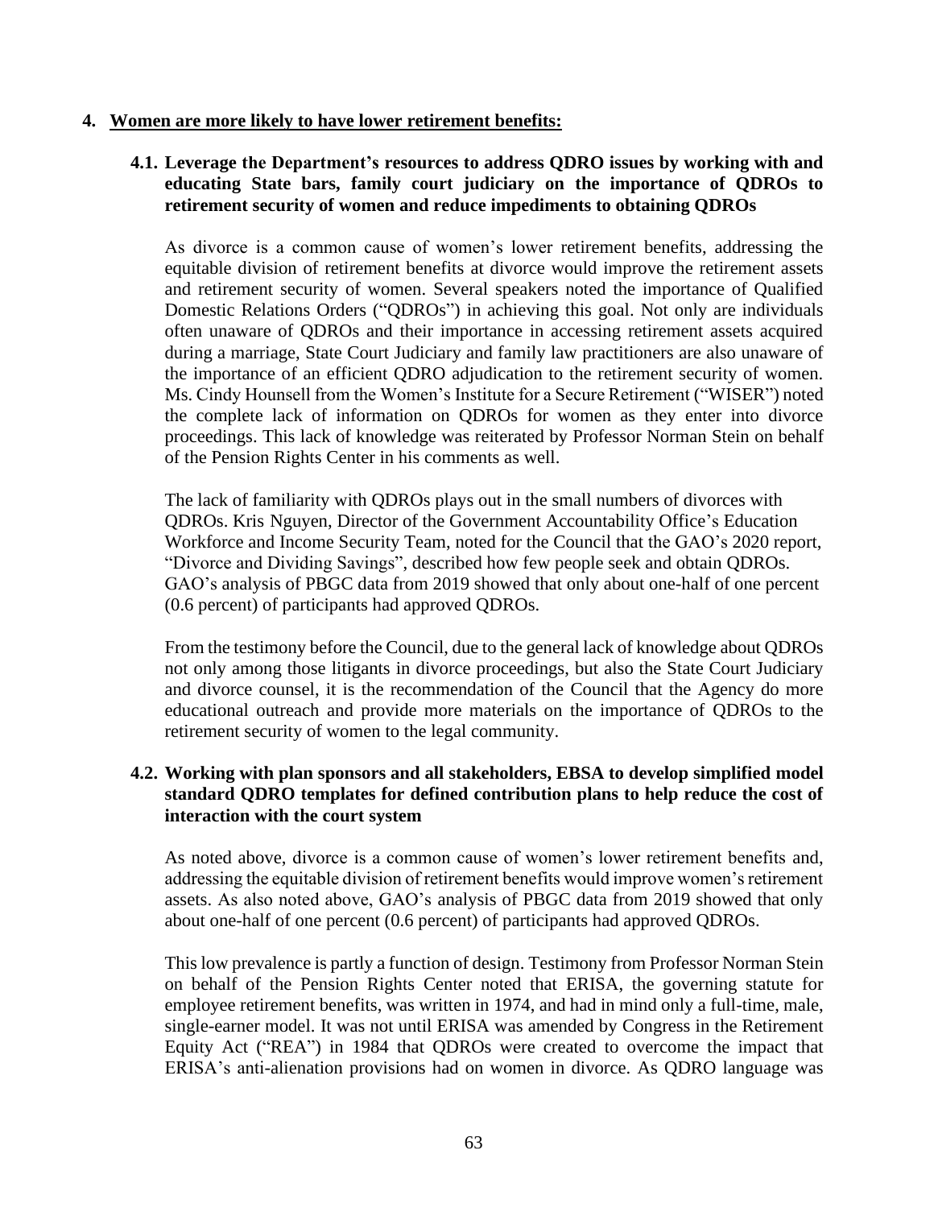## 4. Women are more likely to have lower retirement benefits:

### 4.1. Leverage the Department's resources to address QDRO issues by working with and educating State bars, family court judiciary on the importance of QDROs to retirement security of women and reduce impediments to obtaining QDROs

As divorce is a common cause of women's lower retirement benefits, addressing the equitable division of retirement benefits at divorce would improve the retirement assets and retirement security of women. Several speakers noted the importance of Qualified Domestic Relations Orders ("QDROs") in achieving this goal. Not only are individuals often unaware of QDROs and their importance in accessing retirement assets acquired during a marriage, State Court Judiciary and family law practitioners are also unaware of the importance of an efficient QDRO adjudication to the retirement security of women. Ms. Cindy Hounsell from the Women's Institute for a Secure Retirement ("WISER") noted the complete lack of information on QDROs for women as they enter into divorce proceedings. This lack of knowledge was reiterated by Professor Norman Stein on behalf of the Pension Rights Center in his comments as well.

The lack of familiarity with QDROs plays out in the small numbers of divorces with QDROs. Kris Nguyen, Director of the Government Accountability Office's Education Workforce and Income Security Team, noted for the Council that the GAO's 2020 report, "Divorce and Dividing Savings", described how few people seek and obtain QDROs. GAO's analysis of PBGC data from 2019 showed that only about one-half of one percent (0.6 percent) of participants had approved QDROs.

From the testimony before the Council, due to the general lack of knowledge about QDROs not only among those litigants in divorce proceedings, but also the State Court Judiciary and divorce counsel, it is the recommendation of the Council that the Agency do more educational outreach and provide more materials on the importance of QDROs to the retirement security of women to the legal community.

### 4.2. Working with plan sponsors and all stakeholders, EBSA to develop simplified model standard QDRO templates for defined contribution plans to help reduce the cost of interaction with the court system

As noted above, divorce is a common cause of women's lower retirement benefits and, addressing the equitable division of retirement benefits would improve women's retirement assets. As also noted above, GAO's analysis of PBGC data from 2019 showed that only about one-half of one percent (0.6 percent) of participants had approved QDROs.

This low prevalence is partly a function of design. Testimony from Professor Norman Stein on behalf of the Pension Rights Center noted that ERISA, the governing statute for employee retirement benefits, was written in 1974, and had in mind only a full-time, male, single-earner model. It was not until ERISA was amended by Congress in the Retirement Equity Act ("REA") in 1984 that QDROs were created to overcome the impact that ERISA's anti-alienation provisions had on women in divorce. As QDRO language was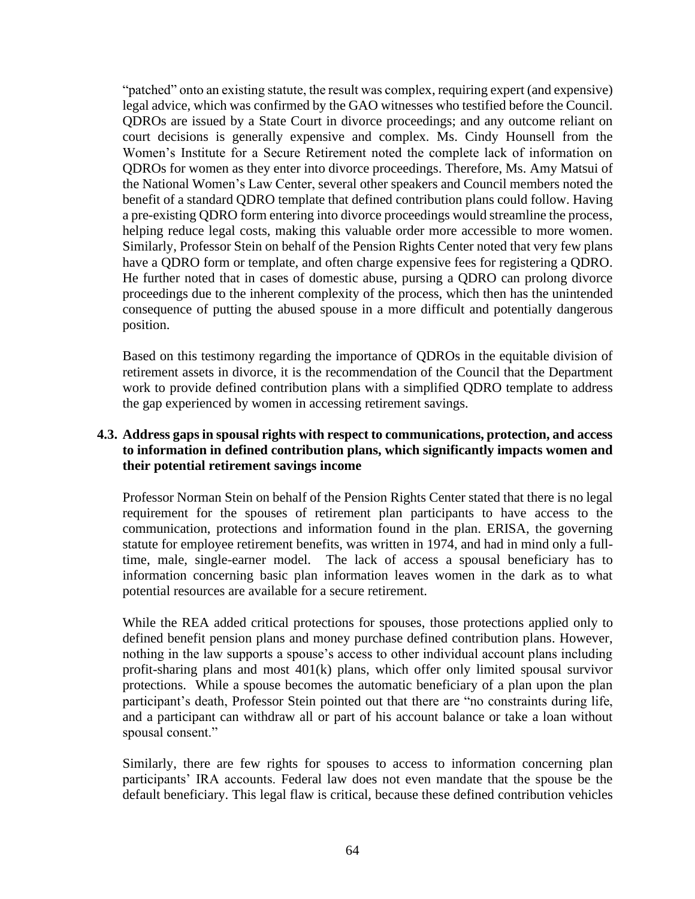"patched" onto an existing statute, the result was complex, requiring expert (and expensive) legal advice, which was confirmed by the GAO witnesses who testified before the Council. QDROs are issued by a State Court in divorce proceedings; and any outcome reliant on court decisions is generally expensive and complex. Ms. Cindy Hounsell from the Women's Institute for a Secure Retirement noted the complete lack of information on QDROs for women as they enter into divorce proceedings. Therefore, Ms. Amy Matsui of the National Women's Law Center, several other speakers and Council members noted the benefit of a standard QDRO template that defined contribution plans could follow. Having a pre-existing QDRO form entering into divorce proceedings would streamline the process, helping reduce legal costs, making this valuable order more accessible to more women. Similarly, Professor Stein on behalf of the Pension Rights Center noted that very few plans have a QDRO form or template, and often charge expensive fees for registering a QDRO. He further noted that in cases of domestic abuse, pursing a QDRO can prolong divorce proceedings due to the inherent complexity of the process, which then has the unintended consequence of putting the abused spouse in a more difficult and potentially dangerous position.

Based on this testimony regarding the importance of QDROs in the equitable division of retirement assets in divorce, it is the recommendation of the Council that the Department work to provide defined contribution plans with a simplified QDRO template to address the gap experienced by women in accessing retirement savings.

### 4.3. Address gaps in spousal rights with respect to communications, protection, and access to information in defined contribution plans, which significantly impacts women and their potential retirement savings income

Professor Norman Stein on behalf of the Pension Rights Center stated that there is no legal requirement for the spouses of retirement plan participants to have access to the communication, protections and information found in the plan. ERISA, the governing statute for employee retirement benefits, was written in 1974, and had in mind only a full-time, male, single-earner model. The lack of access a spousal beneficiary has to information concerning basic plan information leaves women in the dark as to what potential resources are available for a secure retirement.

While the REA added critical protections for spouses, those protections applied only to defined benefit pension plans and money purchase defined contribution plans. However, nothing in the law supports a spouse's access to other individual account plans including profit-sharing plans and most 401(k) plans, which offer only limited spousal survivor protections. While a spouse becomes the automatic beneficiary of a plan upon the plan participant's death, Professor Stein pointed out that there are "no constraints during life, and a participant can withdraw all or part of his account balance or take a loan without spousal consent."

Similarly, there are few rights for spouses to access to information concerning plan participants' IRA accounts. Federal law does not even mandate that the spouse be the default beneficiary. This legal flaw is critical, because these defined contribution vehicles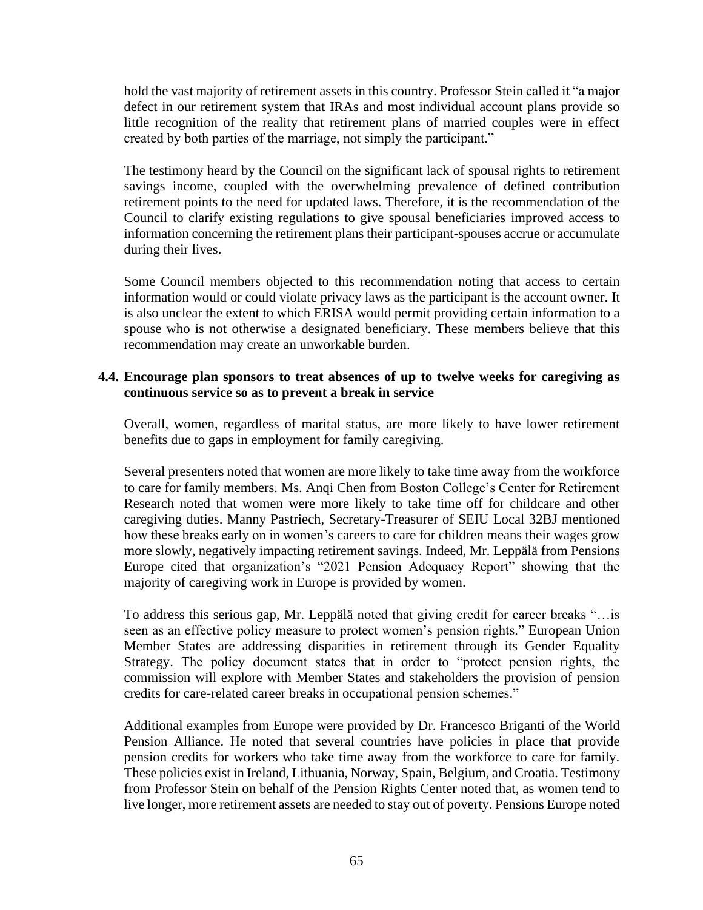hold the vast majority of retirement assets in this country. Professor Stein called it "a major defect in our retirement system that IRAs and most individual account plans provide so little recognition of the reality that retirement plans of married couples were in effect created by both parties of the marriage, not simply the participant."

The testimony heard by the Council on the significant lack of spousal rights to retirement savings income, coupled with the overwhelming prevalence of defined contribution retirement points to the need for updated laws. Therefore, it is the recommendation of the Council to clarify existing regulations to give spousal beneficiaries improved access to information concerning the retirement plans their participant-spouses accrue or accumulate during their lives.

Some Council members objected to this recommendation noting that access to certain information would or could violate privacy laws as the participant is the account owner. It is also unclear the extent to which ERISA would permit providing certain information to a spouse who is not otherwise a designated beneficiary. These members believe that this recommendation may create an unworkable burden.

### 4.4. Encourage plan sponsors to treat absences of up to twelve weeks for caregiving as continuous service so as to prevent a break in service

Overall, women, regardless of marital status, are more likely to have lower retirement benefits due to gaps in employment for family caregiving.

Several presenters noted that women are more likely to take time away from the workforce to care for family members. Ms. Anqi Chen from Boston College's Center for Retirement Research noted that women were more likely to take time off for childcare and other caregiving duties. Manny Pastriech, Secretary-Treasurer of SEIU Local 32BJ mentioned how these breaks early on in women's careers to care for children means their wages grow more slowly, negatively impacting retirement savings. Indeed, Mr. Leppälä from Pensions Europe cited that organization's "2021 Pension Adequacy Report" showing that the majority of caregiving work in Europe is provided by women.

To address this serious gap, Mr. Leppälä noted that giving credit for career breaks "…is seen as an effective policy measure to protect women's pension rights." European Union Member States are addressing disparities in retirement through its Gender Equality Strategy. The policy document states that in order to "protect pension rights, the commission will explore with Member States and stakeholders the provision of pension credits for care-related career breaks in occupational pension schemes."

Additional examples from Europe were provided by Dr. Francesco Briganti of the World Pension Alliance. He noted that several countries have policies in place that provide pension credits for workers who take time away from the workforce to care for family. These policies exist in Ireland, Lithuania, Norway, Spain, Belgium, and Croatia. Testimony from Professor Stein on behalf of the Pension Rights Center noted that, as women tend to live longer, more retirement assets are needed to stay out of poverty. Pensions Europe noted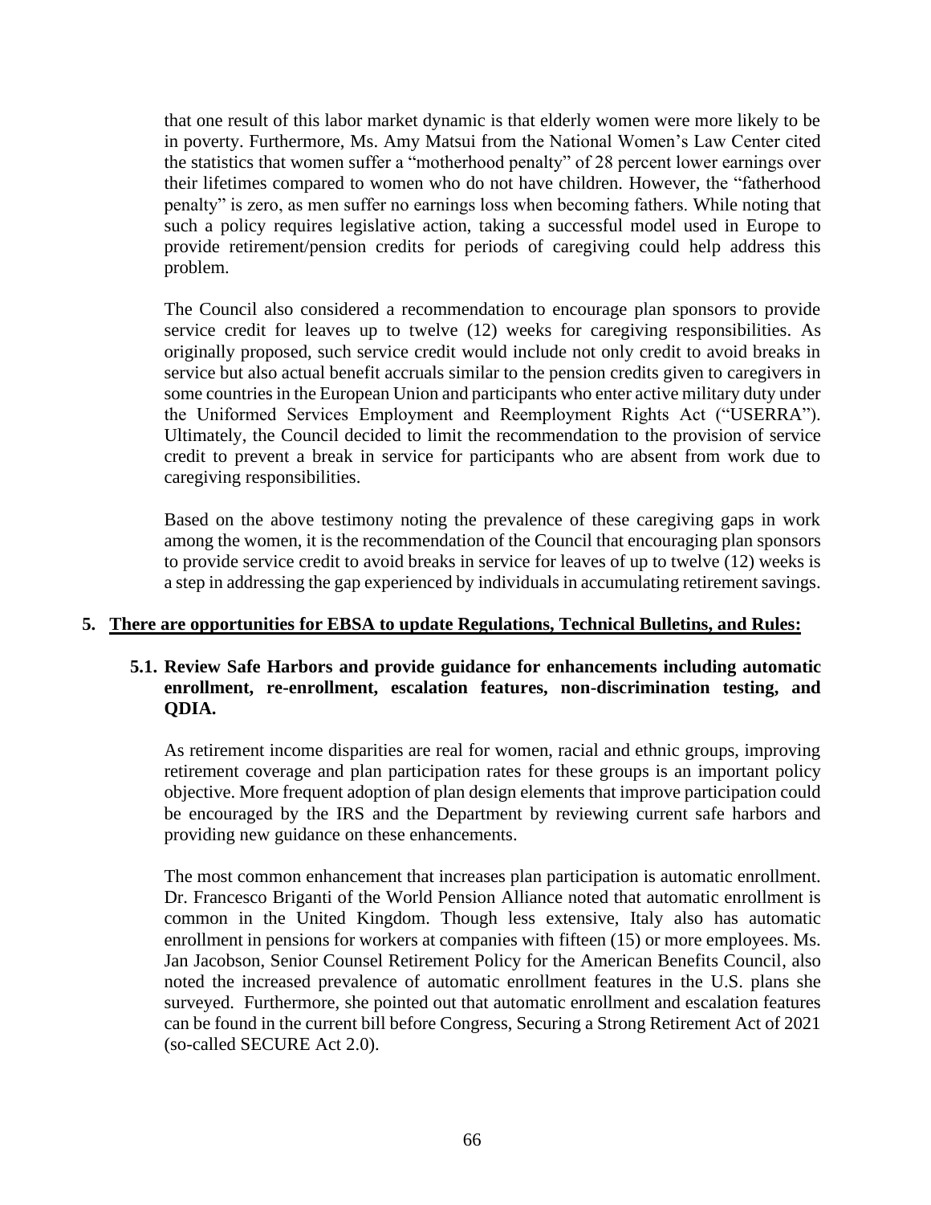that one result of this labor market dynamic is that elderly women were more likely to be in poverty. Furthermore, Ms. Amy Matsui from the National Women's Law Center cited the statistics that women suffer a "motherhood penalty" of 28 percent lower earnings over their lifetimes compared to women who do not have children. However, the "fatherhood penalty" is zero, as men suffer no earnings loss when becoming fathers. While noting that such a policy requires legislative action, taking a successful model used in Europe to provide retirement/pension credits for periods of caregiving could help address this problem.

The Council also considered a recommendation to encourage plan sponsors to provide service credit for leaves up to twelve (12) weeks for caregiving responsibilities. As originally proposed, such service credit would include not only credit to avoid breaks in service but also actual benefit accruals similar to the pension credits given to caregivers in some countries in the European Union and participants who enter active military duty under the Uniformed Services Employment and Reemployment Rights Act ("USERRA"). Ultimately, the Council decided to limit the recommendation to the provision of service credit to prevent a break in service for participants who are absent from work due to caregiving responsibilities.

Based on the above testimony noting the prevalence of these caregiving gaps in work among the women, it is the recommendation of the Council that encouraging plan sponsors to provide service credit to avoid breaks in service for leaves of up to twelve (12) weeks is a step in addressing the gap experienced by individuals in accumulating retirement savings.

**5. <u>There are opportunities for EBSA to update Regulations, Technical Bulletins, and Rules:</u>**

**5.1. Review Safe Harbors and provide guidance for enhancements including automatic enrollment, re-enrollment, escalation features, non-discrimination testing, and QDIA.**

As retirement income disparities are real for women, racial and ethnic groups, improving retirement coverage and plan participation rates for these groups is an important policy objective. More frequent adoption of plan design elements that improve participation could be encouraged by the IRS and the Department by reviewing current safe harbors and providing new guidance on these enhancements.

The most common enhancement that increases plan participation is automatic enrollment. Dr. Francesco Briganti of the World Pension Alliance noted that automatic enrollment is common in the United Kingdom. Though less extensive, Italy also has automatic enrollment in pensions for workers at companies with fifteen (15) or more employees. Ms. Jan Jacobson, Senior Counsel Retirement Policy for the American Benefits Council, also noted the increased prevalence of automatic enrollment features in the U.S. plans she surveyed. Furthermore, she pointed out that automatic enrollment and escalation features can be found in the current bill before Congress, Securing a Strong Retirement Act of 2021 (so-called SECURE Act 2.0).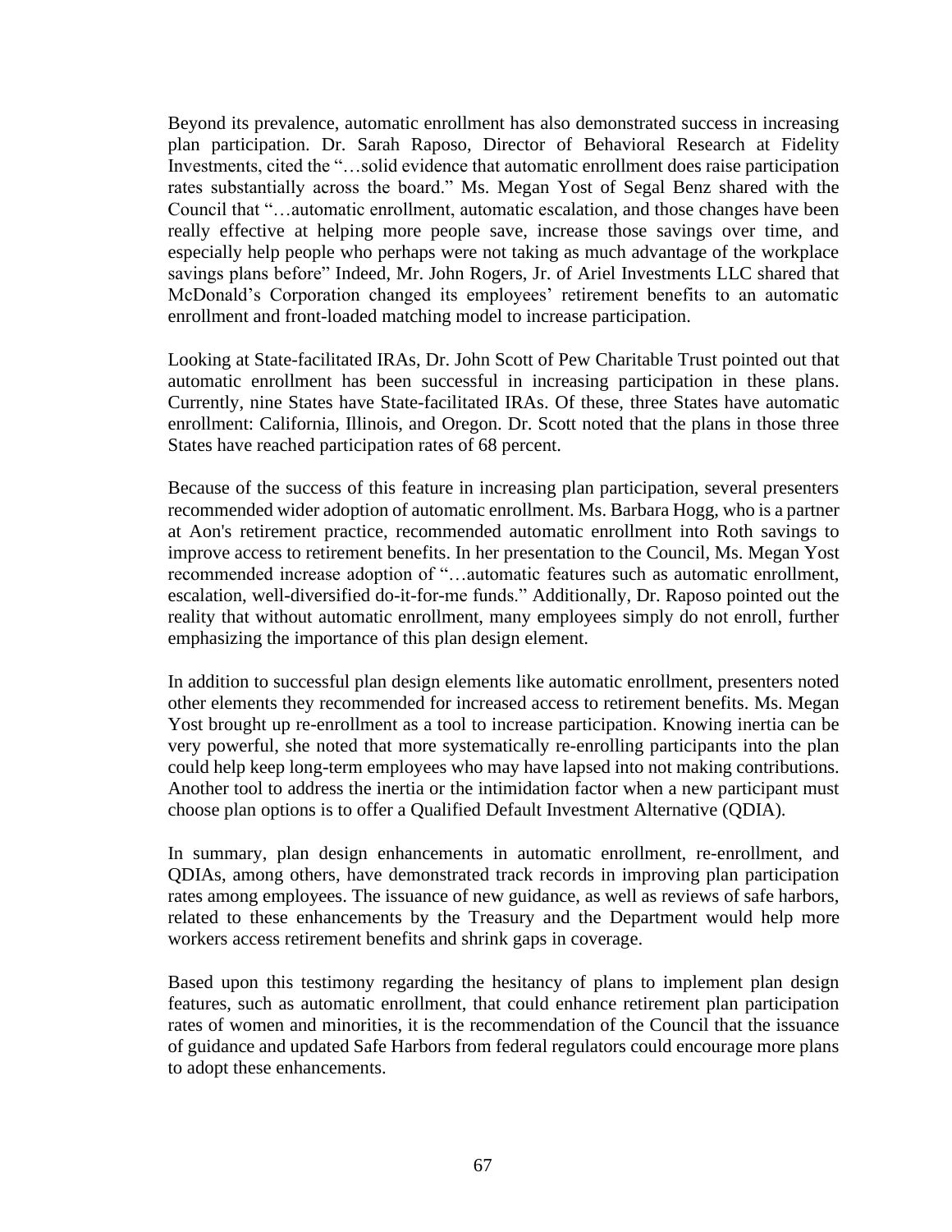Beyond its prevalence, automatic enrollment has also demonstrated success in increasing plan participation. Dr. Sarah Raposo, Director of Behavioral Research at Fidelity Investments, cited the "…solid evidence that automatic enrollment does raise participation rates substantially across the board." Ms. Megan Yost of Segal Benz shared with the Council that "…automatic enrollment, automatic escalation, and those changes have been really effective at helping more people save, increase those savings over time, and especially help people who perhaps were not taking as much advantage of the workplace savings plans before" Indeed, Mr. John Rogers, Jr. of Ariel Investments LLC shared that McDonald's Corporation changed its employees' retirement benefits to an automatic enrollment and front-loaded matching model to increase participation.

Looking at State-facilitated IRAs, Dr. John Scott of Pew Charitable Trust pointed out that automatic enrollment has been successful in increasing participation in these plans. Currently, nine States have State-facilitated IRAs. Of these, three States have automatic enrollment: California, Illinois, and Oregon. Dr. Scott noted that the plans in those three States have reached participation rates of 68 percent.

Because of the success of this feature in increasing plan participation, several presenters recommended wider adoption of automatic enrollment. Ms. Barbara Hogg, who is a partner at Aon's retirement practice, recommended automatic enrollment into Roth savings to improve access to retirement benefits. In her presentation to the Council, Ms. Megan Yost recommended increase adoption of "…automatic features such as automatic enrollment, escalation, well-diversified do-it-for-me funds." Additionally, Dr. Raposo pointed out the reality that without automatic enrollment, many employees simply do not enroll, further emphasizing the importance of this plan design element.

In addition to successful plan design elements like automatic enrollment, presenters noted other elements they recommended for increased access to retirement benefits. Ms. Megan Yost brought up re-enrollment as a tool to increase participation. Knowing inertia can be very powerful, she noted that more systematically re-enrolling participants into the plan could help keep long-term employees who may have lapsed into not making contributions. Another tool to address the inertia or the intimidation factor when a new participant must choose plan options is to offer a Qualified Default Investment Alternative (QDIA).

In summary, plan design enhancements in automatic enrollment, re-enrollment, and QDIAs, among others, have demonstrated track records in improving plan participation rates among employees. The issuance of new guidance, as well as reviews of safe harbors, related to these enhancements by the Treasury and the Department would help more workers access retirement benefits and shrink gaps in coverage.

Based upon this testimony regarding the hesitancy of plans to implement plan design features, such as automatic enrollment, that could enhance retirement plan participation rates of women and minorities, it is the recommendation of the Council that the issuance of guidance and updated Safe Harbors from federal regulators could encourage more plans to adopt these enhancements.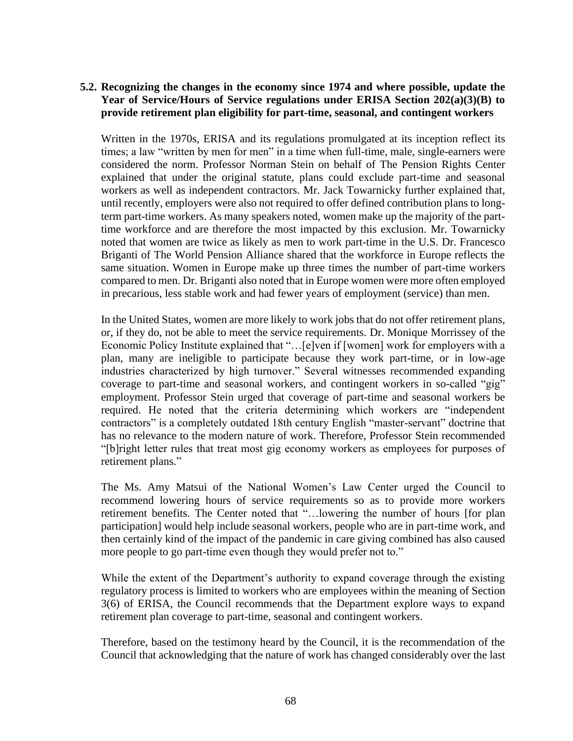### 5.2. Recognizing the changes in the economy since 1974 and where possible, update the Year of Service/Hours of Service regulations under ERISA Section 202(a)(3)(B) to provide retirement plan eligibility for part-time, seasonal, and contingent workers

Written in the 1970s, ERISA and its regulations promulgated at its inception reflect its times; a law "written by men for men" in a time when full-time, male, single-earners were considered the norm. Professor Norman Stein on behalf of The Pension Rights Center explained that under the original statute, plans could exclude part-time and seasonal workers as well as independent contractors. Mr. Jack Towarnicky further explained that, until recently, employers were also not required to offer defined contribution plans to long-term part-time workers. As many speakers noted, women make up the majority of the part-time workforce and are therefore the most impacted by this exclusion. Mr. Towarnicky noted that women are twice as likely as men to work part-time in the U.S. Dr. Francesco Briganti of The World Pension Alliance shared that the workforce in Europe reflects the same situation. Women in Europe make up three times the number of part-time workers compared to men. Dr. Briganti also noted that in Europe women were more often employed in precarious, less stable work and had fewer years of employment (service) than men.

In the United States, women are more likely to work jobs that do not offer retirement plans, or, if they do, not be able to meet the service requirements. Dr. Monique Morrissey of the Economic Policy Institute explained that "…[e]ven if [women] work for employers with a plan, many are ineligible to participate because they work part-time, or in low-age industries characterized by high turnover." Several witnesses recommended expanding coverage to part-time and seasonal workers, and contingent workers in so-called "gig" employment. Professor Stein urged that coverage of part-time and seasonal workers be required. He noted that the criteria determining which workers are "independent contractors" is a completely outdated 18th century English "master-servant" doctrine that has no relevance to the modern nature of work. Therefore, Professor Stein recommended "[b]right letter rules that treat most gig economy workers as employees for purposes of retirement plans."

The Ms. Amy Matsui of the National Women's Law Center urged the Council to recommend lowering hours of service requirements so as to provide more workers retirement benefits. The Center noted that "…lowering the number of hours [for plan participation] would help include seasonal workers, people who are in part-time work, and then certainly kind of the impact of the pandemic in care giving combined has also caused more people to go part-time even though they would prefer not to."

While the extent of the Department's authority to expand coverage through the existing regulatory process is limited to workers who are employees within the meaning of Section 3(6) of ERISA, the Council recommends that the Department explore ways to expand retirement plan coverage to part-time, seasonal and contingent workers.

Therefore, based on the testimony heard by the Council, it is the recommendation of the Council that acknowledging that the nature of work has changed considerably over the last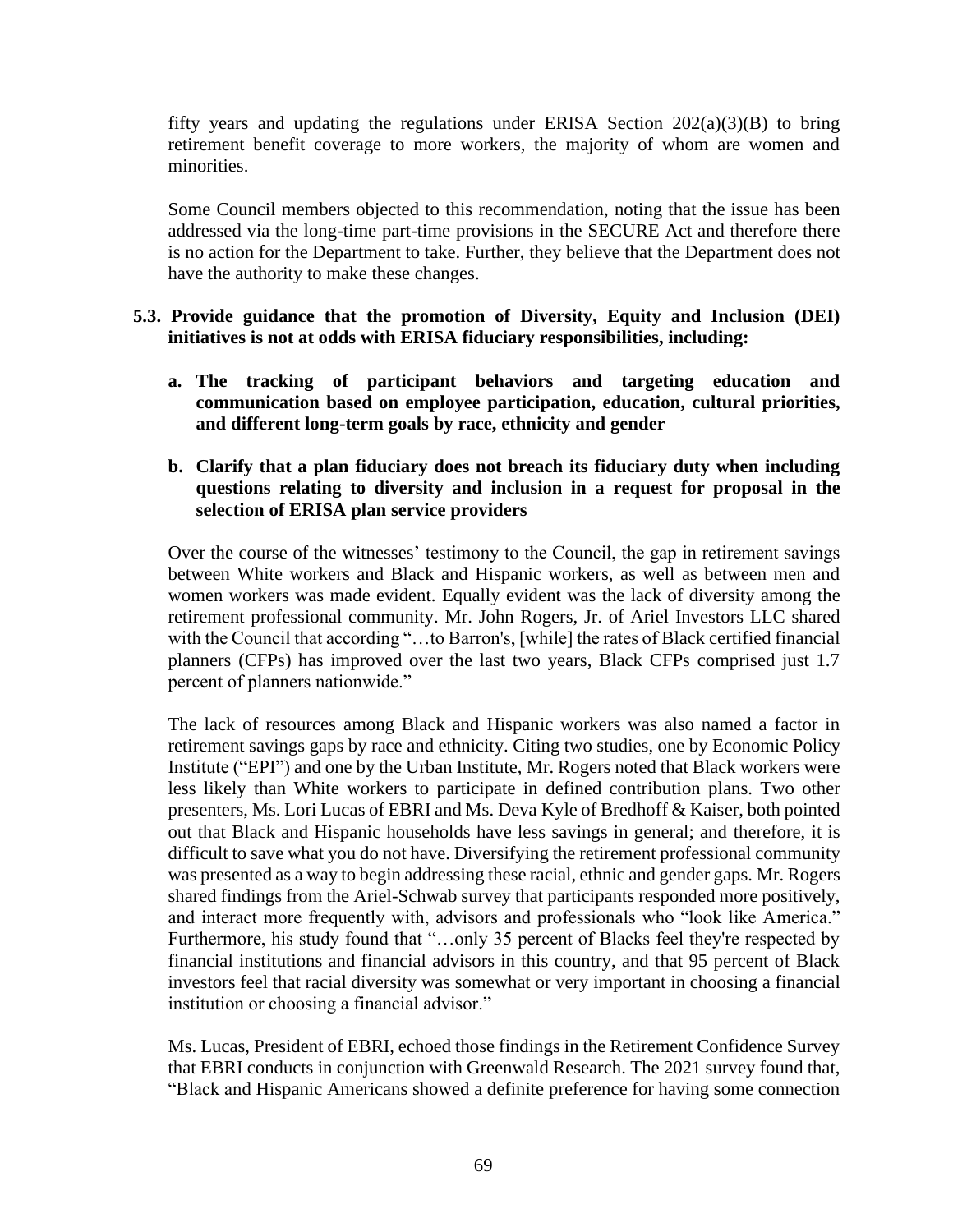fifty years and updating the regulations under ERISA Section 202(a)(3)(B) to bring retirement benefit coverage to more workers, the majority of whom are women and minorities.

Some Council members objected to this recommendation, noting that the issue has been addressed via the long-time part-time provisions in the SECURE Act and therefore there is no action for the Department to take. Further, they believe that the Department does not have the authority to make these changes.

**5.3. Provide guidance that the promotion of Diversity, Equity and Inclusion (DEI) initiatives is not at odds with ERISA fiduciary responsibilities, including:**

**a. The tracking of participant behaviors and targeting education and communication based on employee participation, education, cultural priorities, and different long-term goals by race, ethnicity and gender**

**b. Clarify that a plan fiduciary does not breach its fiduciary duty when including questions relating to diversity and inclusion in a request for proposal in the selection of ERISA plan service providers**

Over the course of the witnesses' testimony to the Council, the gap in retirement savings between White workers and Black and Hispanic workers, as well as between men and women workers was made evident. Equally evident was the lack of diversity among the retirement professional community. Mr. John Rogers, Jr. of Ariel Investors LLC shared with the Council that according "…to Barron's, [while] the rates of Black certified financial planners (CFPs) has improved over the last two years, Black CFPs comprised just 1.7 percent of planners nationwide."

The lack of resources among Black and Hispanic workers was also named a factor in retirement savings gaps by race and ethnicity. Citing two studies, one by Economic Policy Institute ("EPI") and one by the Urban Institute, Mr. Rogers noted that Black workers were less likely than White workers to participate in defined contribution plans. Two other presenters, Ms. Lori Lucas of EBRI and Ms. Deva Kyle of Bredhoff & Kaiser, both pointed out that Black and Hispanic households have less savings in general; and therefore, it is difficult to save what you do not have. Diversifying the retirement professional community was presented as a way to begin addressing these racial, ethnic and gender gaps. Mr. Rogers shared findings from the Ariel-Schwab survey that participants responded more positively, and interact more frequently with, advisors and professionals who "look like America." Furthermore, his study found that "…only 35 percent of Blacks feel they're respected by financial institutions and financial advisors in this country, and that 95 percent of Black investors feel that racial diversity was somewhat or very important in choosing a financial institution or choosing a financial advisor."

Ms. Lucas, President of EBRI, echoed those findings in the Retirement Confidence Survey that EBRI conducts in conjunction with Greenwald Research. The 2021 survey found that, "Black and Hispanic Americans showed a definite preference for having some connection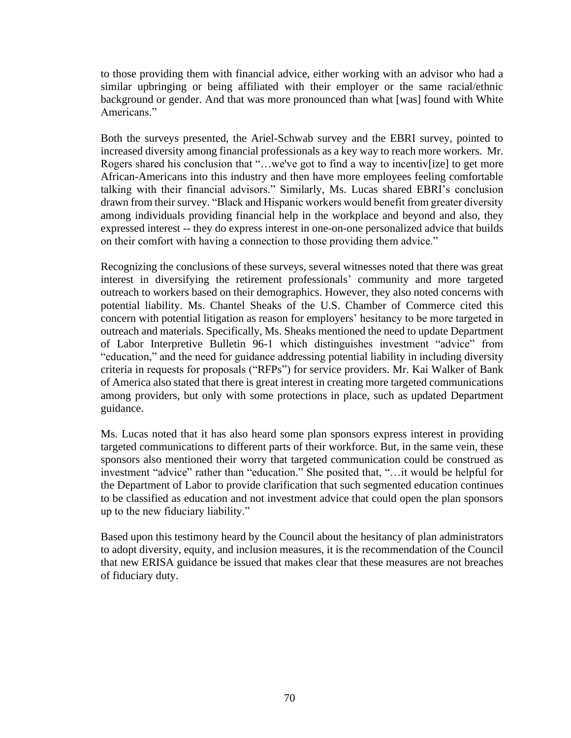to those providing them with financial advice, either working with an advisor who had a similar upbringing or being affiliated with their employer or the same racial/ethnic background or gender. And that was more pronounced than what [was] found with White Americans."

Both the surveys presented, the Ariel-Schwab survey and the EBRI survey, pointed to increased diversity among financial professionals as a key way to reach more workers. Mr. Rogers shared his conclusion that "…we've got to find a way to incentiv[ize] to get more African-Americans into this industry and then have more employees feeling comfortable talking with their financial advisors." Similarly, Ms. Lucas shared EBRI's conclusion drawn from their survey. "Black and Hispanic workers would benefit from greater diversity among individuals providing financial help in the workplace and beyond and also, they expressed interest -- they do express interest in one-on-one personalized advice that builds on their comfort with having a connection to those providing them advice."

Recognizing the conclusions of these surveys, several witnesses noted that there was great interest in diversifying the retirement professionals' community and more targeted outreach to workers based on their demographics. However, they also noted concerns with potential liability. Ms. Chantel Sheaks of the U.S. Chamber of Commerce cited this concern with potential litigation as reason for employers' hesitancy to be more targeted in outreach and materials. Specifically, Ms. Sheaks mentioned the need to update Department of Labor Interpretive Bulletin 96-1 which distinguishes investment "advice" from "education," and the need for guidance addressing potential liability in including diversity criteria in requests for proposals ("RFPs") for service providers. Mr. Kai Walker of Bank of America also stated that there is great interest in creating more targeted communications among providers, but only with some protections in place, such as updated Department guidance.

Ms. Lucas noted that it has also heard some plan sponsors express interest in providing targeted communications to different parts of their workforce. But, in the same vein, these sponsors also mentioned their worry that targeted communication could be construed as investment "advice" rather than "education." She posited that, "…it would be helpful for the Department of Labor to provide clarification that such segmented education continues to be classified as education and not investment advice that could open the plan sponsors up to the new fiduciary liability."

Based upon this testimony heard by the Council about the hesitancy of plan administrators to adopt diversity, equity, and inclusion measures, it is the recommendation of the Council that new ERISA guidance be issued that makes clear that these measures are not breaches of fiduciary duty.